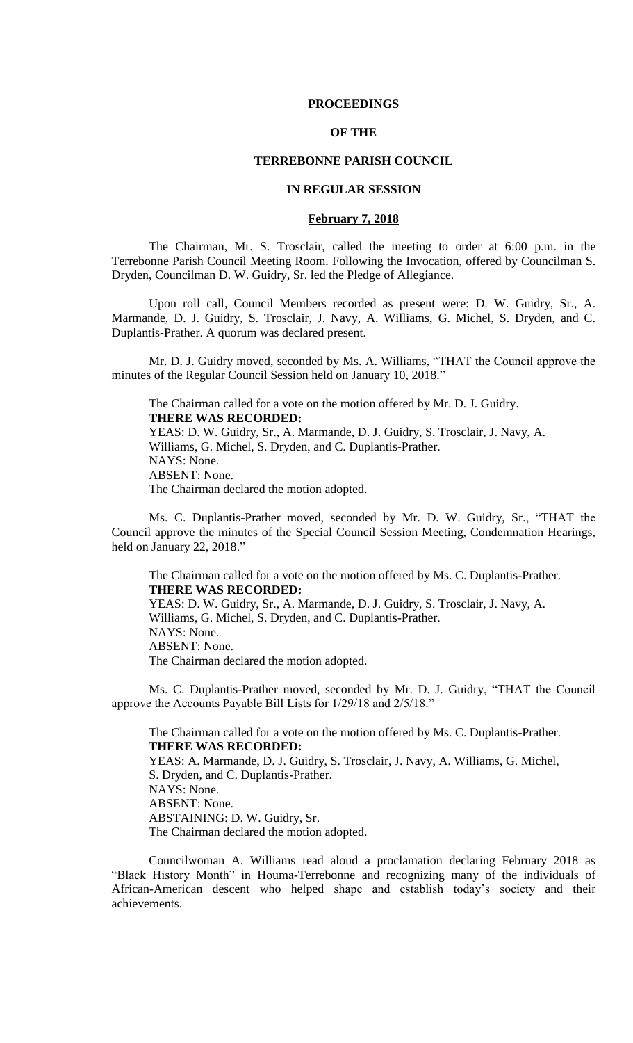# PROCEEDINGS

# OF THE

# TERREBONNE PARISH COUNCIL

# IN REGULAR SESSION

## February 7, 2018

The Chairman, Mr. S. Trosclair, called the meeting to order at 6:00 p.m. in the Terrebonne Parish Council Meeting Room. Following the Invocation, offered by Councilman S. Dryden, Councilman D. W. Guidry, Sr. led the Pledge of Allegiance.

Upon roll call, Council Members recorded as present were: D. W. Guidry, Sr., A. Marmande, D. J. Guidry, S. Trosclair, J. Navy, A. Williams, G. Michel, S. Dryden, and C. Duplantis-Prather. A quorum was declared present.

Mr. D. J. Guidry moved, seconded by Ms. A. Williams, "THAT the Council approve the minutes of the Regular Council Session held on January 10, 2018."

The Chairman called for a vote on the motion offered by Mr. D. J. Guidry.
**THERE WAS RECORDED:**
YEAS: D. W. Guidry, Sr., A. Marmande, D. J. Guidry, S. Trosclair, J. Navy, A. Williams, G. Michel, S. Dryden, and C. Duplantis-Prather.
NAYS: None.
ABSENT: None.
The Chairman declared the motion adopted.

Ms. C. Duplantis-Prather moved, seconded by Mr. D. W. Guidry, Sr., "THAT the Council approve the minutes of the Special Council Session Meeting, Condemnation Hearings, held on January 22, 2018."

The Chairman called for a vote on the motion offered by Ms. C. Duplantis-Prather.
**THERE WAS RECORDED:**
YEAS: D. W. Guidry, Sr., A. Marmande, D. J. Guidry, S. Trosclair, J. Navy, A. Williams, G. Michel, S. Dryden, and C. Duplantis-Prather.
NAYS: None.
ABSENT: None.
The Chairman declared the motion adopted.

Ms. C. Duplantis-Prather moved, seconded by Mr. D. J. Guidry, "THAT the Council approve the Accounts Payable Bill Lists for 1/29/18 and 2/5/18."

The Chairman called for a vote on the motion offered by Ms. C. Duplantis-Prather.
**THERE WAS RECORDED:**
YEAS: A. Marmande, D. J. Guidry, S. Trosclair, J. Navy, A. Williams, G. Michel, S. Dryden, and C. Duplantis-Prather.
NAYS: None.
ABSENT: None.
ABSTAINING: D. W. Guidry, Sr.
The Chairman declared the motion adopted.

Councilwoman A. Williams read aloud a proclamation declaring February 2018 as "Black History Month" in Houma-Terrebonne and recognizing many of the individuals of African-American descent who helped shape and establish today's society and their achievements.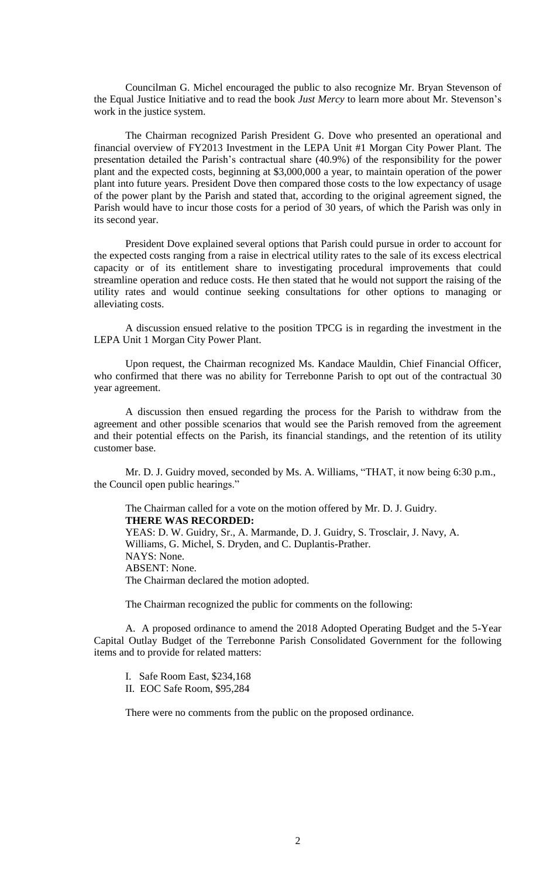Councilman G. Michel encouraged the public to also recognize Mr. Bryan Stevenson of the Equal Justice Initiative and to read the book *Just Mercy* to learn more about Mr. Stevenson's work in the justice system.

The Chairman recognized Parish President G. Dove who presented an operational and financial overview of FY2013 Investment in the LEPA Unit #1 Morgan City Power Plant. The presentation detailed the Parish's contractual share (40.9%) of the responsibility for the power plant and the expected costs, beginning at $3,000,000 a year, to maintain operation of the power plant into future years. President Dove then compared those costs to the low expectancy of usage of the power plant by the Parish and stated that, according to the original agreement signed, the Parish would have to incur those costs for a period of 30 years, of which the Parish was only in its second year.

President Dove explained several options that Parish could pursue in order to account for the expected costs ranging from a raise in electrical utility rates to the sale of its excess electrical capacity or of its entitlement share to investigating procedural improvements that could streamline operation and reduce costs. He then stated that he would not support the raising of the utility rates and would continue seeking consultations for other options to managing or alleviating costs.

A discussion ensued relative to the position TPCG is in regarding the investment in the LEPA Unit 1 Morgan City Power Plant.

Upon request, the Chairman recognized Ms. Kandace Mauldin, Chief Financial Officer, who confirmed that there was no ability for Terrebonne Parish to opt out of the contractual 30 year agreement.

A discussion then ensued regarding the process for the Parish to withdraw from the agreement and other possible scenarios that would see the Parish removed from the agreement and their potential effects on the Parish, its financial standings, and the retention of its utility customer base.

Mr. D. J. Guidry moved, seconded by Ms. A. Williams, "THAT, it now being 6:30 p.m., the Council open public hearings."

The Chairman called for a vote on the motion offered by Mr. D. J. Guidry.
**THERE WAS RECORDED:**
YEAS: D. W. Guidry, Sr., A. Marmande, D. J. Guidry, S. Trosclair, J. Navy, A. Williams, G. Michel, S. Dryden, and C. Duplantis-Prather.
NAYS: None.
ABSENT: None.
The Chairman declared the motion adopted.

The Chairman recognized the public for comments on the following:

A. A proposed ordinance to amend the 2018 Adopted Operating Budget and the 5-Year Capital Outlay Budget of the Terrebonne Parish Consolidated Government for the following items and to provide for related matters:

I. Safe Room East, $234,168
II. EOC Safe Room, $95,284

There were no comments from the public on the proposed ordinance.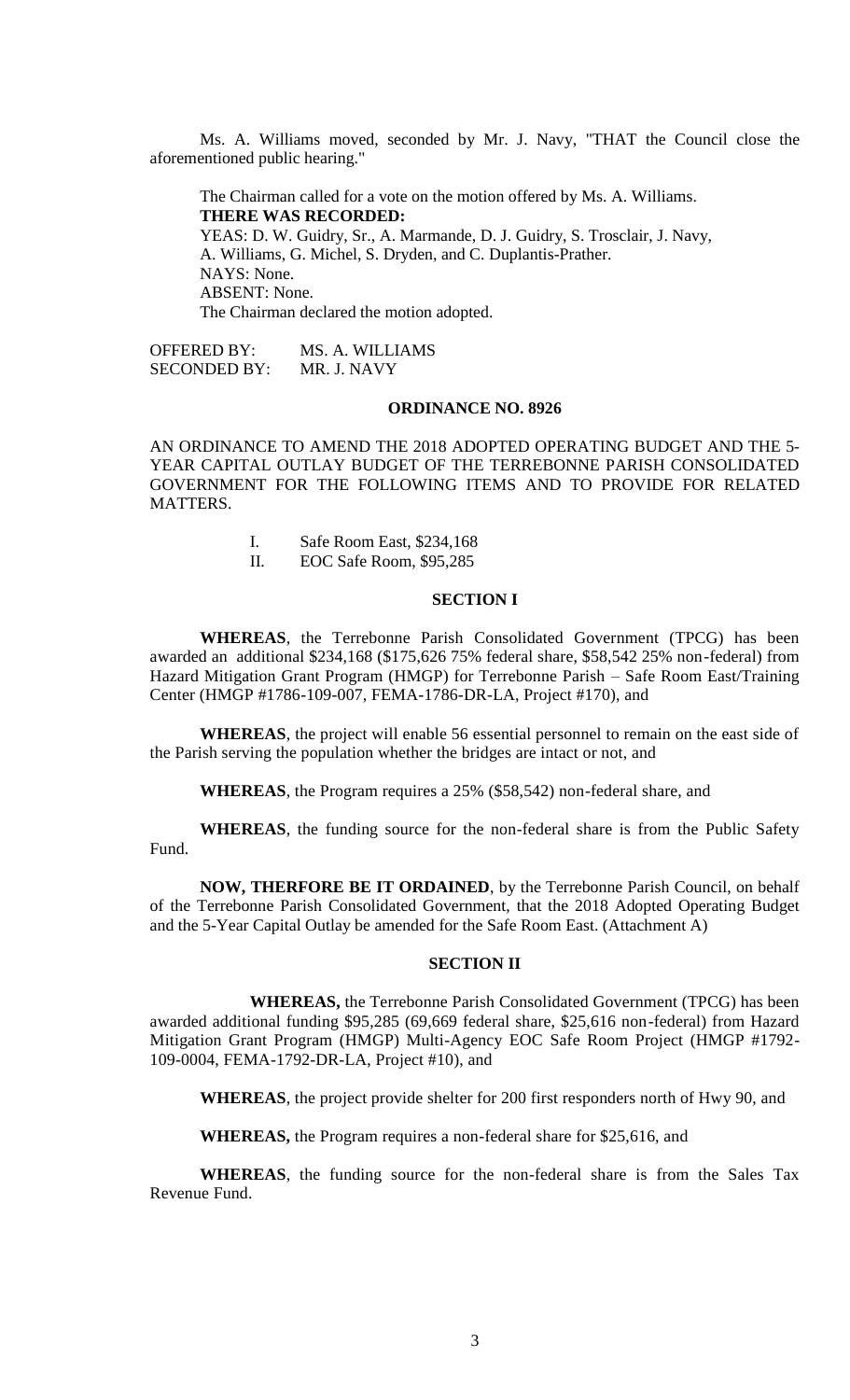Ms. A. Williams moved, seconded by Mr. J. Navy, "THAT the Council close the aforementioned public hearing."

The Chairman called for a vote on the motion offered by Ms. A. Williams.
**THERE WAS RECORDED:**
YEAS: D. W. Guidry, Sr., A. Marmande, D. J. Guidry, S. Trosclair, J. Navy, A. Williams, G. Michel, S. Dryden, and C. Duplantis-Prather.
NAYS: None.
ABSENT: None.
The Chairman declared the motion adopted.

OFFERED BY: MS. A. WILLIAMS
SECONDED BY: MR. J. NAVY

**ORDINANCE NO. 8926**

AN ORDINANCE TO AMEND THE 2018 ADOPTED OPERATING BUDGET AND THE 5-YEAR CAPITAL OUTLAY BUDGET OF THE TERREBONNE PARISH CONSOLIDATED GOVERNMENT FOR THE FOLLOWING ITEMS AND TO PROVIDE FOR RELATED MATTERS.

I. Safe Room East, $234,168
II. EOC Safe Room, $95,285

**SECTION I**

**WHEREAS**, the Terrebonne Parish Consolidated Government (TPCG) has been awarded an additional $234,168 ($175,626 75% federal share, $58,542 25% non-federal) from Hazard Mitigation Grant Program (HMGP) for Terrebonne Parish – Safe Room East/Training Center (HMGP #1786-109-007, FEMA-1786-DR-LA, Project #170), and

**WHEREAS**, the project will enable 56 essential personnel to remain on the east side of the Parish serving the population whether the bridges are intact or not, and

**WHEREAS**, the Program requires a 25% ($58,542) non-federal share, and

**WHEREAS**, the funding source for the non-federal share is from the Public Safety Fund.

**NOW, THERFORE BE IT ORDAINED**, by the Terrebonne Parish Council, on behalf of the Terrebonne Parish Consolidated Government, that the 2018 Adopted Operating Budget and the 5-Year Capital Outlay be amended for the Safe Room East. (Attachment A)

**SECTION II**

**WHEREAS,** the Terrebonne Parish Consolidated Government (TPCG) has been awarded additional funding $95,285 (69,669 federal share, $25,616 non-federal) from Hazard Mitigation Grant Program (HMGP) Multi-Agency EOC Safe Room Project (HMGP #1792-109-0004, FEMA-1792-DR-LA, Project #10), and

**WHEREAS**, the project provide shelter for 200 first responders north of Hwy 90, and

**WHEREAS,** the Program requires a non-federal share for $25,616, and

**WHEREAS**, the funding source for the non-federal share is from the Sales Tax Revenue Fund.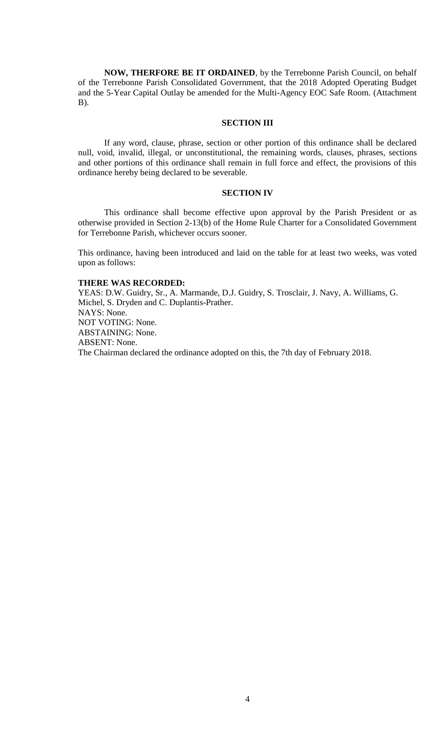**NOW, THERFORE BE IT ORDAINED**, by the Terrebonne Parish Council, on behalf of the Terrebonne Parish Consolidated Government, that the 2018 Adopted Operating Budget and the 5-Year Capital Outlay be amended for the Multi-Agency EOC Safe Room. (Attachment B).

**SECTION III**

If any word, clause, phrase, section or other portion of this ordinance shall be declared null, void, invalid, illegal, or unconstitutional, the remaining words, clauses, phrases, sections and other portions of this ordinance shall remain in full force and effect, the provisions of this ordinance hereby being declared to be severable.

**SECTION IV**

This ordinance shall become effective upon approval by the Parish President or as otherwise provided in Section 2-13(b) of the Home Rule Charter for a Consolidated Government for Terrebonne Parish, whichever occurs sooner.

This ordinance, having been introduced and laid on the table for at least two weeks, was voted upon as follows:

**THERE WAS RECORDED:**
YEAS: D.W. Guidry, Sr., A. Marmande, D.J. Guidry, S. Trosclair, J. Navy, A. Williams, G. Michel, S. Dryden and C. Duplantis-Prather.
NAYS: None.
NOT VOTING: None.
ABSTAINING: None.
ABSENT: None.
The Chairman declared the ordinance adopted on this, the 7th day of February 2018.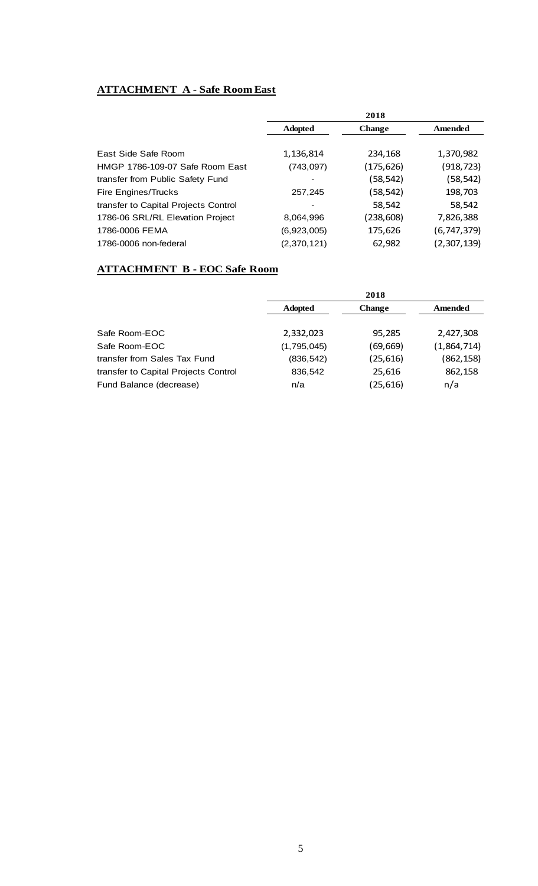## ATTACHMENT A - Safe Room East

| | 2018 | | |
|---|---|---|---|
| | **Adopted** | **Change** | **Amended** |
| East Side Safe Room | 1,136,814 | 234,168 | 1,370,982 |
| HMGP 1786-109-07 Safe Room East | (743,097) | (175,626) | (918,723) |
| transfer from Public Safety Fund | - | (58,542) | (58,542) |
| Fire Engines/Trucks | 257,245 | (58,542) | 198,703 |
| transfer to Capital Projects Control | - | 58,542 | 58,542 |
| 1786-06 SRL/RL Elevation Project | 8,064,996 | (238,608) | 7,826,388 |
| 1786-0006 FEMA | (6,923,005) | 175,626 | (6,747,379) |
| 1786-0006 non-federal | (2,370,121) | 62,982 | (2,307,139) |

## ATTACHMENT B - EOC Safe Room

| | 2018 | | |
|---|---|---|---|
| | **Adopted** | **Change** | **Amended** |
| Safe Room-EOC | 2,332,023 | 95,285 | 2,427,308 |
| Safe Room-EOC | (1,795,045) | (69,669) | (1,864,714) |
| transfer from Sales Tax Fund | (836,542) | (25,616) | (862,158) |
| transfer to Capital Projects Control | 836,542 | 25,616 | 862,158 |
| Fund Balance (decrease) | n/a | (25,616) | n/a |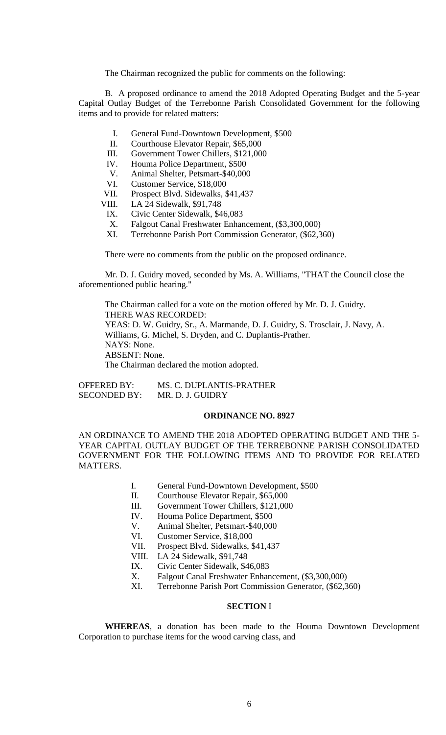The Chairman recognized the public for comments on the following:

B. A proposed ordinance to amend the 2018 Adopted Operating Budget and the 5-year Capital Outlay Budget of the Terrebonne Parish Consolidated Government for the following items and to provide for related matters:

I. General Fund-Downtown Development, $500
II. Courthouse Elevator Repair, $65,000
III. Government Tower Chillers, $121,000
IV. Houma Police Department, $500
V. Animal Shelter, Petsmart-$40,000
VI. Customer Service, $18,000
VII. Prospect Blvd. Sidewalks, $41,437
VIII. LA 24 Sidewalk, $91,748
IX. Civic Center Sidewalk, $46,083
X. Falgout Canal Freshwater Enhancement, ($3,300,000)
XI. Terrebonne Parish Port Commission Generator, ($62,360)

There were no comments from the public on the proposed ordinance.

Mr. D. J. Guidry moved, seconded by Ms. A. Williams, "THAT the Council close the aforementioned public hearing."

The Chairman called for a vote on the motion offered by Mr. D. J. Guidry.
THERE WAS RECORDED:
YEAS: D. W. Guidry, Sr., A. Marmande, D. J. Guidry, S. Trosclair, J. Navy, A. Williams, G. Michel, S. Dryden, and C. Duplantis-Prather.
NAYS: None.
ABSENT: None.
The Chairman declared the motion adopted.

OFFERED BY: MS. C. DUPLANTIS-PRATHER
SECONDED BY: MR. D. J. GUIDRY

**ORDINANCE NO. 8927**

AN ORDINANCE TO AMEND THE 2018 ADOPTED OPERATING BUDGET AND THE 5-YEAR CAPITAL OUTLAY BUDGET OF THE TERREBONNE PARISH CONSOLIDATED GOVERNMENT FOR THE FOLLOWING ITEMS AND TO PROVIDE FOR RELATED MATTERS.

I. General Fund-Downtown Development, $500
II. Courthouse Elevator Repair, $65,000
III. Government Tower Chillers, $121,000
IV. Houma Police Department, $500
V. Animal Shelter, Petsmart-$40,000
VI. Customer Service, $18,000
VII. Prospect Blvd. Sidewalks, $41,437
VIII. LA 24 Sidewalk, $91,748
IX. Civic Center Sidewalk, $46,083
X. Falgout Canal Freshwater Enhancement, ($3,300,000)
XI. Terrebonne Parish Port Commission Generator, ($62,360)

**SECTION** I

**WHEREAS**, a donation has been made to the Houma Downtown Development Corporation to purchase items for the wood carving class, and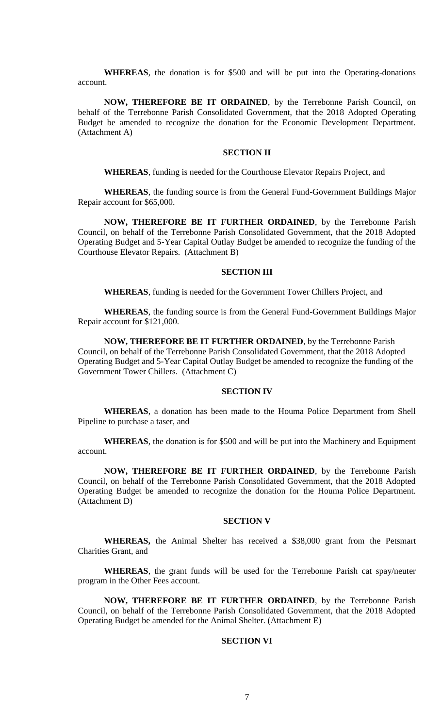**WHEREAS**, the donation is for $500 and will be put into the Operating-donations account.

**NOW, THEREFORE BE IT ORDAINED**, by the Terrebonne Parish Council, on behalf of the Terrebonne Parish Consolidated Government, that the 2018 Adopted Operating Budget be amended to recognize the donation for the Economic Development Department. (Attachment A)

**SECTION II**

**WHEREAS**, funding is needed for the Courthouse Elevator Repairs Project, and

**WHEREAS**, the funding source is from the General Fund-Government Buildings Major Repair account for $65,000.

**NOW, THEREFORE BE IT FURTHER ORDAINED**, by the Terrebonne Parish Council, on behalf of the Terrebonne Parish Consolidated Government, that the 2018 Adopted Operating Budget and 5-Year Capital Outlay Budget be amended to recognize the funding of the Courthouse Elevator Repairs. (Attachment B)

**SECTION III**

**WHEREAS**, funding is needed for the Government Tower Chillers Project, and

**WHEREAS**, the funding source is from the General Fund-Government Buildings Major Repair account for $121,000.

**NOW, THEREFORE BE IT FURTHER ORDAINED**, by the Terrebonne Parish Council, on behalf of the Terrebonne Parish Consolidated Government, that the 2018 Adopted Operating Budget and 5-Year Capital Outlay Budget be amended to recognize the funding of the Government Tower Chillers. (Attachment C)

**SECTION IV**

**WHEREAS**, a donation has been made to the Houma Police Department from Shell Pipeline to purchase a taser, and

**WHEREAS**, the donation is for $500 and will be put into the Machinery and Equipment account.

**NOW, THEREFORE BE IT FURTHER ORDAINED**, by the Terrebonne Parish Council, on behalf of the Terrebonne Parish Consolidated Government, that the 2018 Adopted Operating Budget be amended to recognize the donation for the Houma Police Department. (Attachment D)

**SECTION V**

**WHEREAS,** the Animal Shelter has received a $38,000 grant from the Petsmart Charities Grant, and

**WHEREAS**, the grant funds will be used for the Terrebonne Parish cat spay/neuter program in the Other Fees account.

**NOW, THEREFORE BE IT FURTHER ORDAINED**, by the Terrebonne Parish Council, on behalf of the Terrebonne Parish Consolidated Government, that the 2018 Adopted Operating Budget be amended for the Animal Shelter. (Attachment E)

**SECTION VI**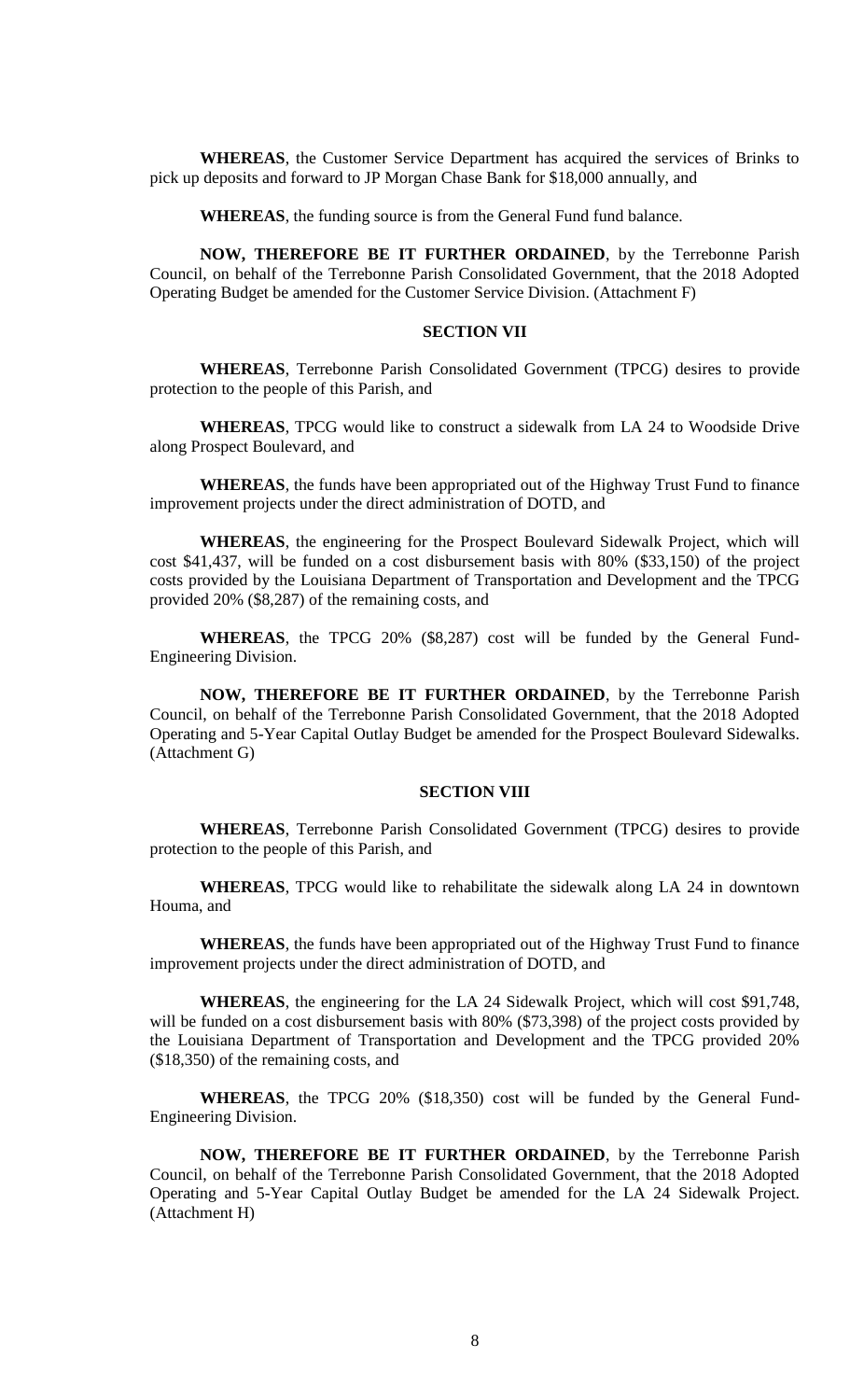**WHEREAS**, the Customer Service Department has acquired the services of Brinks to pick up deposits and forward to JP Morgan Chase Bank for $18,000 annually, and

**WHEREAS**, the funding source is from the General Fund fund balance.

**NOW, THEREFORE BE IT FURTHER ORDAINED**, by the Terrebonne Parish Council, on behalf of the Terrebonne Parish Consolidated Government, that the 2018 Adopted Operating Budget be amended for the Customer Service Division. (Attachment F)

## SECTION VII

**WHEREAS**, Terrebonne Parish Consolidated Government (TPCG) desires to provide protection to the people of this Parish, and

**WHEREAS**, TPCG would like to construct a sidewalk from LA 24 to Woodside Drive along Prospect Boulevard, and

**WHEREAS**, the funds have been appropriated out of the Highway Trust Fund to finance improvement projects under the direct administration of DOTD, and

**WHEREAS**, the engineering for the Prospect Boulevard Sidewalk Project, which will cost $41,437, will be funded on a cost disbursement basis with 80% ($33,150) of the project costs provided by the Louisiana Department of Transportation and Development and the TPCG provided 20% ($8,287) of the remaining costs, and

**WHEREAS**, the TPCG 20% ($8,287) cost will be funded by the General Fund-Engineering Division.

**NOW, THEREFORE BE IT FURTHER ORDAINED**, by the Terrebonne Parish Council, on behalf of the Terrebonne Parish Consolidated Government, that the 2018 Adopted Operating and 5-Year Capital Outlay Budget be amended for the Prospect Boulevard Sidewalks. (Attachment G)

## SECTION VIII

**WHEREAS**, Terrebonne Parish Consolidated Government (TPCG) desires to provide protection to the people of this Parish, and

**WHEREAS**, TPCG would like to rehabilitate the sidewalk along LA 24 in downtown Houma, and

**WHEREAS**, the funds have been appropriated out of the Highway Trust Fund to finance improvement projects under the direct administration of DOTD, and

**WHEREAS**, the engineering for the LA 24 Sidewalk Project, which will cost $91,748, will be funded on a cost disbursement basis with 80% ($73,398) of the project costs provided by the Louisiana Department of Transportation and Development and the TPCG provided 20% ($18,350) of the remaining costs, and

**WHEREAS**, the TPCG 20% ($18,350) cost will be funded by the General Fund-Engineering Division.

**NOW, THEREFORE BE IT FURTHER ORDAINED**, by the Terrebonne Parish Council, on behalf of the Terrebonne Parish Consolidated Government, that the 2018 Adopted Operating and 5-Year Capital Outlay Budget be amended for the LA 24 Sidewalk Project. (Attachment H)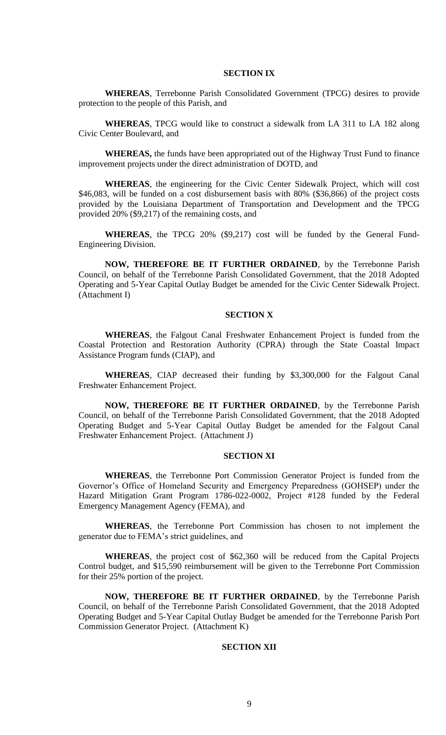## SECTION IX

**WHEREAS**, Terrebonne Parish Consolidated Government (TPCG) desires to provide protection to the people of this Parish, and

**WHEREAS**, TPCG would like to construct a sidewalk from LA 311 to LA 182 along Civic Center Boulevard, and

**WHEREAS,** the funds have been appropriated out of the Highway Trust Fund to finance improvement projects under the direct administration of DOTD, and

**WHEREAS**, the engineering for the Civic Center Sidewalk Project, which will cost $46,083, will be funded on a cost disbursement basis with 80% ($36,866) of the project costs provided by the Louisiana Department of Transportation and Development and the TPCG provided 20% ($9,217) of the remaining costs, and

**WHEREAS**, the TPCG 20% ($9,217) cost will be funded by the General Fund-Engineering Division.

**NOW, THEREFORE BE IT FURTHER ORDAINED**, by the Terrebonne Parish Council, on behalf of the Terrebonne Parish Consolidated Government, that the 2018 Adopted Operating and 5-Year Capital Outlay Budget be amended for the Civic Center Sidewalk Project. (Attachment I)

## SECTION X

**WHEREAS**, the Falgout Canal Freshwater Enhancement Project is funded from the Coastal Protection and Restoration Authority (CPRA) through the State Coastal Impact Assistance Program funds (CIAP), and

**WHEREAS**, CIAP decreased their funding by $3,300,000 for the Falgout Canal Freshwater Enhancement Project.

**NOW, THEREFORE BE IT FURTHER ORDAINED**, by the Terrebonne Parish Council, on behalf of the Terrebonne Parish Consolidated Government, that the 2018 Adopted Operating Budget and 5-Year Capital Outlay Budget be amended for the Falgout Canal Freshwater Enhancement Project. (Attachment J)

## SECTION XI

**WHEREAS**, the Terrebonne Port Commission Generator Project is funded from the Governor's Office of Homeland Security and Emergency Preparedness (GOHSEP) under the Hazard Mitigation Grant Program 1786-022-0002, Project #128 funded by the Federal Emergency Management Agency (FEMA), and

**WHEREAS**, the Terrebonne Port Commission has chosen to not implement the generator due to FEMA's strict guidelines, and

**WHEREAS**, the project cost of $62,360 will be reduced from the Capital Projects Control budget, and $15,590 reimbursement will be given to the Terrebonne Port Commission for their 25% portion of the project.

**NOW, THEREFORE BE IT FURTHER ORDAINED**, by the Terrebonne Parish Council, on behalf of the Terrebonne Parish Consolidated Government, that the 2018 Adopted Operating Budget and 5-Year Capital Outlay Budget be amended for the Terrebonne Parish Port Commission Generator Project. (Attachment K)

## SECTION XII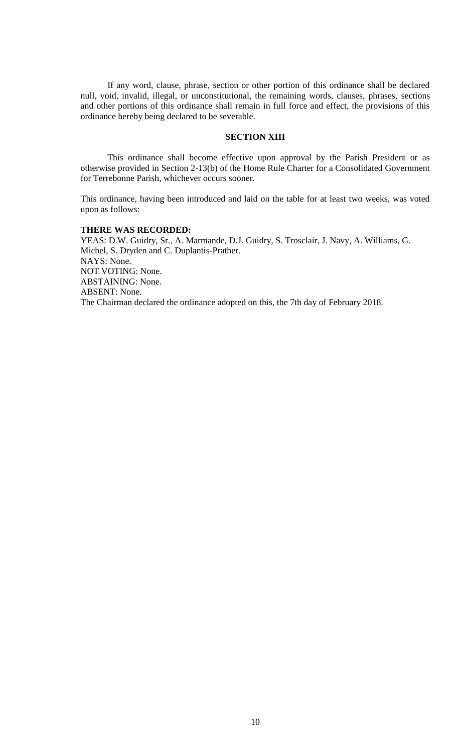If any word, clause, phrase, section or other portion of this ordinance shall be declared null, void, invalid, illegal, or unconstitutional, the remaining words, clauses, phrases, sections and other portions of this ordinance shall remain in full force and effect, the provisions of this ordinance hereby being declared to be severable.

## SECTION XIII

This ordinance shall become effective upon approval by the Parish President or as otherwise provided in Section 2-13(b) of the Home Rule Charter for a Consolidated Government for Terrebonne Parish, whichever occurs sooner.

This ordinance, having been introduced and laid on the table for at least two weeks, was voted upon as follows:

**THERE WAS RECORDED:**
YEAS: D.W. Guidry, Sr., A. Marmande, D.J. Guidry, S. Trosclair, J. Navy, A. Williams, G. Michel, S. Dryden and C. Duplantis-Prather.
NAYS: None.
NOT VOTING: None.
ABSTAINING: None.
ABSENT: None.
The Chairman declared the ordinance adopted on this, the 7th day of February 2018.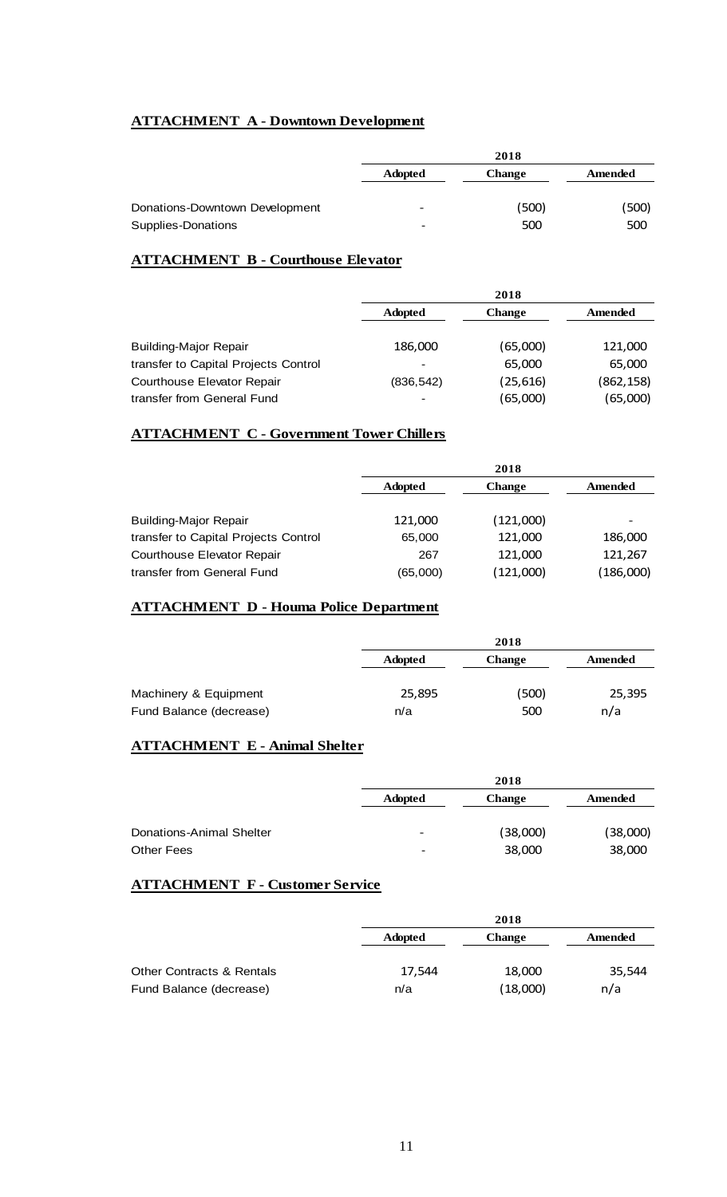## ATTACHMENT A - Downtown Development

| | 2018 | | |
|---|---|---|---|
| | **Adopted** | **Change** | **Amended** |
| Donations-Downtown Development | - | (500) | (500) |
| Supplies-Donations | - | 500 | 500 |

## ATTACHMENT B - Courthouse Elevator

| | 2018 | | |
|---|---|---|---|
| | **Adopted** | **Change** | **Amended** |
| Building-Major Repair | 186,000 | (65,000) | 121,000 |
| transfer to Capital Projects Control | - | 65,000 | 65,000 |
| Courthouse Elevator Repair | (836,542) | (25,616) | (862,158) |
| transfer from General Fund | - | (65,000) | (65,000) |

## ATTACHMENT C - Government Tower Chillers

| | 2018 | | |
|---|---|---|---|
| | **Adopted** | **Change** | **Amended** |
| Building-Major Repair | 121,000 | (121,000) | - |
| transfer to Capital Projects Control | 65,000 | 121,000 | 186,000 |
| Courthouse Elevator Repair | 267 | 121,000 | 121,267 |
| transfer from General Fund | (65,000) | (121,000) | (186,000) |

## ATTACHMENT D - Houma Police Department

| | 2018 | | |
|---|---|---|---|
| | **Adopted** | **Change** | **Amended** |
| Machinery & Equipment | 25,895 | (500) | 25,395 |
| Fund Balance (decrease) | n/a | 500 | n/a |

## ATTACHMENT E - Animal Shelter

| | 2018 | | |
|---|---|---|---|
| | **Adopted** | **Change** | **Amended** |
| Donations-Animal Shelter | - | (38,000) | (38,000) |
| Other Fees | - | 38,000 | 38,000 |

## ATTACHMENT F - Customer Service

| | 2018 | | |
|---|---|---|---|
| | **Adopted** | **Change** | **Amended** |
| Other Contracts & Rentals | 17,544 | 18,000 | 35,544 |
| Fund Balance (decrease) | n/a | (18,000) | n/a |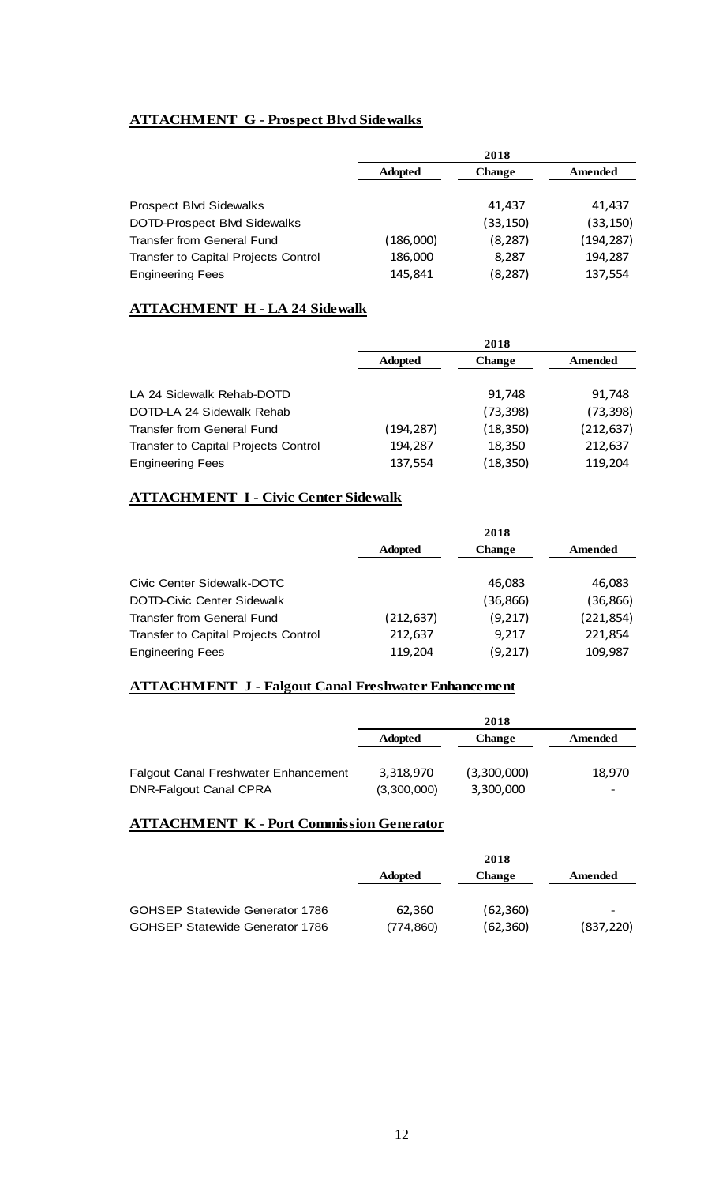**ATTACHMENT G - Prospect Blvd Sidewalks**

| | 2018 | | |
|---|---|---|---|
| | Adopted | Change | Amended |
| Prospect Blvd Sidewalks | | 41,437 | 41,437 |
| DOTD-Prospect Blvd Sidewalks | | (33,150) | (33,150) |
| Transfer from General Fund | (186,000) | (8,287) | (194,287) |
| Transfer to Capital Projects Control | 186,000 | 8,287 | 194,287 |
| Engineering Fees | 145,841 | (8,287) | 137,554 |

**ATTACHMENT H - LA 24 Sidewalk**

| | 2018 | | |
|---|---|---|---|
| | Adopted | Change | Amended |
| LA 24 Sidewalk Rehab-DOTD | | 91,748 | 91,748 |
| DOTD-LA 24 Sidewalk Rehab | | (73,398) | (73,398) |
| Transfer from General Fund | (194,287) | (18,350) | (212,637) |
| Transfer to Capital Projects Control | 194,287 | 18,350 | 212,637 |
| Engineering Fees | 137,554 | (18,350) | 119,204 |

**ATTACHMENT I - Civic Center Sidewalk**

| | 2018 | | |
|---|---|---|---|
| | Adopted | Change | Amended |
| Civic Center Sidewalk-DOTC | | 46,083 | 46,083 |
| DOTD-Civic Center Sidewalk | | (36,866) | (36,866) |
| Transfer from General Fund | (212,637) | (9,217) | (221,854) |
| Transfer to Capital Projects Control | 212,637 | 9,217 | 221,854 |
| Engineering Fees | 119,204 | (9,217) | 109,987 |

**ATTACHMENT J - Falgout Canal Freshwater Enhancement**

| | 2018 | | |
|---|---|---|---|
| | Adopted | Change | Amended |
| Falgout Canal Freshwater Enhancement | 3,318,970 | (3,300,000) | 18,970 |
| DNR-Falgout Canal CPRA | (3,300,000) | 3,300,000 | - |

**ATTACHMENT K - Port Commission Generator**

| | 2018 | | |
|---|---|---|---|
| | Adopted | Change | Amended |
| GOHSEP Statewide Generator 1786 | 62,360 | (62,360) | - |
| GOHSEP Statewide Generator 1786 | (774,860) | (62,360) | (837,220) |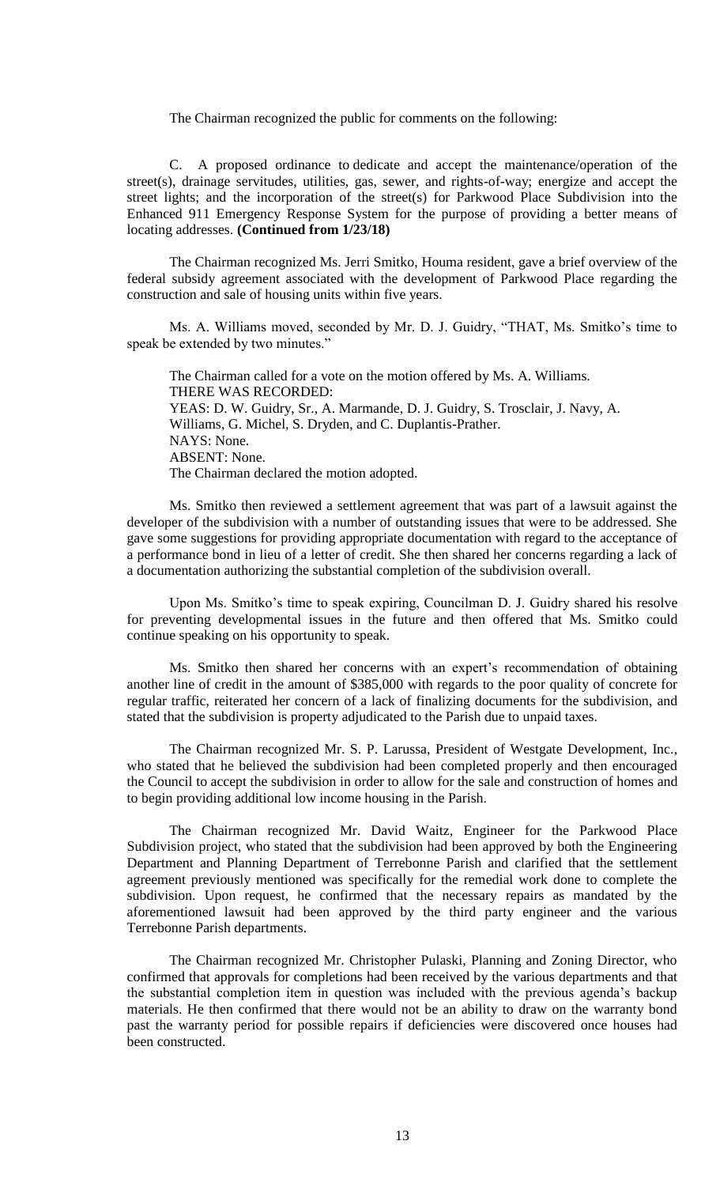The Chairman recognized the public for comments on the following:

C. A proposed ordinance to dedicate and accept the maintenance/operation of the street(s), drainage servitudes, utilities, gas, sewer, and rights-of-way; energize and accept the street lights; and the incorporation of the street(s) for Parkwood Place Subdivision into the Enhanced 911 Emergency Response System for the purpose of providing a better means of locating addresses. **(Continued from 1/23/18)**

The Chairman recognized Ms. Jerri Smitko, Houma resident, gave a brief overview of the federal subsidy agreement associated with the development of Parkwood Place regarding the construction and sale of housing units within five years.

Ms. A. Williams moved, seconded by Mr. D. J. Guidry, "THAT, Ms. Smitko's time to speak be extended by two minutes."

The Chairman called for a vote on the motion offered by Ms. A. Williams.
THERE WAS RECORDED:
YEAS: D. W. Guidry, Sr., A. Marmande, D. J. Guidry, S. Trosclair, J. Navy, A. Williams, G. Michel, S. Dryden, and C. Duplantis-Prather.
NAYS: None.
ABSENT: None.
The Chairman declared the motion adopted.

Ms. Smitko then reviewed a settlement agreement that was part of a lawsuit against the developer of the subdivision with a number of outstanding issues that were to be addressed. She gave some suggestions for providing appropriate documentation with regard to the acceptance of a performance bond in lieu of a letter of credit. She then shared her concerns regarding a lack of a documentation authorizing the substantial completion of the subdivision overall.

Upon Ms. Smitko's time to speak expiring, Councilman D. J. Guidry shared his resolve for preventing developmental issues in the future and then offered that Ms. Smitko could continue speaking on his opportunity to speak.

Ms. Smitko then shared her concerns with an expert's recommendation of obtaining another line of credit in the amount of $385,000 with regards to the poor quality of concrete for regular traffic, reiterated her concern of a lack of finalizing documents for the subdivision, and stated that the subdivision is property adjudicated to the Parish due to unpaid taxes.

The Chairman recognized Mr. S. P. Larussa, President of Westgate Development, Inc., who stated that he believed the subdivision had been completed properly and then encouraged the Council to accept the subdivision in order to allow for the sale and construction of homes and to begin providing additional low income housing in the Parish.

The Chairman recognized Mr. David Waitz, Engineer for the Parkwood Place Subdivision project, who stated that the subdivision had been approved by both the Engineering Department and Planning Department of Terrebonne Parish and clarified that the settlement agreement previously mentioned was specifically for the remedial work done to complete the subdivision. Upon request, he confirmed that the necessary repairs as mandated by the aforementioned lawsuit had been approved by the third party engineer and the various Terrebonne Parish departments.

The Chairman recognized Mr. Christopher Pulaski, Planning and Zoning Director, who confirmed that approvals for completions had been received by the various departments and that the substantial completion item in question was included with the previous agenda's backup materials. He then confirmed that there would not be an ability to draw on the warranty bond past the warranty period for possible repairs if deficiencies were discovered once houses had been constructed.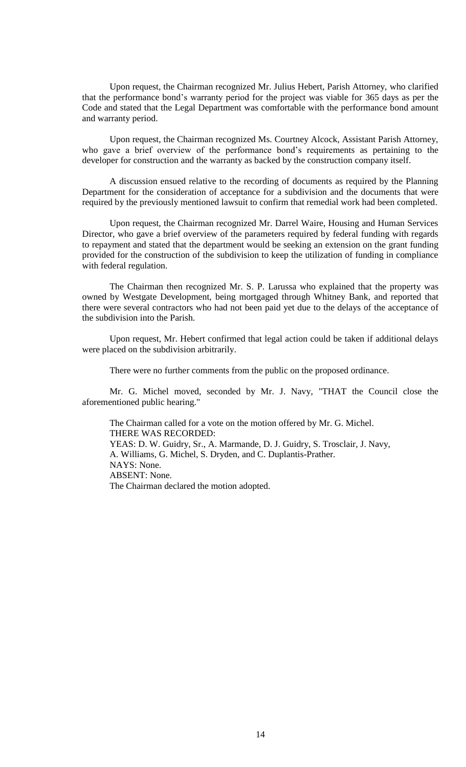Upon request, the Chairman recognized Mr. Julius Hebert, Parish Attorney, who clarified that the performance bond's warranty period for the project was viable for 365 days as per the Code and stated that the Legal Department was comfortable with the performance bond amount and warranty period.

Upon request, the Chairman recognized Ms. Courtney Alcock, Assistant Parish Attorney, who gave a brief overview of the performance bond's requirements as pertaining to the developer for construction and the warranty as backed by the construction company itself.

A discussion ensued relative to the recording of documents as required by the Planning Department for the consideration of acceptance for a subdivision and the documents that were required by the previously mentioned lawsuit to confirm that remedial work had been completed.

Upon request, the Chairman recognized Mr. Darrel Waire, Housing and Human Services Director, who gave a brief overview of the parameters required by federal funding with regards to repayment and stated that the department would be seeking an extension on the grant funding provided for the construction of the subdivision to keep the utilization of funding in compliance with federal regulation.

The Chairman then recognized Mr. S. P. Larussa who explained that the property was owned by Westgate Development, being mortgaged through Whitney Bank, and reported that there were several contractors who had not been paid yet due to the delays of the acceptance of the subdivision into the Parish.

Upon request, Mr. Hebert confirmed that legal action could be taken if additional delays were placed on the subdivision arbitrarily.

There were no further comments from the public on the proposed ordinance.

Mr. G. Michel moved, seconded by Mr. J. Navy, "THAT the Council close the aforementioned public hearing."

The Chairman called for a vote on the motion offered by Mr. G. Michel.
THERE WAS RECORDED:
YEAS: D. W. Guidry, Sr., A. Marmande, D. J. Guidry, S. Trosclair, J. Navy, A. Williams, G. Michel, S. Dryden, and C. Duplantis-Prather.
NAYS: None.
ABSENT: None.
The Chairman declared the motion adopted.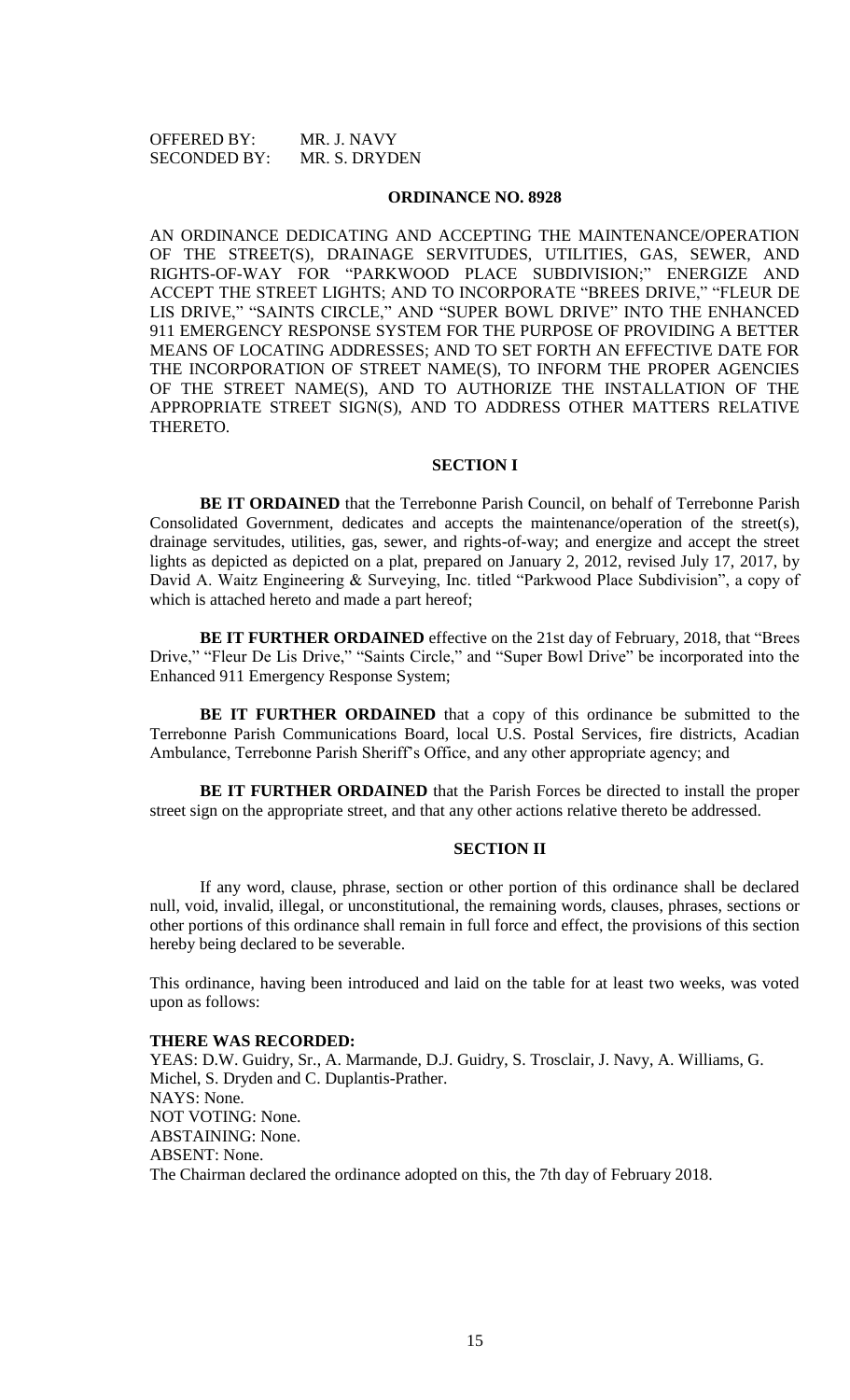OFFERED BY: MR. J. NAVY
SECONDED BY: MR. S. DRYDEN

## ORDINANCE NO. 8928

AN ORDINANCE DEDICATING AND ACCEPTING THE MAINTENANCE/OPERATION OF THE STREET(S), DRAINAGE SERVITUDES, UTILITIES, GAS, SEWER, AND RIGHTS-OF-WAY FOR "PARKWOOD PLACE SUBDIVISION;" ENERGIZE AND ACCEPT THE STREET LIGHTS; AND TO INCORPORATE "BREES DRIVE," "FLEUR DE LIS DRIVE," "SAINTS CIRCLE," AND "SUPER BOWL DRIVE" INTO THE ENHANCED 911 EMERGENCY RESPONSE SYSTEM FOR THE PURPOSE OF PROVIDING A BETTER MEANS OF LOCATING ADDRESSES; AND TO SET FORTH AN EFFECTIVE DATE FOR THE INCORPORATION OF STREET NAME(S), TO INFORM THE PROPER AGENCIES OF THE STREET NAME(S), AND TO AUTHORIZE THE INSTALLATION OF THE APPROPRIATE STREET SIGN(S), AND TO ADDRESS OTHER MATTERS RELATIVE THERETO.

### SECTION I

**BE IT ORDAINED** that the Terrebonne Parish Council, on behalf of Terrebonne Parish Consolidated Government, dedicates and accepts the maintenance/operation of the street(s), drainage servitudes, utilities, gas, sewer, and rights-of-way; and energize and accept the street lights as depicted as depicted on a plat, prepared on January 2, 2012, revised July 17, 2017, by David A. Waitz Engineering & Surveying, Inc. titled "Parkwood Place Subdivision", a copy of which is attached hereto and made a part hereof;

**BE IT FURTHER ORDAINED** effective on the 21st day of February, 2018, that "Brees Drive," "Fleur De Lis Drive," "Saints Circle," and "Super Bowl Drive" be incorporated into the Enhanced 911 Emergency Response System;

**BE IT FURTHER ORDAINED** that a copy of this ordinance be submitted to the Terrebonne Parish Communications Board, local U.S. Postal Services, fire districts, Acadian Ambulance, Terrebonne Parish Sheriff's Office, and any other appropriate agency; and

**BE IT FURTHER ORDAINED** that the Parish Forces be directed to install the proper street sign on the appropriate street, and that any other actions relative thereto be addressed.

### SECTION II

If any word, clause, phrase, section or other portion of this ordinance shall be declared null, void, invalid, illegal, or unconstitutional, the remaining words, clauses, phrases, sections or other portions of this ordinance shall remain in full force and effect, the provisions of this section hereby being declared to be severable.

This ordinance, having been introduced and laid on the table for at least two weeks, was voted upon as follows:

**THERE WAS RECORDED:**

YEAS: D.W. Guidry, Sr., A. Marmande, D.J. Guidry, S. Trosclair, J. Navy, A. Williams, G. Michel, S. Dryden and C. Duplantis-Prather.
NAYS: None.
NOT VOTING: None.
ABSTAINING: None.
ABSENT: None.
The Chairman declared the ordinance adopted on this, the 7th day of February 2018.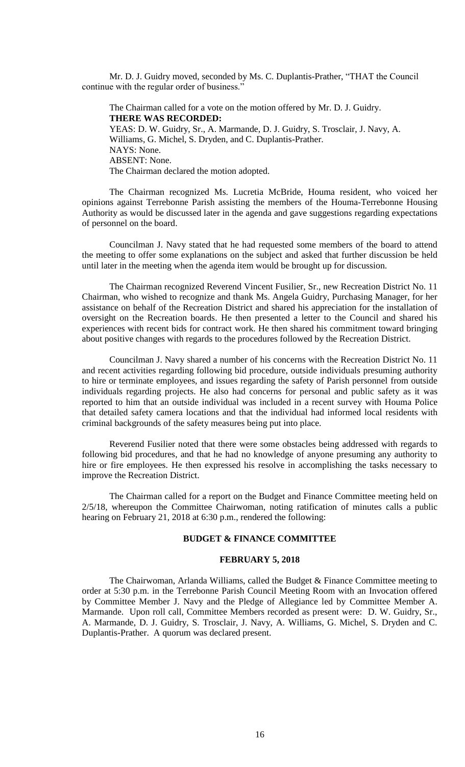Mr. D. J. Guidry moved, seconded by Ms. C. Duplantis-Prather, "THAT the Council continue with the regular order of business."

The Chairman called for a vote on the motion offered by Mr. D. J. Guidry.
**THERE WAS RECORDED:**
YEAS: D. W. Guidry, Sr., A. Marmande, D. J. Guidry, S. Trosclair, J. Navy, A. Williams, G. Michel, S. Dryden, and C. Duplantis-Prather.
NAYS: None.
ABSENT: None.
The Chairman declared the motion adopted.

The Chairman recognized Ms. Lucretia McBride, Houma resident, who voiced her opinions against Terrebonne Parish assisting the members of the Houma-Terrebonne Housing Authority as would be discussed later in the agenda and gave suggestions regarding expectations of personnel on the board.

Councilman J. Navy stated that he had requested some members of the board to attend the meeting to offer some explanations on the subject and asked that further discussion be held until later in the meeting when the agenda item would be brought up for discussion.

The Chairman recognized Reverend Vincent Fusilier, Sr., new Recreation District No. 11 Chairman, who wished to recognize and thank Ms. Angela Guidry, Purchasing Manager, for her assistance on behalf of the Recreation District and shared his appreciation for the installation of oversight on the Recreation boards. He then presented a letter to the Council and shared his experiences with recent bids for contract work. He then shared his commitment toward bringing about positive changes with regards to the procedures followed by the Recreation District.

Councilman J. Navy shared a number of his concerns with the Recreation District No. 11 and recent activities regarding following bid procedure, outside individuals presuming authority to hire or terminate employees, and issues regarding the safety of Parish personnel from outside individuals regarding projects. He also had concerns for personal and public safety as it was reported to him that an outside individual was included in a recent survey with Houma Police that detailed safety camera locations and that the individual had informed local residents with criminal backgrounds of the safety measures being put into place.

Reverend Fusilier noted that there were some obstacles being addressed with regards to following bid procedures, and that he had no knowledge of anyone presuming any authority to hire or fire employees. He then expressed his resolve in accomplishing the tasks necessary to improve the Recreation District.

The Chairman called for a report on the Budget and Finance Committee meeting held on 2/5/18, whereupon the Committee Chairwoman, noting ratification of minutes calls a public hearing on February 21, 2018 at 6:30 p.m., rendered the following:

## BUDGET & FINANCE COMMITTEE

## FEBRUARY 5, 2018

The Chairwoman, Arlanda Williams, called the Budget & Finance Committee meeting to order at 5:30 p.m. in the Terrebonne Parish Council Meeting Room with an Invocation offered by Committee Member J. Navy and the Pledge of Allegiance led by Committee Member A. Marmande. Upon roll call, Committee Members recorded as present were: D. W. Guidry, Sr., A. Marmande, D. J. Guidry, S. Trosclair, J. Navy, A. Williams, G. Michel, S. Dryden and C. Duplantis-Prather. A quorum was declared present.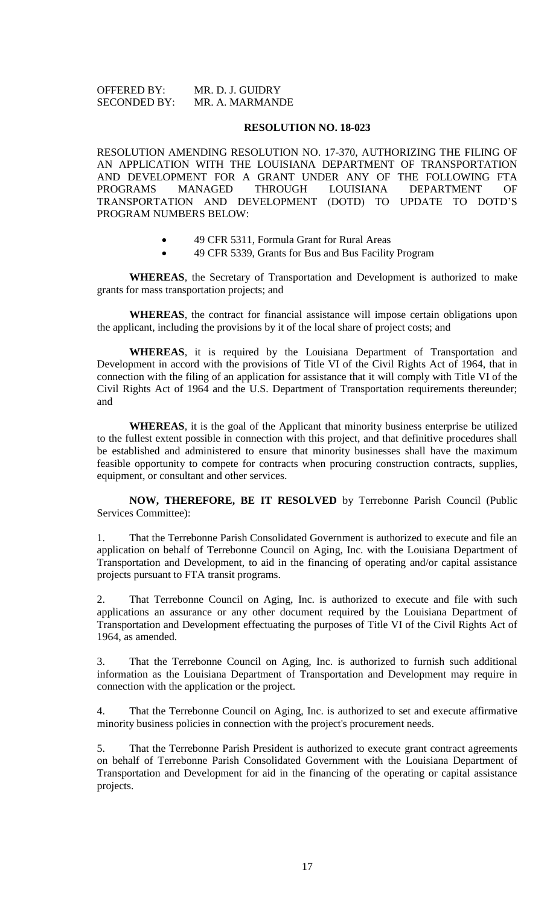OFFERED BY: MR. D. J. GUIDRY
SECONDED BY: MR. A. MARMANDE

**RESOLUTION NO. 18-023**

RESOLUTION AMENDING RESOLUTION NO. 17-370, AUTHORIZING THE FILING OF AN APPLICATION WITH THE LOUISIANA DEPARTMENT OF TRANSPORTATION AND DEVELOPMENT FOR A GRANT UNDER ANY OF THE FOLLOWING FTA PROGRAMS MANAGED THROUGH LOUISIANA DEPARTMENT OF TRANSPORTATION AND DEVELOPMENT (DOTD) TO UPDATE TO DOTD'S PROGRAM NUMBERS BELOW:

- 49 CFR 5311, Formula Grant for Rural Areas
- 49 CFR 5339, Grants for Bus and Bus Facility Program

**WHEREAS**, the Secretary of Transportation and Development is authorized to make grants for mass transportation projects; and

**WHEREAS**, the contract for financial assistance will impose certain obligations upon the applicant, including the provisions by it of the local share of project costs; and

**WHEREAS**, it is required by the Louisiana Department of Transportation and Development in accord with the provisions of Title VI of the Civil Rights Act of 1964, that in connection with the filing of an application for assistance that it will comply with Title VI of the Civil Rights Act of 1964 and the U.S. Department of Transportation requirements thereunder; and

**WHEREAS**, it is the goal of the Applicant that minority business enterprise be utilized to the fullest extent possible in connection with this project, and that definitive procedures shall be established and administered to ensure that minority businesses shall have the maximum feasible opportunity to compete for contracts when procuring construction contracts, supplies, equipment, or consultant and other services.

**NOW, THEREFORE, BE IT RESOLVED** by Terrebonne Parish Council (Public Services Committee):

1. That the Terrebonne Parish Consolidated Government is authorized to execute and file an application on behalf of Terrebonne Council on Aging, Inc. with the Louisiana Department of Transportation and Development, to aid in the financing of operating and/or capital assistance projects pursuant to FTA transit programs.

2. That Terrebonne Council on Aging, Inc. is authorized to execute and file with such applications an assurance or any other document required by the Louisiana Department of Transportation and Development effectuating the purposes of Title VI of the Civil Rights Act of 1964, as amended.

3. That the Terrebonne Council on Aging, Inc. is authorized to furnish such additional information as the Louisiana Department of Transportation and Development may require in connection with the application or the project.

4. That the Terrebonne Council on Aging, Inc. is authorized to set and execute affirmative minority business policies in connection with the project's procurement needs.

5. That the Terrebonne Parish President is authorized to execute grant contract agreements on behalf of Terrebonne Parish Consolidated Government with the Louisiana Department of Transportation and Development for aid in the financing of the operating or capital assistance projects.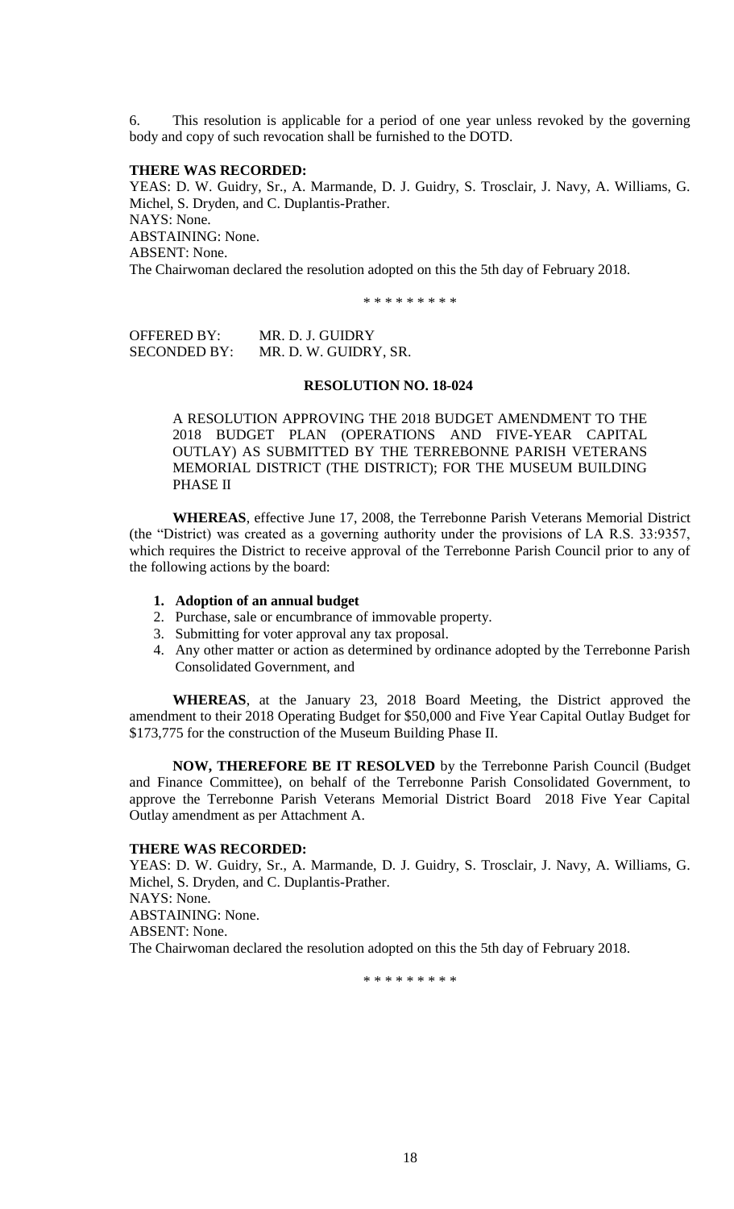6. This resolution is applicable for a period of one year unless revoked by the governing body and copy of such revocation shall be furnished to the DOTD.

**THERE WAS RECORDED:**

YEAS: D. W. Guidry, Sr., A. Marmande, D. J. Guidry, S. Trosclair, J. Navy, A. Williams, G. Michel, S. Dryden, and C. Duplantis-Prather.
NAYS: None.
ABSTAINING: None.
ABSENT: None.
The Chairwoman declared the resolution adopted on this the 5th day of February 2018.

\* \* \* \* \* \* \* \* \*

OFFERED BY: MR. D. J. GUIDRY
SECONDED BY: MR. D. W. GUIDRY, SR.

**RESOLUTION NO. 18-024**

A RESOLUTION APPROVING THE 2018 BUDGET AMENDMENT TO THE 2018 BUDGET PLAN (OPERATIONS AND FIVE-YEAR CAPITAL OUTLAY) AS SUBMITTED BY THE TERREBONNE PARISH VETERANS MEMORIAL DISTRICT (THE DISTRICT); FOR THE MUSEUM BUILDING PHASE II

**WHEREAS**, effective June 17, 2008, the Terrebonne Parish Veterans Memorial District (the "District) was created as a governing authority under the provisions of LA R.S. 33:9357, which requires the District to receive approval of the Terrebonne Parish Council prior to any of the following actions by the board:

1. **Adoption of an annual budget**
2. Purchase, sale or encumbrance of immovable property.
3. Submitting for voter approval any tax proposal.
4. Any other matter or action as determined by ordinance adopted by the Terrebonne Parish Consolidated Government, and

**WHEREAS**, at the January 23, 2018 Board Meeting, the District approved the amendment to their 2018 Operating Budget for $50,000 and Five Year Capital Outlay Budget for $173,775 for the construction of the Museum Building Phase II.

**NOW, THEREFORE BE IT RESOLVED** by the Terrebonne Parish Council (Budget and Finance Committee), on behalf of the Terrebonne Parish Consolidated Government, to approve the Terrebonne Parish Veterans Memorial District Board 2018 Five Year Capital Outlay amendment as per Attachment A.

**THERE WAS RECORDED:**

YEAS: D. W. Guidry, Sr., A. Marmande, D. J. Guidry, S. Trosclair, J. Navy, A. Williams, G. Michel, S. Dryden, and C. Duplantis-Prather.
NAYS: None.
ABSTAINING: None.
ABSENT: None.
The Chairwoman declared the resolution adopted on this the 5th day of February 2018.

\* \* \* \* \* \* \* \* \*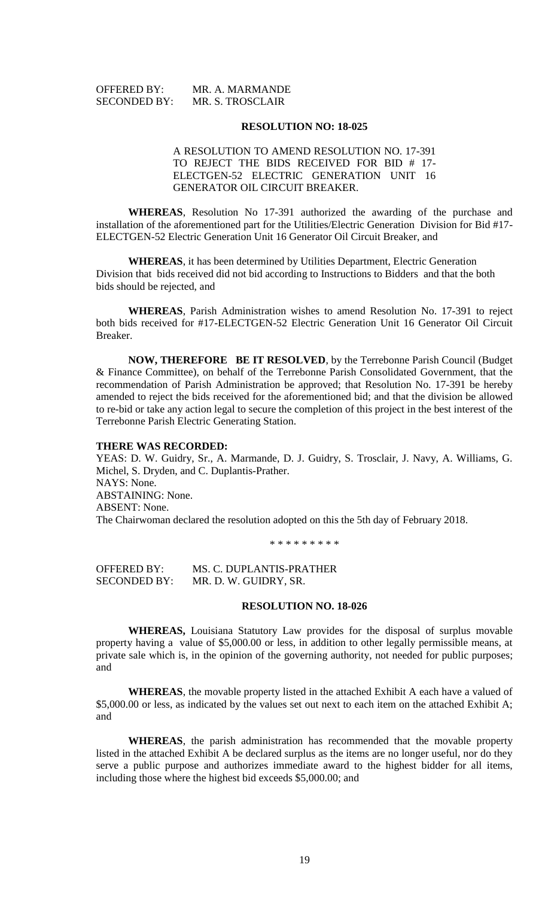OFFERED BY: MR. A. MARMANDE
SECONDED BY: MR. S. TROSCLAIR

**RESOLUTION NO: 18-025**

A RESOLUTION TO AMEND RESOLUTION NO. 17-391 TO REJECT THE BIDS RECEIVED FOR BID # 17-ELECTGEN-52 ELECTRIC GENERATION UNIT 16 GENERATOR OIL CIRCUIT BREAKER.

**WHEREAS**, Resolution No 17-391 authorized the awarding of the purchase and installation of the aforementioned part for the Utilities/Electric Generation Division for Bid #17-ELECTGEN-52 Electric Generation Unit 16 Generator Oil Circuit Breaker, and

**WHEREAS**, it has been determined by Utilities Department, Electric Generation Division that bids received did not bid according to Instructions to Bidders and that the both bids should be rejected, and

**WHEREAS**, Parish Administration wishes to amend Resolution No. 17-391 to reject both bids received for #17-ELECTGEN-52 Electric Generation Unit 16 Generator Oil Circuit Breaker.

**NOW, THEREFORE BE IT RESOLVED**, by the Terrebonne Parish Council (Budget & Finance Committee), on behalf of the Terrebonne Parish Consolidated Government, that the recommendation of Parish Administration be approved; that Resolution No. 17-391 be hereby amended to reject the bids received for the aforementioned bid; and that the division be allowed to re-bid or take any action legal to secure the completion of this project in the best interest of the Terrebonne Parish Electric Generating Station.

**THERE WAS RECORDED:**

YEAS: D. W. Guidry, Sr., A. Marmande, D. J. Guidry, S. Trosclair, J. Navy, A. Williams, G. Michel, S. Dryden, and C. Duplantis-Prather.
NAYS: None.
ABSTAINING: None.
ABSENT: None.
The Chairwoman declared the resolution adopted on this the 5th day of February 2018.

\* \* \* \* \* \* \* \* \*

OFFERED BY: MS. C. DUPLANTIS-PRATHER
SECONDED BY: MR. D. W. GUIDRY, SR.

**RESOLUTION NO. 18-026**

**WHEREAS,** Louisiana Statutory Law provides for the disposal of surplus movable property having a value of $5,000.00 or less, in addition to other legally permissible means, at private sale which is, in the opinion of the governing authority, not needed for public purposes; and

**WHEREAS**, the movable property listed in the attached Exhibit A each have a valued of $5,000.00 or less, as indicated by the values set out next to each item on the attached Exhibit A; and

**WHEREAS**, the parish administration has recommended that the movable property listed in the attached Exhibit A be declared surplus as the items are no longer useful, nor do they serve a public purpose and authorizes immediate award to the highest bidder for all items, including those where the highest bid exceeds $5,000.00; and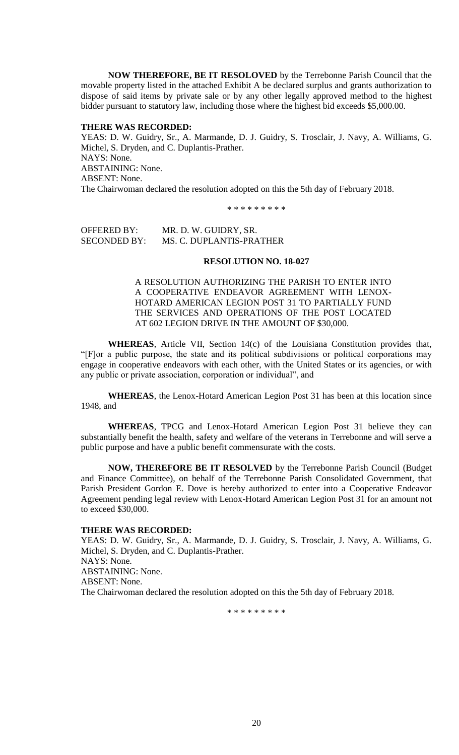**NOW THEREFORE, BE IT RESOLOVED** by the Terrebonne Parish Council that the movable property listed in the attached Exhibit A be declared surplus and grants authorization to dispose of said items by private sale or by any other legally approved method to the highest bidder pursuant to statutory law, including those where the highest bid exceeds $5,000.00.

**THERE WAS RECORDED:**

YEAS: D. W. Guidry, Sr., A. Marmande, D. J. Guidry, S. Trosclair, J. Navy, A. Williams, G. Michel, S. Dryden, and C. Duplantis-Prather.
NAYS: None.
ABSTAINING: None.
ABSENT: None.
The Chairwoman declared the resolution adopted on this the 5th day of February 2018.

\* \* \* \* \* \* \* \* \*

OFFERED BY: MR. D. W. GUIDRY, SR.
SECONDED BY: MS. C. DUPLANTIS-PRATHER

**RESOLUTION NO. 18-027**

A RESOLUTION AUTHORIZING THE PARISH TO ENTER INTO A COOPERATIVE ENDEAVOR AGREEMENT WITH LENOX-HOTARD AMERICAN LEGION POST 31 TO PARTIALLY FUND THE SERVICES AND OPERATIONS OF THE POST LOCATED AT 602 LEGION DRIVE IN THE AMOUNT OF $30,000.

**WHEREAS**, Article VII, Section 14(c) of the Louisiana Constitution provides that, "[F]or a public purpose, the state and its political subdivisions or political corporations may engage in cooperative endeavors with each other, with the United States or its agencies, or with any public or private association, corporation or individual", and

**WHEREAS**, the Lenox-Hotard American Legion Post 31 has been at this location since 1948, and

**WHEREAS**, TPCG and Lenox-Hotard American Legion Post 31 believe they can substantially benefit the health, safety and welfare of the veterans in Terrebonne and will serve a public purpose and have a public benefit commensurate with the costs.

**NOW, THEREFORE BE IT RESOLVED** by the Terrebonne Parish Council (Budget and Finance Committee), on behalf of the Terrebonne Parish Consolidated Government, that Parish President Gordon E. Dove is hereby authorized to enter into a Cooperative Endeavor Agreement pending legal review with Lenox-Hotard American Legion Post 31 for an amount not to exceed $30,000.

**THERE WAS RECORDED:**

YEAS: D. W. Guidry, Sr., A. Marmande, D. J. Guidry, S. Trosclair, J. Navy, A. Williams, G. Michel, S. Dryden, and C. Duplantis-Prather.
NAYS: None.
ABSTAINING: None.
ABSENT: None.
The Chairwoman declared the resolution adopted on this the 5th day of February 2018.

\* \* \* \* \* \* \* \* \*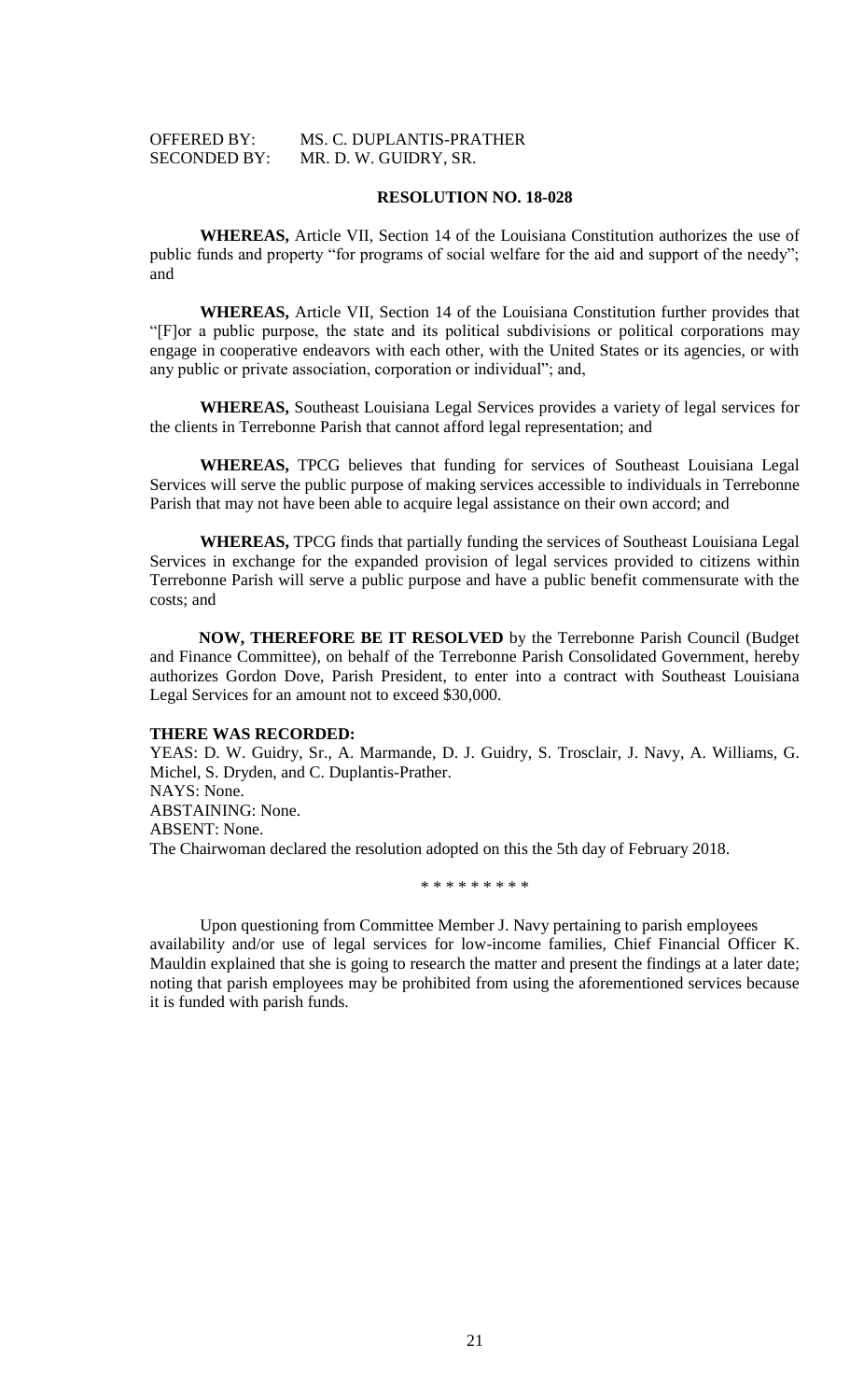OFFERED BY: MS. C. DUPLANTIS-PRATHER
SECONDED BY: MR. D. W. GUIDRY, SR.

**RESOLUTION NO. 18-028**

**WHEREAS,** Article VII, Section 14 of the Louisiana Constitution authorizes the use of public funds and property "for programs of social welfare for the aid and support of the needy"; and

**WHEREAS,** Article VII, Section 14 of the Louisiana Constitution further provides that "[F]or a public purpose, the state and its political subdivisions or political corporations may engage in cooperative endeavors with each other, with the United States or its agencies, or with any public or private association, corporation or individual"; and,

**WHEREAS,** Southeast Louisiana Legal Services provides a variety of legal services for the clients in Terrebonne Parish that cannot afford legal representation; and

**WHEREAS,** TPCG believes that funding for services of Southeast Louisiana Legal Services will serve the public purpose of making services accessible to individuals in Terrebonne Parish that may not have been able to acquire legal assistance on their own accord; and

**WHEREAS,** TPCG finds that partially funding the services of Southeast Louisiana Legal Services in exchange for the expanded provision of legal services provided to citizens within Terrebonne Parish will serve a public purpose and have a public benefit commensurate with the costs; and

**NOW, THEREFORE BE IT RESOLVED** by the Terrebonne Parish Council (Budget and Finance Committee), on behalf of the Terrebonne Parish Consolidated Government, hereby authorizes Gordon Dove, Parish President, to enter into a contract with Southeast Louisiana Legal Services for an amount not to exceed $30,000.

**THERE WAS RECORDED:**

YEAS: D. W. Guidry, Sr., A. Marmande, D. J. Guidry, S. Trosclair, J. Navy, A. Williams, G. Michel, S. Dryden, and C. Duplantis-Prather.
NAYS: None.
ABSTAINING: None.
ABSENT: None.
The Chairwoman declared the resolution adopted on this the 5th day of February 2018.

\* \* \* \* \* \* \* \* \*

Upon questioning from Committee Member J. Navy pertaining to parish employees availability and/or use of legal services for low-income families, Chief Financial Officer K. Mauldin explained that she is going to research the matter and present the findings at a later date; noting that parish employees may be prohibited from using the aforementioned services because it is funded with parish funds.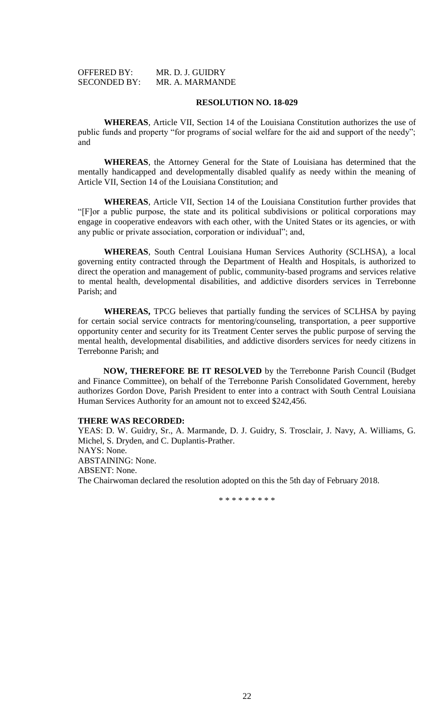OFFERED BY: MR. D. J. GUIDRY
SECONDED BY: MR. A. MARMANDE

**RESOLUTION NO. 18-029**

**WHEREAS**, Article VII, Section 14 of the Louisiana Constitution authorizes the use of public funds and property "for programs of social welfare for the aid and support of the needy"; and

**WHEREAS**, the Attorney General for the State of Louisiana has determined that the mentally handicapped and developmentally disabled qualify as needy within the meaning of Article VII, Section 14 of the Louisiana Constitution; and

**WHEREAS**, Article VII, Section 14 of the Louisiana Constitution further provides that "[F]or a public purpose, the state and its political subdivisions or political corporations may engage in cooperative endeavors with each other, with the United States or its agencies, or with any public or private association, corporation or individual"; and,

**WHEREAS**, South Central Louisiana Human Services Authority (SCLHSA), a local governing entity contracted through the Department of Health and Hospitals, is authorized to direct the operation and management of public, community-based programs and services relative to mental health, developmental disabilities, and addictive disorders services in Terrebonne Parish; and

**WHEREAS,** TPCG believes that partially funding the services of SCLHSA by paying for certain social service contracts for mentoring/counseling, transportation, a peer supportive opportunity center and security for its Treatment Center serves the public purpose of serving the mental health, developmental disabilities, and addictive disorders services for needy citizens in Terrebonne Parish; and

**NOW, THEREFORE BE IT RESOLVED** by the Terrebonne Parish Council (Budget and Finance Committee), on behalf of the Terrebonne Parish Consolidated Government, hereby authorizes Gordon Dove, Parish President to enter into a contract with South Central Louisiana Human Services Authority for an amount not to exceed $242,456.

**THERE WAS RECORDED:**

YEAS: D. W. Guidry, Sr., A. Marmande, D. J. Guidry, S. Trosclair, J. Navy, A. Williams, G. Michel, S. Dryden, and C. Duplantis-Prather.

NAYS: None.

ABSTAINING: None.

ABSENT: None.

The Chairwoman declared the resolution adopted on this the 5th day of February 2018.

\* \* \* \* \* \* \* \* \*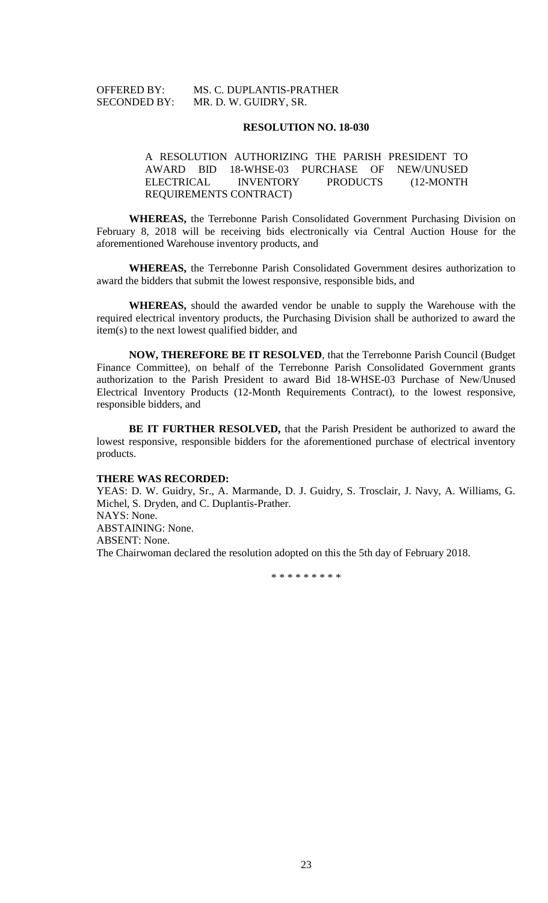OFFERED BY: MS. C. DUPLANTIS-PRATHER
SECONDED BY: MR. D. W. GUIDRY, SR.

**RESOLUTION NO. 18-030**

A RESOLUTION AUTHORIZING THE PARISH PRESIDENT TO AWARD BID 18-WHSE-03 PURCHASE OF NEW/UNUSED ELECTRICAL INVENTORY PRODUCTS (12-MONTH REQUIREMENTS CONTRACT)

**WHEREAS,** the Terrebonne Parish Consolidated Government Purchasing Division on February 8, 2018 will be receiving bids electronically via Central Auction House for the aforementioned Warehouse inventory products, and

**WHEREAS,** the Terrebonne Parish Consolidated Government desires authorization to award the bidders that submit the lowest responsive, responsible bids, and

**WHEREAS,** should the awarded vendor be unable to supply the Warehouse with the required electrical inventory products, the Purchasing Division shall be authorized to award the item(s) to the next lowest qualified bidder, and

**NOW, THEREFORE BE IT RESOLVED**, that the Terrebonne Parish Council (Budget Finance Committee), on behalf of the Terrebonne Parish Consolidated Government grants authorization to the Parish President to award Bid 18-WHSE-03 Purchase of New/Unused Electrical Inventory Products (12-Month Requirements Contract), to the lowest responsive, responsible bidders, and

**BE IT FURTHER RESOLVED,** that the Parish President be authorized to award the lowest responsive, responsible bidders for the aforementioned purchase of electrical inventory products.

**THERE WAS RECORDED:**

YEAS: D. W. Guidry, Sr., A. Marmande, D. J. Guidry, S. Trosclair, J. Navy, A. Williams, G. Michel, S. Dryden, and C. Duplantis-Prather.
NAYS: None.
ABSTAINING: None.
ABSENT: None.
The Chairwoman declared the resolution adopted on this the 5th day of February 2018.

\* \* \* \* \* \* \* \* \*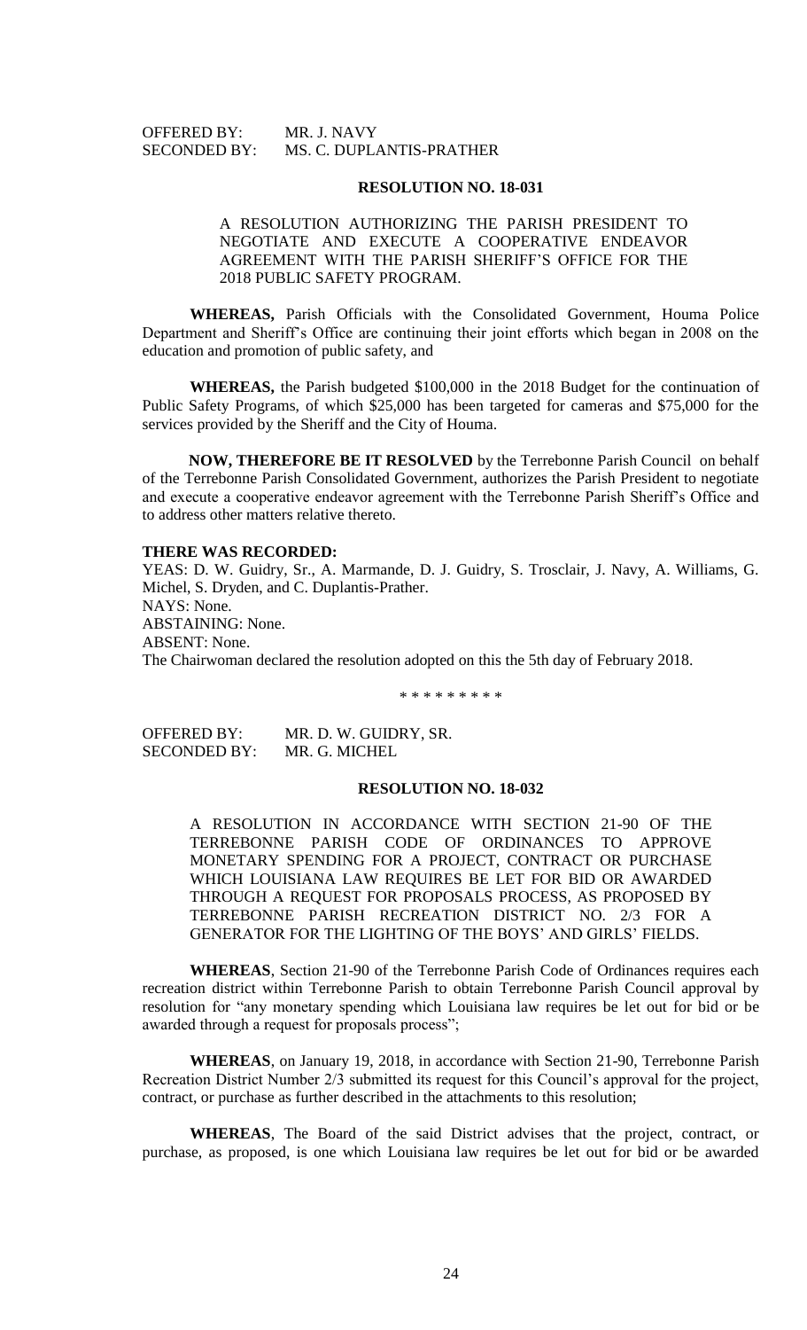OFFERED BY: MR. J. NAVY
SECONDED BY: MS. C. DUPLANTIS-PRATHER

**RESOLUTION NO. 18-031**

A RESOLUTION AUTHORIZING THE PARISH PRESIDENT TO NEGOTIATE AND EXECUTE A COOPERATIVE ENDEAVOR AGREEMENT WITH THE PARISH SHERIFF'S OFFICE FOR THE 2018 PUBLIC SAFETY PROGRAM.

**WHEREAS,** Parish Officials with the Consolidated Government, Houma Police Department and Sheriff's Office are continuing their joint efforts which began in 2008 on the education and promotion of public safety, and

**WHEREAS,** the Parish budgeted $100,000 in the 2018 Budget for the continuation of Public Safety Programs, of which $25,000 has been targeted for cameras and $75,000 for the services provided by the Sheriff and the City of Houma.

**NOW, THEREFORE BE IT RESOLVED** by the Terrebonne Parish Council on behalf of the Terrebonne Parish Consolidated Government, authorizes the Parish President to negotiate and execute a cooperative endeavor agreement with the Terrebonne Parish Sheriff's Office and to address other matters relative thereto.

**THERE WAS RECORDED:**

YEAS: D. W. Guidry, Sr., A. Marmande, D. J. Guidry, S. Trosclair, J. Navy, A. Williams, G. Michel, S. Dryden, and C. Duplantis-Prather.
NAYS: None.
ABSTAINING: None.
ABSENT: None.
The Chairwoman declared the resolution adopted on this the 5th day of February 2018.

\* \* \* \* \* \* \* \* \*

OFFERED BY: MR. D. W. GUIDRY, SR.
SECONDED BY: MR. G. MICHEL

**RESOLUTION NO. 18-032**

A RESOLUTION IN ACCORDANCE WITH SECTION 21-90 OF THE TERREBONNE PARISH CODE OF ORDINANCES TO APPROVE MONETARY SPENDING FOR A PROJECT, CONTRACT OR PURCHASE WHICH LOUISIANA LAW REQUIRES BE LET FOR BID OR AWARDED THROUGH A REQUEST FOR PROPOSALS PROCESS, AS PROPOSED BY TERREBONNE PARISH RECREATION DISTRICT NO. 2/3 FOR A GENERATOR FOR THE LIGHTING OF THE BOYS' AND GIRLS' FIELDS.

**WHEREAS**, Section 21-90 of the Terrebonne Parish Code of Ordinances requires each recreation district within Terrebonne Parish to obtain Terrebonne Parish Council approval by resolution for "any monetary spending which Louisiana law requires be let out for bid or be awarded through a request for proposals process";

**WHEREAS**, on January 19, 2018, in accordance with Section 21-90, Terrebonne Parish Recreation District Number 2/3 submitted its request for this Council's approval for the project, contract, or purchase as further described in the attachments to this resolution;

**WHEREAS**, The Board of the said District advises that the project, contract, or purchase, as proposed, is one which Louisiana law requires be let out for bid or be awarded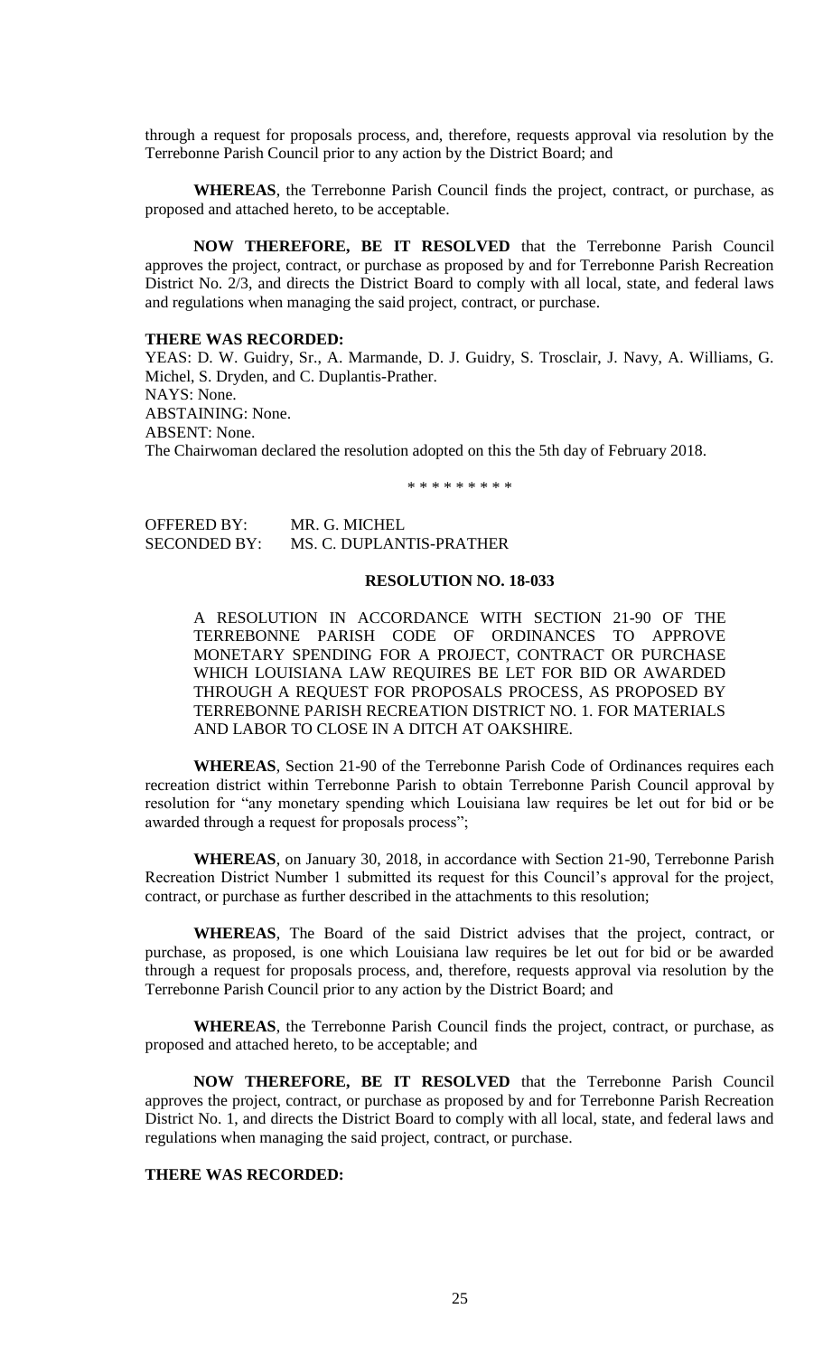through a request for proposals process, and, therefore, requests approval via resolution by the Terrebonne Parish Council prior to any action by the District Board; and

**WHEREAS**, the Terrebonne Parish Council finds the project, contract, or purchase, as proposed and attached hereto, to be acceptable.

**NOW THEREFORE, BE IT RESOLVED** that the Terrebonne Parish Council approves the project, contract, or purchase as proposed by and for Terrebonne Parish Recreation District No. 2/3, and directs the District Board to comply with all local, state, and federal laws and regulations when managing the said project, contract, or purchase.

**THERE WAS RECORDED:**

YEAS: D. W. Guidry, Sr., A. Marmande, D. J. Guidry, S. Trosclair, J. Navy, A. Williams, G. Michel, S. Dryden, and C. Duplantis-Prather.
NAYS: None.
ABSTAINING: None.
ABSENT: None.
The Chairwoman declared the resolution adopted on this the 5th day of February 2018.

\* \* \* \* \* \* \* \* \*

OFFERED BY: MR. G. MICHEL
SECONDED BY: MS. C. DUPLANTIS-PRATHER

**RESOLUTION NO. 18-033**

A RESOLUTION IN ACCORDANCE WITH SECTION 21-90 OF THE TERREBONNE PARISH CODE OF ORDINANCES TO APPROVE MONETARY SPENDING FOR A PROJECT, CONTRACT OR PURCHASE WHICH LOUISIANA LAW REQUIRES BE LET FOR BID OR AWARDED THROUGH A REQUEST FOR PROPOSALS PROCESS, AS PROPOSED BY TERREBONNE PARISH RECREATION DISTRICT NO. 1. FOR MATERIALS AND LABOR TO CLOSE IN A DITCH AT OAKSHIRE.

**WHEREAS**, Section 21-90 of the Terrebonne Parish Code of Ordinances requires each recreation district within Terrebonne Parish to obtain Terrebonne Parish Council approval by resolution for "any monetary spending which Louisiana law requires be let out for bid or be awarded through a request for proposals process";

**WHEREAS**, on January 30, 2018, in accordance with Section 21-90, Terrebonne Parish Recreation District Number 1 submitted its request for this Council's approval for the project, contract, or purchase as further described in the attachments to this resolution;

**WHEREAS**, The Board of the said District advises that the project, contract, or purchase, as proposed, is one which Louisiana law requires be let out for bid or be awarded through a request for proposals process, and, therefore, requests approval via resolution by the Terrebonne Parish Council prior to any action by the District Board; and

**WHEREAS**, the Terrebonne Parish Council finds the project, contract, or purchase, as proposed and attached hereto, to be acceptable; and

**NOW THEREFORE, BE IT RESOLVED** that the Terrebonne Parish Council approves the project, contract, or purchase as proposed by and for Terrebonne Parish Recreation District No. 1, and directs the District Board to comply with all local, state, and federal laws and regulations when managing the said project, contract, or purchase.

**THERE WAS RECORDED:**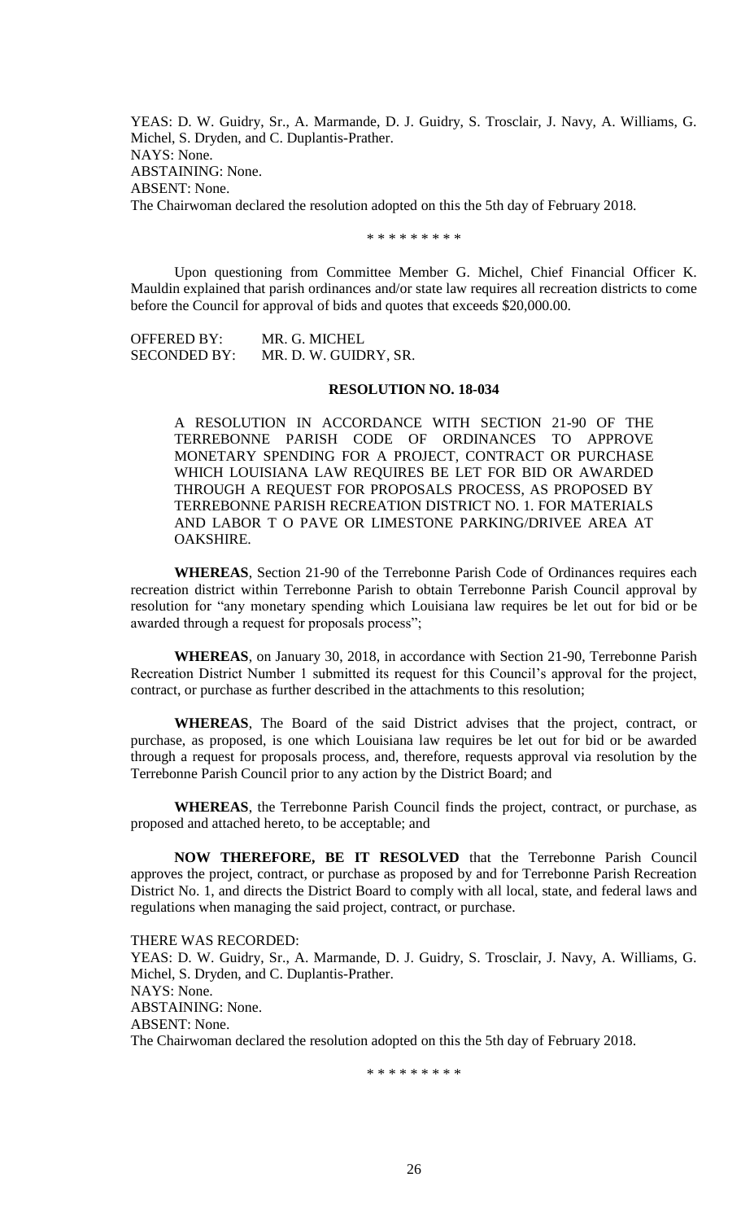YEAS: D. W. Guidry, Sr., A. Marmande, D. J. Guidry, S. Trosclair, J. Navy, A. Williams, G. Michel, S. Dryden, and C. Duplantis-Prather.
NAYS: None.
ABSTAINING: None.
ABSENT: None.
The Chairwoman declared the resolution adopted on this the 5th day of February 2018.

\* \* \* \* \* \* \* \* \*

Upon questioning from Committee Member G. Michel, Chief Financial Officer K. Mauldin explained that parish ordinances and/or state law requires all recreation districts to come before the Council for approval of bids and quotes that exceeds $20,000.00.

OFFERED BY: MR. G. MICHEL
SECONDED BY: MR. D. W. GUIDRY, SR.

**RESOLUTION NO. 18-034**

A RESOLUTION IN ACCORDANCE WITH SECTION 21-90 OF THE TERREBONNE PARISH CODE OF ORDINANCES TO APPROVE MONETARY SPENDING FOR A PROJECT, CONTRACT OR PURCHASE WHICH LOUISIANA LAW REQUIRES BE LET FOR BID OR AWARDED THROUGH A REQUEST FOR PROPOSALS PROCESS, AS PROPOSED BY TERREBONNE PARISH RECREATION DISTRICT NO. 1. FOR MATERIALS AND LABOR T O PAVE OR LIMESTONE PARKING/DRIVEE AREA AT OAKSHIRE.

**WHEREAS**, Section 21-90 of the Terrebonne Parish Code of Ordinances requires each recreation district within Terrebonne Parish to obtain Terrebonne Parish Council approval by resolution for "any monetary spending which Louisiana law requires be let out for bid or be awarded through a request for proposals process";

**WHEREAS**, on January 30, 2018, in accordance with Section 21-90, Terrebonne Parish Recreation District Number 1 submitted its request for this Council's approval for the project, contract, or purchase as further described in the attachments to this resolution;

**WHEREAS**, The Board of the said District advises that the project, contract, or purchase, as proposed, is one which Louisiana law requires be let out for bid or be awarded through a request for proposals process, and, therefore, requests approval via resolution by the Terrebonne Parish Council prior to any action by the District Board; and

**WHEREAS**, the Terrebonne Parish Council finds the project, contract, or purchase, as proposed and attached hereto, to be acceptable; and

**NOW THEREFORE, BE IT RESOLVED** that the Terrebonne Parish Council approves the project, contract, or purchase as proposed by and for Terrebonne Parish Recreation District No. 1, and directs the District Board to comply with all local, state, and federal laws and regulations when managing the said project, contract, or purchase.

THERE WAS RECORDED:
YEAS: D. W. Guidry, Sr., A. Marmande, D. J. Guidry, S. Trosclair, J. Navy, A. Williams, G. Michel, S. Dryden, and C. Duplantis-Prather.
NAYS: None.
ABSTAINING: None.
ABSENT: None.
The Chairwoman declared the resolution adopted on this the 5th day of February 2018.

\* \* \* \* \* \* \* \* \*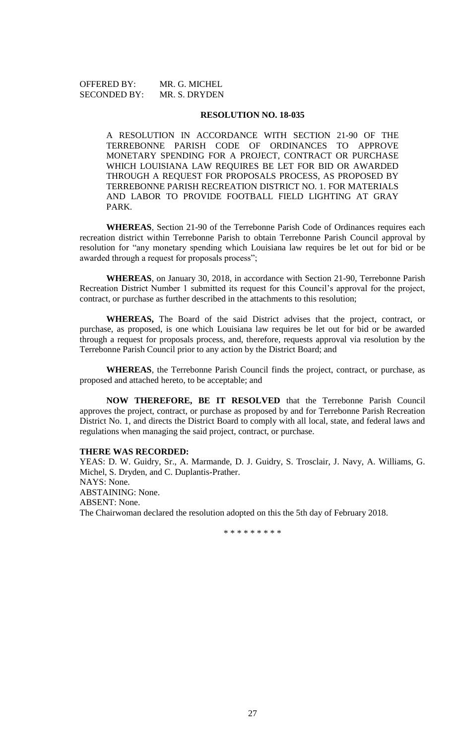OFFERED BY: MR. G. MICHEL
SECONDED BY: MR. S. DRYDEN

**RESOLUTION NO. 18-035**

A RESOLUTION IN ACCORDANCE WITH SECTION 21-90 OF THE TERREBONNE PARISH CODE OF ORDINANCES TO APPROVE MONETARY SPENDING FOR A PROJECT, CONTRACT OR PURCHASE WHICH LOUISIANA LAW REQUIRES BE LET FOR BID OR AWARDED THROUGH A REQUEST FOR PROPOSALS PROCESS, AS PROPOSED BY TERREBONNE PARISH RECREATION DISTRICT NO. 1. FOR MATERIALS AND LABOR TO PROVIDE FOOTBALL FIELD LIGHTING AT GRAY PARK.

**WHEREAS**, Section 21-90 of the Terrebonne Parish Code of Ordinances requires each recreation district within Terrebonne Parish to obtain Terrebonne Parish Council approval by resolution for "any monetary spending which Louisiana law requires be let out for bid or be awarded through a request for proposals process";

**WHEREAS**, on January 30, 2018, in accordance with Section 21-90, Terrebonne Parish Recreation District Number 1 submitted its request for this Council's approval for the project, contract, or purchase as further described in the attachments to this resolution;

**WHEREAS,** The Board of the said District advises that the project, contract, or purchase, as proposed, is one which Louisiana law requires be let out for bid or be awarded through a request for proposals process, and, therefore, requests approval via resolution by the Terrebonne Parish Council prior to any action by the District Board; and

**WHEREAS**, the Terrebonne Parish Council finds the project, contract, or purchase, as proposed and attached hereto, to be acceptable; and

**NOW THEREFORE, BE IT RESOLVED** that the Terrebonne Parish Council approves the project, contract, or purchase as proposed by and for Terrebonne Parish Recreation District No. 1, and directs the District Board to comply with all local, state, and federal laws and regulations when managing the said project, contract, or purchase.

**THERE WAS RECORDED:**

YEAS: D. W. Guidry, Sr., A. Marmande, D. J. Guidry, S. Trosclair, J. Navy, A. Williams, G. Michel, S. Dryden, and C. Duplantis-Prather.
NAYS: None.
ABSTAINING: None.
ABSENT: None.
The Chairwoman declared the resolution adopted on this the 5th day of February 2018.

\* \* \* \* \* \* \* \* \*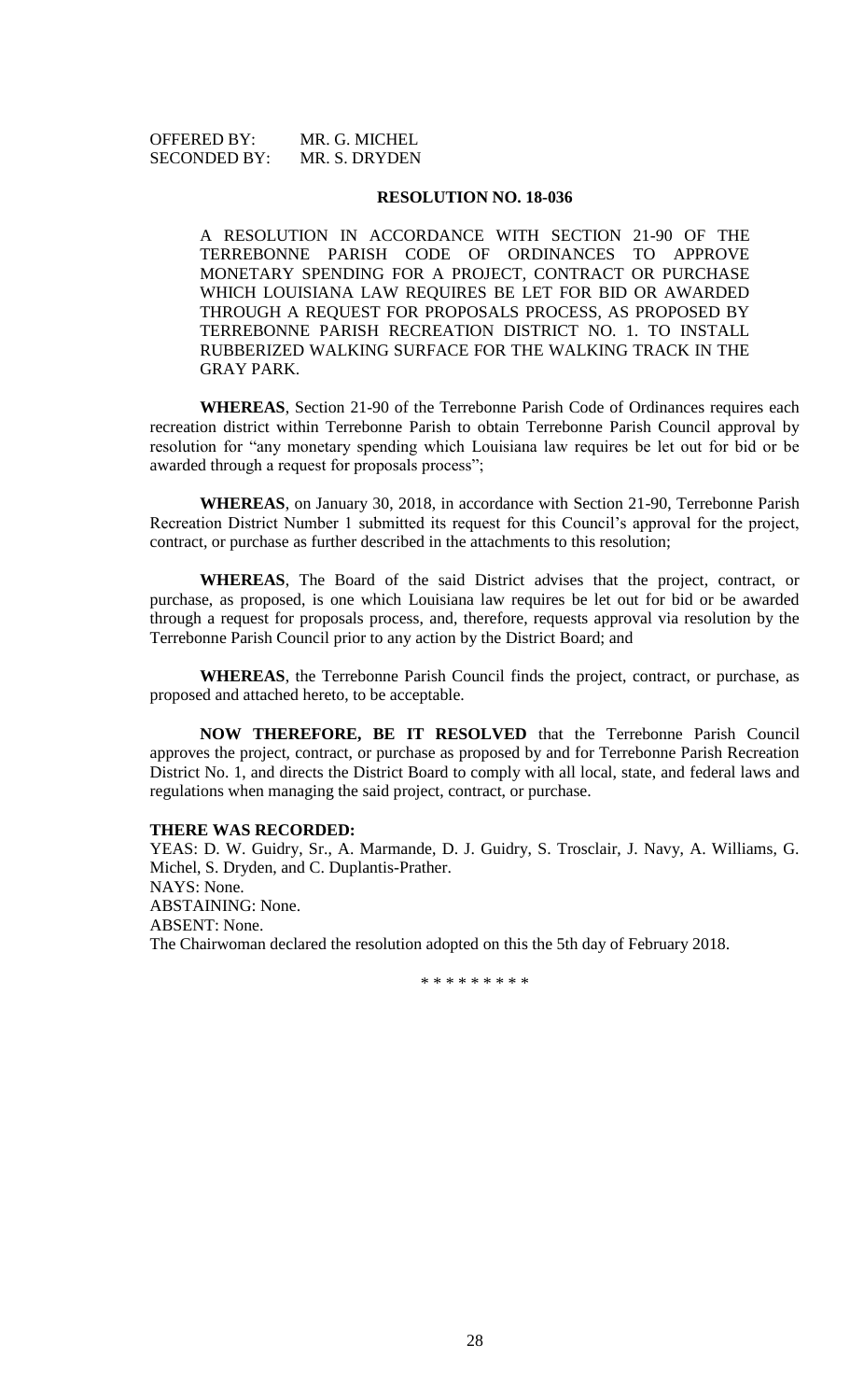OFFERED BY: MR. G. MICHEL
SECONDED BY: MR. S. DRYDEN

## RESOLUTION NO. 18-036

A RESOLUTION IN ACCORDANCE WITH SECTION 21-90 OF THE TERREBONNE PARISH CODE OF ORDINANCES TO APPROVE MONETARY SPENDING FOR A PROJECT, CONTRACT OR PURCHASE WHICH LOUISIANA LAW REQUIRES BE LET FOR BID OR AWARDED THROUGH A REQUEST FOR PROPOSALS PROCESS, AS PROPOSED BY TERREBONNE PARISH RECREATION DISTRICT NO. 1. TO INSTALL RUBBERIZED WALKING SURFACE FOR THE WALKING TRACK IN THE GRAY PARK.

**WHEREAS**, Section 21-90 of the Terrebonne Parish Code of Ordinances requires each recreation district within Terrebonne Parish to obtain Terrebonne Parish Council approval by resolution for "any monetary spending which Louisiana law requires be let out for bid or be awarded through a request for proposals process";

**WHEREAS**, on January 30, 2018, in accordance with Section 21-90, Terrebonne Parish Recreation District Number 1 submitted its request for this Council's approval for the project, contract, or purchase as further described in the attachments to this resolution;

**WHEREAS**, The Board of the said District advises that the project, contract, or purchase, as proposed, is one which Louisiana law requires be let out for bid or be awarded through a request for proposals process, and, therefore, requests approval via resolution by the Terrebonne Parish Council prior to any action by the District Board; and

**WHEREAS**, the Terrebonne Parish Council finds the project, contract, or purchase, as proposed and attached hereto, to be acceptable.

**NOW THEREFORE, BE IT RESOLVED** that the Terrebonne Parish Council approves the project, contract, or purchase as proposed by and for Terrebonne Parish Recreation District No. 1, and directs the District Board to comply with all local, state, and federal laws and regulations when managing the said project, contract, or purchase.

**THERE WAS RECORDED:**

YEAS: D. W. Guidry, Sr., A. Marmande, D. J. Guidry, S. Trosclair, J. Navy, A. Williams, G. Michel, S. Dryden, and C. Duplantis-Prather.

NAYS: None.

ABSTAINING: None.

ABSENT: None.

The Chairwoman declared the resolution adopted on this the 5th day of February 2018.

* * * * * * * * *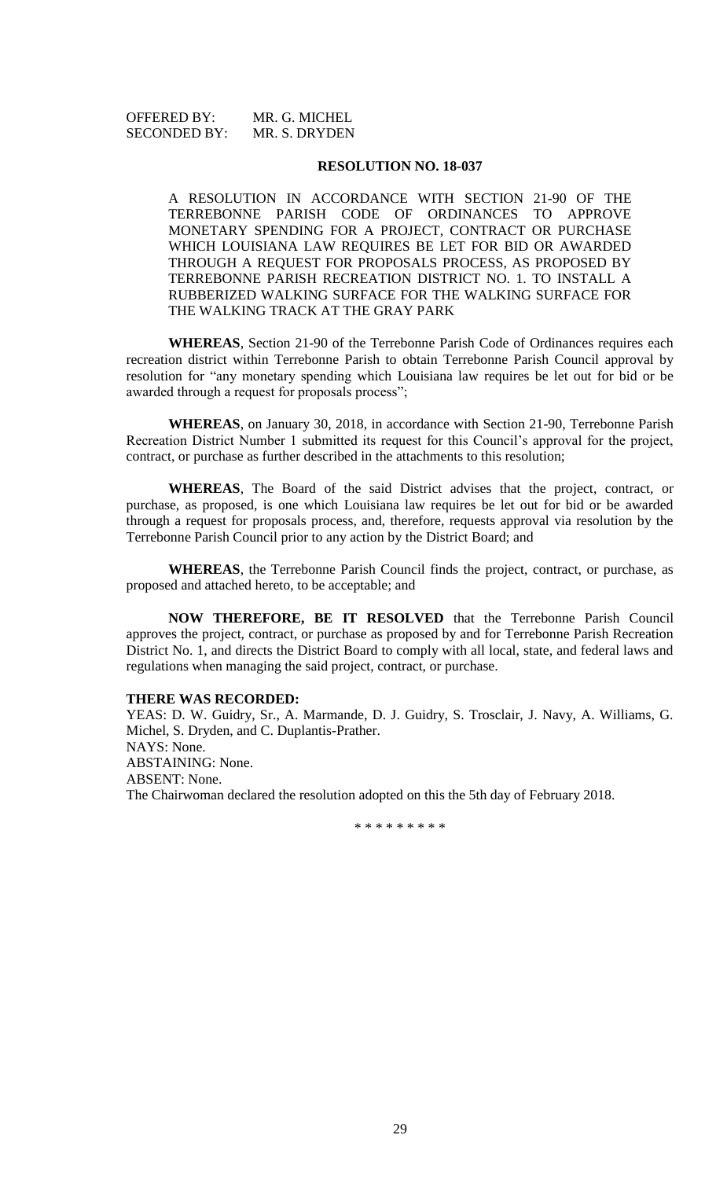OFFERED BY: MR. G. MICHEL
SECONDED BY: MR. S. DRYDEN

**RESOLUTION NO. 18-037**

A RESOLUTION IN ACCORDANCE WITH SECTION 21-90 OF THE TERREBONNE PARISH CODE OF ORDINANCES TO APPROVE MONETARY SPENDING FOR A PROJECT, CONTRACT OR PURCHASE WHICH LOUISIANA LAW REQUIRES BE LET FOR BID OR AWARDED THROUGH A REQUEST FOR PROPOSALS PROCESS, AS PROPOSED BY TERREBONNE PARISH RECREATION DISTRICT NO. 1. TO INSTALL A RUBBERIZED WALKING SURFACE FOR THE WALKING SURFACE FOR THE WALKING TRACK AT THE GRAY PARK

**WHEREAS**, Section 21-90 of the Terrebonne Parish Code of Ordinances requires each recreation district within Terrebonne Parish to obtain Terrebonne Parish Council approval by resolution for "any monetary spending which Louisiana law requires be let out for bid or be awarded through a request for proposals process";

**WHEREAS**, on January 30, 2018, in accordance with Section 21-90, Terrebonne Parish Recreation District Number 1 submitted its request for this Council's approval for the project, contract, or purchase as further described in the attachments to this resolution;

**WHEREAS**, The Board of the said District advises that the project, contract, or purchase, as proposed, is one which Louisiana law requires be let out for bid or be awarded through a request for proposals process, and, therefore, requests approval via resolution by the Terrebonne Parish Council prior to any action by the District Board; and

**WHEREAS**, the Terrebonne Parish Council finds the project, contract, or purchase, as proposed and attached hereto, to be acceptable; and

**NOW THEREFORE, BE IT RESOLVED** that the Terrebonne Parish Council approves the project, contract, or purchase as proposed by and for Terrebonne Parish Recreation District No. 1, and directs the District Board to comply with all local, state, and federal laws and regulations when managing the said project, contract, or purchase.

**THERE WAS RECORDED:**

YEAS: D. W. Guidry, Sr., A. Marmande, D. J. Guidry, S. Trosclair, J. Navy, A. Williams, G. Michel, S. Dryden, and C. Duplantis-Prather.
NAYS: None.
ABSTAINING: None.
ABSENT: None.
The Chairwoman declared the resolution adopted on this the 5th day of February 2018.

\* \* \* \* \* \* \* \* \*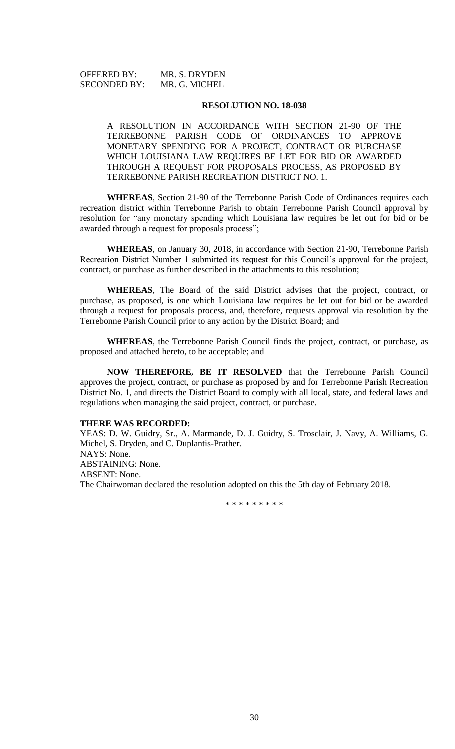OFFERED BY: MR. S. DRYDEN
SECONDED BY: MR. G. MICHEL

**RESOLUTION NO. 18-038**

A RESOLUTION IN ACCORDANCE WITH SECTION 21-90 OF THE TERREBONNE PARISH CODE OF ORDINANCES TO APPROVE MONETARY SPENDING FOR A PROJECT, CONTRACT OR PURCHASE WHICH LOUISIANA LAW REQUIRES BE LET FOR BID OR AWARDED THROUGH A REQUEST FOR PROPOSALS PROCESS, AS PROPOSED BY TERREBONNE PARISH RECREATION DISTRICT NO. 1.

**WHEREAS**, Section 21-90 of the Terrebonne Parish Code of Ordinances requires each recreation district within Terrebonne Parish to obtain Terrebonne Parish Council approval by resolution for "any monetary spending which Louisiana law requires be let out for bid or be awarded through a request for proposals process";

**WHEREAS**, on January 30, 2018, in accordance with Section 21-90, Terrebonne Parish Recreation District Number 1 submitted its request for this Council's approval for the project, contract, or purchase as further described in the attachments to this resolution;

**WHEREAS**, The Board of the said District advises that the project, contract, or purchase, as proposed, is one which Louisiana law requires be let out for bid or be awarded through a request for proposals process, and, therefore, requests approval via resolution by the Terrebonne Parish Council prior to any action by the District Board; and

**WHEREAS**, the Terrebonne Parish Council finds the project, contract, or purchase, as proposed and attached hereto, to be acceptable; and

**NOW THEREFORE, BE IT RESOLVED** that the Terrebonne Parish Council approves the project, contract, or purchase as proposed by and for Terrebonne Parish Recreation District No. 1, and directs the District Board to comply with all local, state, and federal laws and regulations when managing the said project, contract, or purchase.

**THERE WAS RECORDED:**
YEAS: D. W. Guidry, Sr., A. Marmande, D. J. Guidry, S. Trosclair, J. Navy, A. Williams, G. Michel, S. Dryden, and C. Duplantis-Prather.
NAYS: None.
ABSTAINING: None.
ABSENT: None.
The Chairwoman declared the resolution adopted on this the 5th day of February 2018.

\* \* \* \* \* \* \* \* \*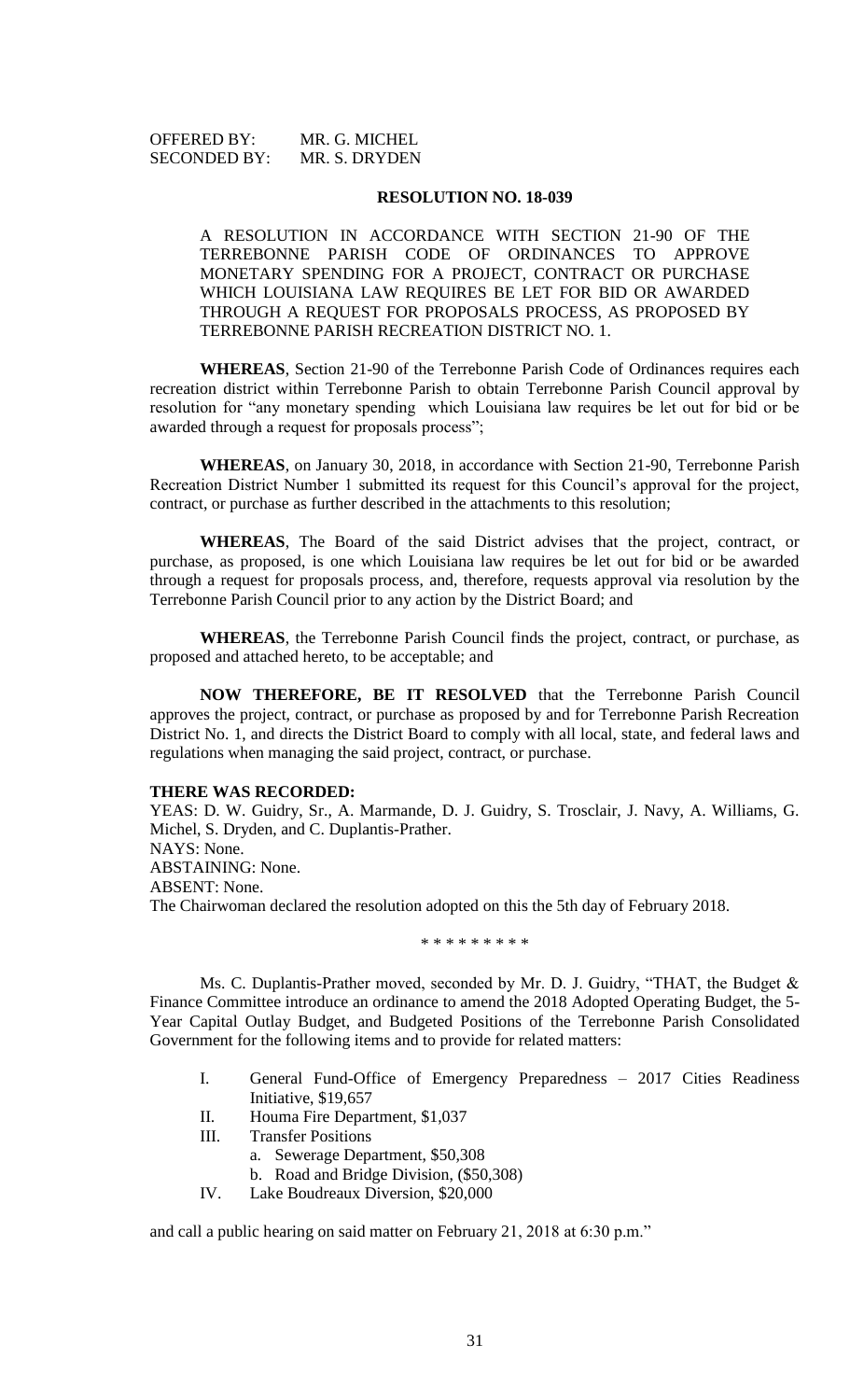OFFERED BY: MR. G. MICHEL
SECONDED BY: MR. S. DRYDEN

**RESOLUTION NO. 18-039**

A RESOLUTION IN ACCORDANCE WITH SECTION 21-90 OF THE TERREBONNE PARISH CODE OF ORDINANCES TO APPROVE MONETARY SPENDING FOR A PROJECT, CONTRACT OR PURCHASE WHICH LOUISIANA LAW REQUIRES BE LET FOR BID OR AWARDED THROUGH A REQUEST FOR PROPOSALS PROCESS, AS PROPOSED BY TERREBONNE PARISH RECREATION DISTRICT NO. 1.

**WHEREAS**, Section 21-90 of the Terrebonne Parish Code of Ordinances requires each recreation district within Terrebonne Parish to obtain Terrebonne Parish Council approval by resolution for "any monetary spending which Louisiana law requires be let out for bid or be awarded through a request for proposals process";

**WHEREAS**, on January 30, 2018, in accordance with Section 21-90, Terrebonne Parish Recreation District Number 1 submitted its request for this Council's approval for the project, contract, or purchase as further described in the attachments to this resolution;

**WHEREAS**, The Board of the said District advises that the project, contract, or purchase, as proposed, is one which Louisiana law requires be let out for bid or be awarded through a request for proposals process, and, therefore, requests approval via resolution by the Terrebonne Parish Council prior to any action by the District Board; and

**WHEREAS**, the Terrebonne Parish Council finds the project, contract, or purchase, as proposed and attached hereto, to be acceptable; and

**NOW THEREFORE, BE IT RESOLVED** that the Terrebonne Parish Council approves the project, contract, or purchase as proposed by and for Terrebonne Parish Recreation District No. 1, and directs the District Board to comply with all local, state, and federal laws and regulations when managing the said project, contract, or purchase.

**THERE WAS RECORDED:**

YEAS: D. W. Guidry, Sr., A. Marmande, D. J. Guidry, S. Trosclair, J. Navy, A. Williams, G. Michel, S. Dryden, and C. Duplantis-Prather.

NAYS: None.

ABSTAINING: None.

ABSENT: None.

The Chairwoman declared the resolution adopted on this the 5th day of February 2018.

\* \* \* \* \* \* \* \* \*

Ms. C. Duplantis-Prather moved, seconded by Mr. D. J. Guidry, "THAT, the Budget & Finance Committee introduce an ordinance to amend the 2018 Adopted Operating Budget, the 5-Year Capital Outlay Budget, and Budgeted Positions of the Terrebonne Parish Consolidated Government for the following items and to provide for related matters:

I. General Fund-Office of Emergency Preparedness – 2017 Cities Readiness Initiative, $19,657

II. Houma Fire Department, $1,037

III. Transfer Positions
   a. Sewerage Department, $50,308
   b. Road and Bridge Division, ($50,308)

IV. Lake Boudreaux Diversion, $20,000

and call a public hearing on said matter on February 21, 2018 at 6:30 p.m."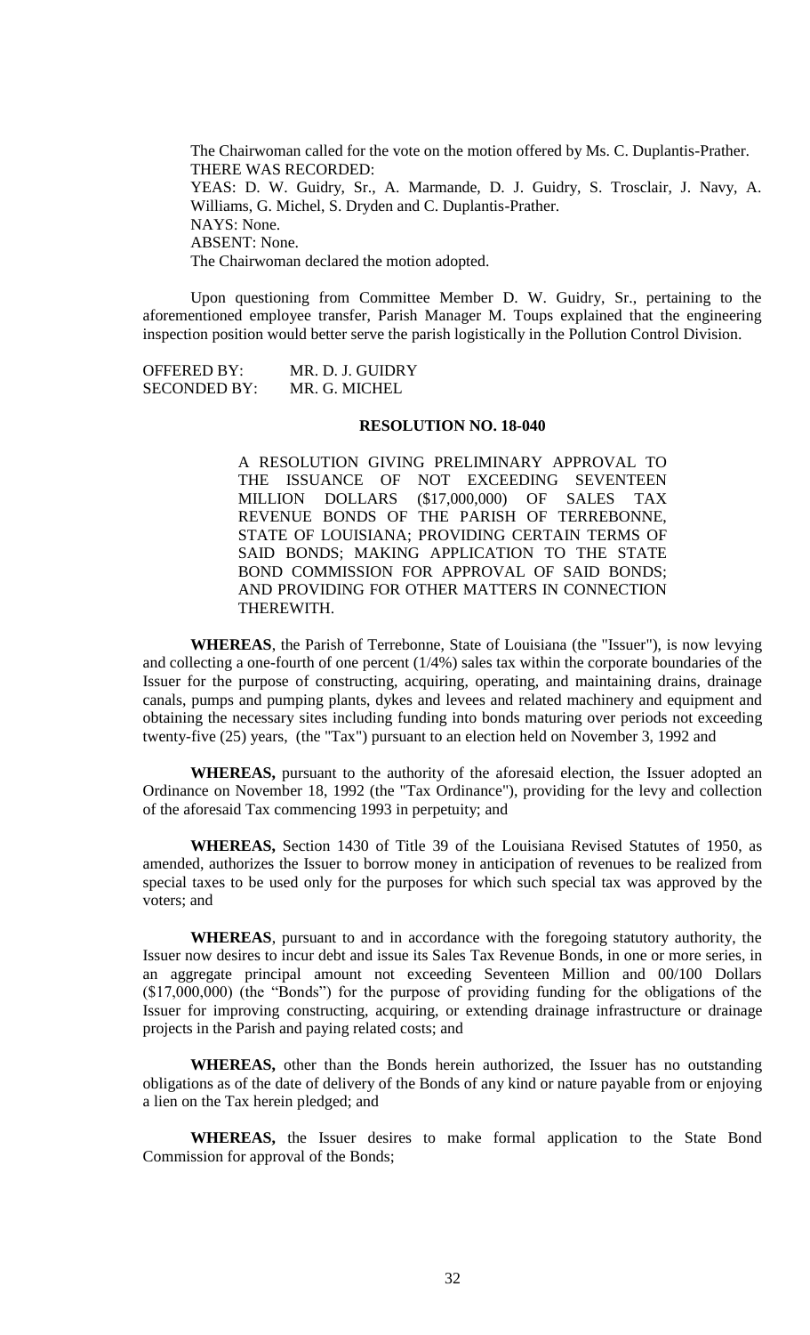The Chairwoman called for the vote on the motion offered by Ms. C. Duplantis-Prather. THERE WAS RECORDED:

YEAS: D. W. Guidry, Sr., A. Marmande, D. J. Guidry, S. Trosclair, J. Navy, A. Williams, G. Michel, S. Dryden and C. Duplantis-Prather.

NAYS: None.

ABSENT: None.

The Chairwoman declared the motion adopted.

Upon questioning from Committee Member D. W. Guidry, Sr., pertaining to the aforementioned employee transfer, Parish Manager M. Toups explained that the engineering inspection position would better serve the parish logistically in the Pollution Control Division.

OFFERED BY: MR. D. J. GUIDRY
SECONDED BY: MR. G. MICHEL

**RESOLUTION NO. 18-040**

A RESOLUTION GIVING PRELIMINARY APPROVAL TO THE ISSUANCE OF NOT EXCEEDING SEVENTEEN MILLION DOLLARS ($17,000,000) OF SALES TAX REVENUE BONDS OF THE PARISH OF TERREBONNE, STATE OF LOUISIANA; PROVIDING CERTAIN TERMS OF SAID BONDS; MAKING APPLICATION TO THE STATE BOND COMMISSION FOR APPROVAL OF SAID BONDS; AND PROVIDING FOR OTHER MATTERS IN CONNECTION THEREWITH.

**WHEREAS**, the Parish of Terrebonne, State of Louisiana (the "Issuer"), is now levying and collecting a one-fourth of one percent (1/4%) sales tax within the corporate boundaries of the Issuer for the purpose of constructing, acquiring, operating, and maintaining drains, drainage canals, pumps and pumping plants, dykes and levees and related machinery and equipment and obtaining the necessary sites including funding into bonds maturing over periods not exceeding twenty-five (25) years, (the "Tax") pursuant to an election held on November 3, 1992 and

**WHEREAS,** pursuant to the authority of the aforesaid election, the Issuer adopted an Ordinance on November 18, 1992 (the "Tax Ordinance"), providing for the levy and collection of the aforesaid Tax commencing 1993 in perpetuity; and

**WHEREAS,** Section 1430 of Title 39 of the Louisiana Revised Statutes of 1950, as amended, authorizes the Issuer to borrow money in anticipation of revenues to be realized from special taxes to be used only for the purposes for which such special tax was approved by the voters; and

**WHEREAS**, pursuant to and in accordance with the foregoing statutory authority, the Issuer now desires to incur debt and issue its Sales Tax Revenue Bonds, in one or more series, in an aggregate principal amount not exceeding Seventeen Million and 00/100 Dollars ($17,000,000) (the "Bonds") for the purpose of providing funding for the obligations of the Issuer for improving constructing, acquiring, or extending drainage infrastructure or drainage projects in the Parish and paying related costs; and

**WHEREAS,** other than the Bonds herein authorized, the Issuer has no outstanding obligations as of the date of delivery of the Bonds of any kind or nature payable from or enjoying a lien on the Tax herein pledged; and

**WHEREAS,** the Issuer desires to make formal application to the State Bond Commission for approval of the Bonds;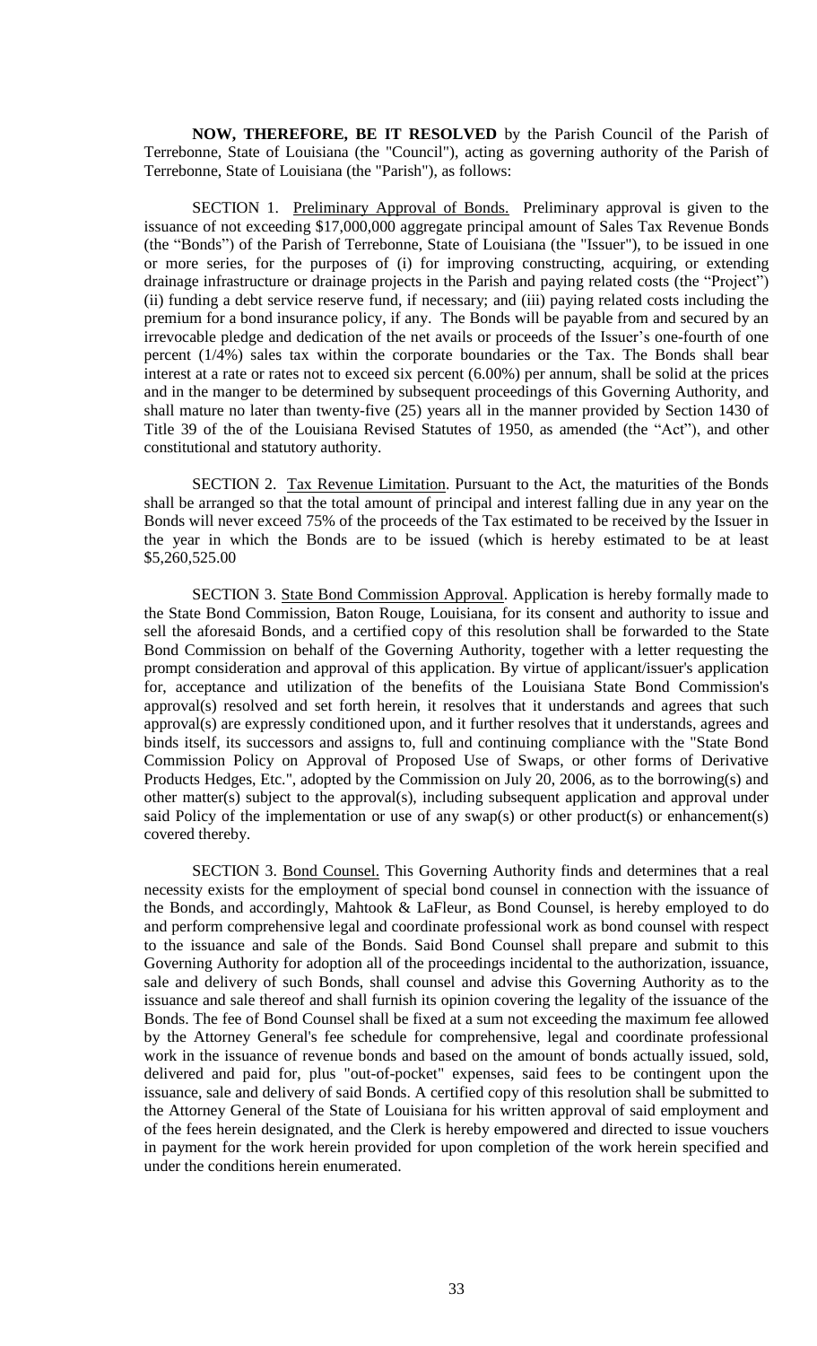**NOW, THEREFORE, BE IT RESOLVED** by the Parish Council of the Parish of Terrebonne, State of Louisiana (the "Council"), acting as governing authority of the Parish of Terrebonne, State of Louisiana (the "Parish"), as follows:

SECTION 1. Preliminary Approval of Bonds. Preliminary approval is given to the issuance of not exceeding $17,000,000 aggregate principal amount of Sales Tax Revenue Bonds (the "Bonds") of the Parish of Terrebonne, State of Louisiana (the "Issuer"), to be issued in one or more series, for the purposes of (i) for improving constructing, acquiring, or extending drainage infrastructure or drainage projects in the Parish and paying related costs (the "Project") (ii) funding a debt service reserve fund, if necessary; and (iii) paying related costs including the premium for a bond insurance policy, if any. The Bonds will be payable from and secured by an irrevocable pledge and dedication of the net avails or proceeds of the Issuer's one-fourth of one percent (1/4%) sales tax within the corporate boundaries or the Tax. The Bonds shall bear interest at a rate or rates not to exceed six percent (6.00%) per annum, shall be solid at the prices and in the manger to be determined by subsequent proceedings of this Governing Authority, and shall mature no later than twenty-five (25) years all in the manner provided by Section 1430 of Title 39 of the of the Louisiana Revised Statutes of 1950, as amended (the "Act"), and other constitutional and statutory authority.

SECTION 2. Tax Revenue Limitation. Pursuant to the Act, the maturities of the Bonds shall be arranged so that the total amount of principal and interest falling due in any year on the Bonds will never exceed 75% of the proceeds of the Tax estimated to be received by the Issuer in the year in which the Bonds are to be issued (which is hereby estimated to be at least $5,260,525.00

SECTION 3. State Bond Commission Approval. Application is hereby formally made to the State Bond Commission, Baton Rouge, Louisiana, for its consent and authority to issue and sell the aforesaid Bonds, and a certified copy of this resolution shall be forwarded to the State Bond Commission on behalf of the Governing Authority, together with a letter requesting the prompt consideration and approval of this application. By virtue of applicant/issuer's application for, acceptance and utilization of the benefits of the Louisiana State Bond Commission's approval(s) resolved and set forth herein, it resolves that it understands and agrees that such approval(s) are expressly conditioned upon, and it further resolves that it understands, agrees and binds itself, its successors and assigns to, full and continuing compliance with the "State Bond Commission Policy on Approval of Proposed Use of Swaps, or other forms of Derivative Products Hedges, Etc.", adopted by the Commission on July 20, 2006, as to the borrowing(s) and other matter(s) subject to the approval(s), including subsequent application and approval under said Policy of the implementation or use of any swap(s) or other product(s) or enhancement(s) covered thereby.

SECTION 3. Bond Counsel. This Governing Authority finds and determines that a real necessity exists for the employment of special bond counsel in connection with the issuance of the Bonds, and accordingly, Mahtook & LaFleur, as Bond Counsel, is hereby employed to do and perform comprehensive legal and coordinate professional work as bond counsel with respect to the issuance and sale of the Bonds. Said Bond Counsel shall prepare and submit to this Governing Authority for adoption all of the proceedings incidental to the authorization, issuance, sale and delivery of such Bonds, shall counsel and advise this Governing Authority as to the issuance and sale thereof and shall furnish its opinion covering the legality of the issuance of the Bonds. The fee of Bond Counsel shall be fixed at a sum not exceeding the maximum fee allowed by the Attorney General's fee schedule for comprehensive, legal and coordinate professional work in the issuance of revenue bonds and based on the amount of bonds actually issued, sold, delivered and paid for, plus "out-of-pocket" expenses, said fees to be contingent upon the issuance, sale and delivery of said Bonds. A certified copy of this resolution shall be submitted to the Attorney General of the State of Louisiana for his written approval of said employment and of the fees herein designated, and the Clerk is hereby empowered and directed to issue vouchers in payment for the work herein provided for upon completion of the work herein specified and under the conditions herein enumerated.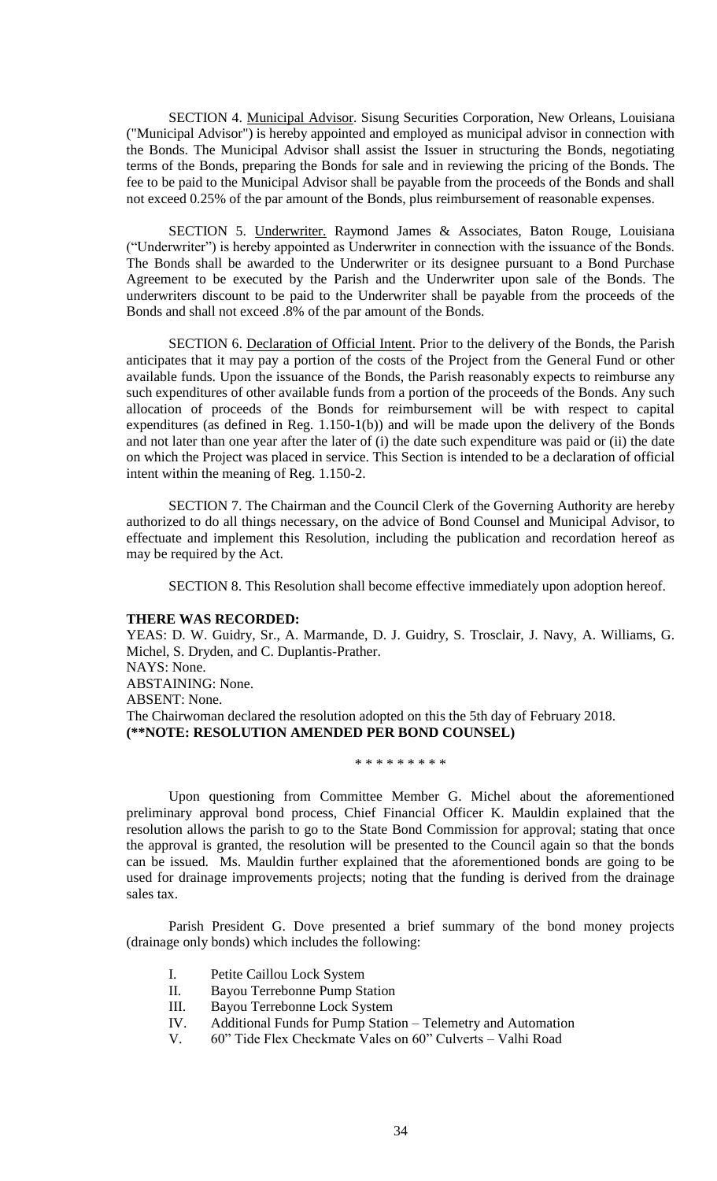SECTION 4. Municipal Advisor. Sisung Securities Corporation, New Orleans, Louisiana ("Municipal Advisor") is hereby appointed and employed as municipal advisor in connection with the Bonds. The Municipal Advisor shall assist the Issuer in structuring the Bonds, negotiating terms of the Bonds, preparing the Bonds for sale and in reviewing the pricing of the Bonds. The fee to be paid to the Municipal Advisor shall be payable from the proceeds of the Bonds and shall not exceed 0.25% of the par amount of the Bonds, plus reimbursement of reasonable expenses.

SECTION 5. Underwriter. Raymond James & Associates, Baton Rouge, Louisiana ("Underwriter") is hereby appointed as Underwriter in connection with the issuance of the Bonds. The Bonds shall be awarded to the Underwriter or its designee pursuant to a Bond Purchase Agreement to be executed by the Parish and the Underwriter upon sale of the Bonds. The underwriters discount to be paid to the Underwriter shall be payable from the proceeds of the Bonds and shall not exceed .8% of the par amount of the Bonds.

SECTION 6. Declaration of Official Intent. Prior to the delivery of the Bonds, the Parish anticipates that it may pay a portion of the costs of the Project from the General Fund or other available funds. Upon the issuance of the Bonds, the Parish reasonably expects to reimburse any such expenditures of other available funds from a portion of the proceeds of the Bonds. Any such allocation of proceeds of the Bonds for reimbursement will be with respect to capital expenditures (as defined in Reg. 1.150-1(b)) and will be made upon the delivery of the Bonds and not later than one year after the later of (i) the date such expenditure was paid or (ii) the date on which the Project was placed in service. This Section is intended to be a declaration of official intent within the meaning of Reg. 1.150-2.

SECTION 7. The Chairman and the Council Clerk of the Governing Authority are hereby authorized to do all things necessary, on the advice of Bond Counsel and Municipal Advisor, to effectuate and implement this Resolution, including the publication and recordation hereof as may be required by the Act.

SECTION 8. This Resolution shall become effective immediately upon adoption hereof.

**THERE WAS RECORDED:**

YEAS: D. W. Guidry, Sr., A. Marmande, D. J. Guidry, S. Trosclair, J. Navy, A. Williams, G. Michel, S. Dryden, and C. Duplantis-Prather.

NAYS: None.

ABSTAINING: None.

ABSENT: None.

The Chairwoman declared the resolution adopted on this the 5th day of February 2018.

**(**NOTE: RESOLUTION AMENDED PER BOND COUNSEL)**

\* \* \* \* \* \* \* \* \*

Upon questioning from Committee Member G. Michel about the aforementioned preliminary approval bond process, Chief Financial Officer K. Mauldin explained that the resolution allows the parish to go to the State Bond Commission for approval; stating that once the approval is granted, the resolution will be presented to the Council again so that the bonds can be issued. Ms. Mauldin further explained that the aforementioned bonds are going to be used for drainage improvements projects; noting that the funding is derived from the drainage sales tax.

Parish President G. Dove presented a brief summary of the bond money projects (drainage only bonds) which includes the following:

I. Petite Caillou Lock System
II. Bayou Terrebonne Pump Station
III. Bayou Terrebonne Lock System
IV. Additional Funds for Pump Station – Telemetry and Automation
V. 60" Tide Flex Checkmate Vales on 60" Culverts – Valhi Road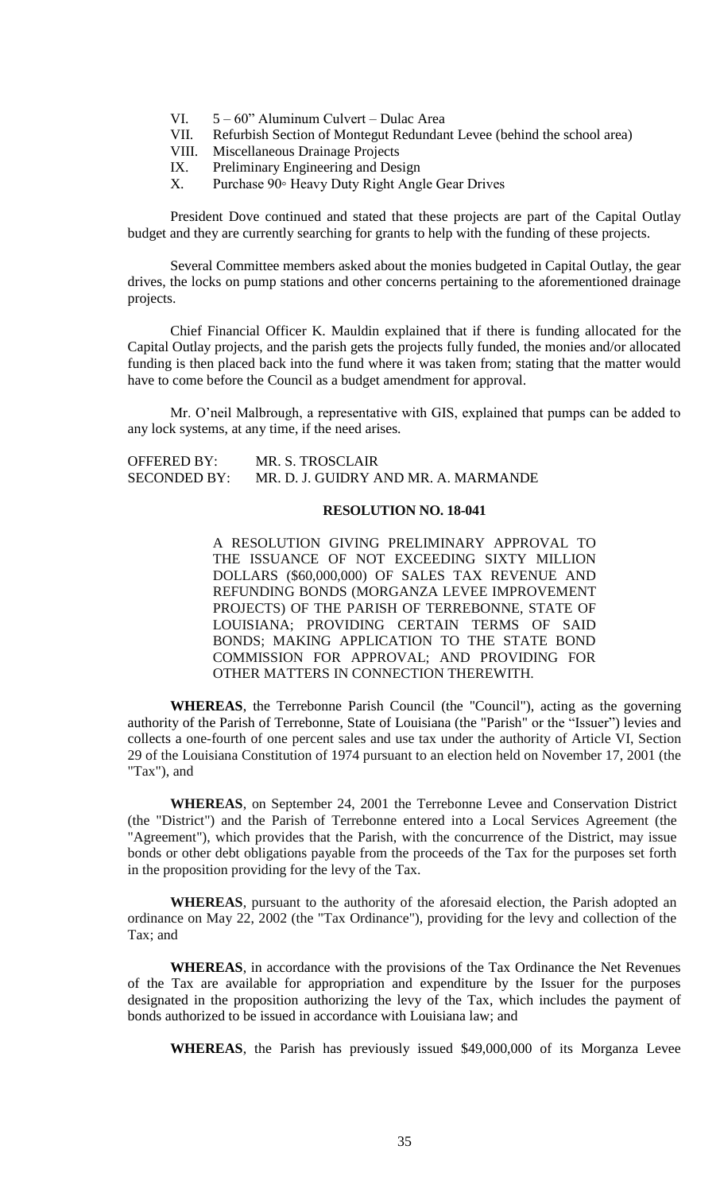VI. 5 – 60" Aluminum Culvert – Dulac Area
VII. Refurbish Section of Montegut Redundant Levee (behind the school area)
VIII. Miscellaneous Drainage Projects
IX. Preliminary Engineering and Design
X. Purchase 90◦ Heavy Duty Right Angle Gear Drives

President Dove continued and stated that these projects are part of the Capital Outlay budget and they are currently searching for grants to help with the funding of these projects.

Several Committee members asked about the monies budgeted in Capital Outlay, the gear drives, the locks on pump stations and other concerns pertaining to the aforementioned drainage projects.

Chief Financial Officer K. Mauldin explained that if there is funding allocated for the Capital Outlay projects, and the parish gets the projects fully funded, the monies and/or allocated funding is then placed back into the fund where it was taken from; stating that the matter would have to come before the Council as a budget amendment for approval.

Mr. O'neil Malbrough, a representative with GIS, explained that pumps can be added to any lock systems, at any time, if the need arises.

OFFERED BY: MR. S. TROSCLAIR
SECONDED BY: MR. D. J. GUIDRY AND MR. A. MARMANDE

**RESOLUTION NO. 18-041**

A RESOLUTION GIVING PRELIMINARY APPROVAL TO THE ISSUANCE OF NOT EXCEEDING SIXTY MILLION DOLLARS ($60,000,000) OF SALES TAX REVENUE AND REFUNDING BONDS (MORGANZA LEVEE IMPROVEMENT PROJECTS) OF THE PARISH OF TERREBONNE, STATE OF LOUISIANA; PROVIDING CERTAIN TERMS OF SAID BONDS; MAKING APPLICATION TO THE STATE BOND COMMISSION FOR APPROVAL; AND PROVIDING FOR OTHER MATTERS IN CONNECTION THEREWITH.

**WHEREAS**, the Terrebonne Parish Council (the "Council"), acting as the governing authority of the Parish of Terrebonne, State of Louisiana (the "Parish" or the "Issuer") levies and collects a one-fourth of one percent sales and use tax under the authority of Article VI, Section 29 of the Louisiana Constitution of 1974 pursuant to an election held on November 17, 2001 (the "Tax"), and

**WHEREAS**, on September 24, 2001 the Terrebonne Levee and Conservation District (the "District") and the Parish of Terrebonne entered into a Local Services Agreement (the "Agreement"), which provides that the Parish, with the concurrence of the District, may issue bonds or other debt obligations payable from the proceeds of the Tax for the purposes set forth in the proposition providing for the levy of the Tax.

**WHEREAS**, pursuant to the authority of the aforesaid election, the Parish adopted an ordinance on May 22, 2002 (the "Tax Ordinance"), providing for the levy and collection of the Tax; and

**WHEREAS**, in accordance with the provisions of the Tax Ordinance the Net Revenues of the Tax are available for appropriation and expenditure by the Issuer for the purposes designated in the proposition authorizing the levy of the Tax, which includes the payment of bonds authorized to be issued in accordance with Louisiana law; and

**WHEREAS**, the Parish has previously issued $49,000,000 of its Morganza Levee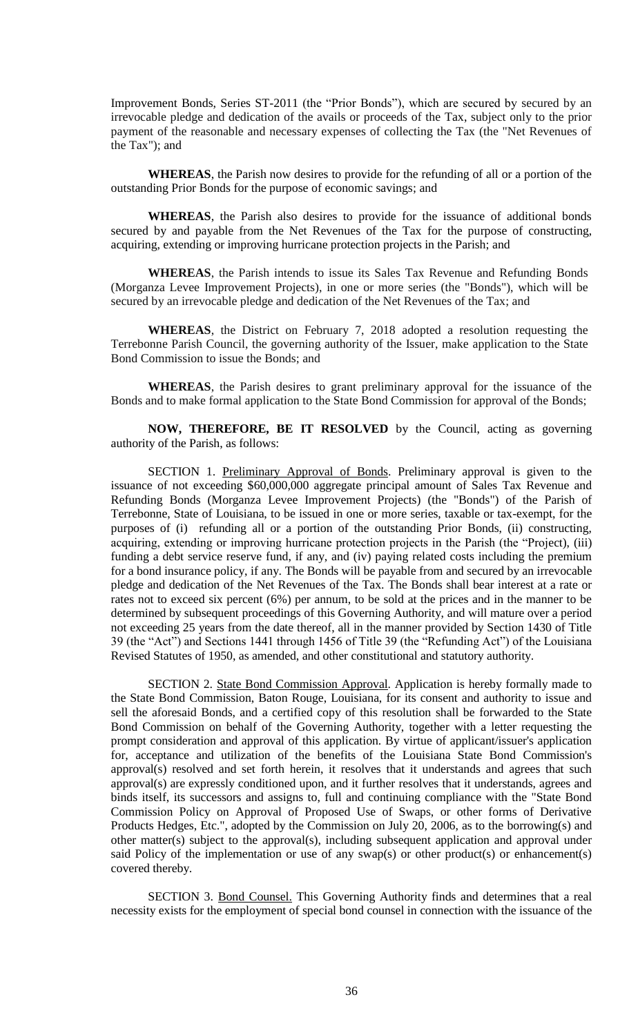Improvement Bonds, Series ST-2011 (the "Prior Bonds"), which are secured by secured by an irrevocable pledge and dedication of the avails or proceeds of the Tax, subject only to the prior payment of the reasonable and necessary expenses of collecting the Tax (the "Net Revenues of the Tax"); and

**WHEREAS**, the Parish now desires to provide for the refunding of all or a portion of the outstanding Prior Bonds for the purpose of economic savings; and

**WHEREAS**, the Parish also desires to provide for the issuance of additional bonds secured by and payable from the Net Revenues of the Tax for the purpose of constructing, acquiring, extending or improving hurricane protection projects in the Parish; and

**WHEREAS**, the Parish intends to issue its Sales Tax Revenue and Refunding Bonds (Morganza Levee Improvement Projects), in one or more series (the "Bonds"), which will be secured by an irrevocable pledge and dedication of the Net Revenues of the Tax; and

**WHEREAS**, the District on February 7, 2018 adopted a resolution requesting the Terrebonne Parish Council, the governing authority of the Issuer, make application to the State Bond Commission to issue the Bonds; and

**WHEREAS**, the Parish desires to grant preliminary approval for the issuance of the Bonds and to make formal application to the State Bond Commission for approval of the Bonds;

**NOW, THEREFORE, BE IT RESOLVED** by the Council, acting as governing authority of the Parish, as follows:

SECTION 1. Preliminary Approval of Bonds. Preliminary approval is given to the issuance of not exceeding $60,000,000 aggregate principal amount of Sales Tax Revenue and Refunding Bonds (Morganza Levee Improvement Projects) (the "Bonds") of the Parish of Terrebonne, State of Louisiana, to be issued in one or more series, taxable or tax-exempt, for the purposes of (i) refunding all or a portion of the outstanding Prior Bonds, (ii) constructing, acquiring, extending or improving hurricane protection projects in the Parish (the "Project), (iii) funding a debt service reserve fund, if any, and (iv) paying related costs including the premium for a bond insurance policy, if any. The Bonds will be payable from and secured by an irrevocable pledge and dedication of the Net Revenues of the Tax. The Bonds shall bear interest at a rate or rates not to exceed six percent (6%) per annum, to be sold at the prices and in the manner to be determined by subsequent proceedings of this Governing Authority, and will mature over a period not exceeding 25 years from the date thereof, all in the manner provided by Section 1430 of Title 39 (the "Act") and Sections 1441 through 1456 of Title 39 (the "Refunding Act") of the Louisiana Revised Statutes of 1950, as amended, and other constitutional and statutory authority.

SECTION 2. State Bond Commission Approval. Application is hereby formally made to the State Bond Commission, Baton Rouge, Louisiana, for its consent and authority to issue and sell the aforesaid Bonds, and a certified copy of this resolution shall be forwarded to the State Bond Commission on behalf of the Governing Authority, together with a letter requesting the prompt consideration and approval of this application. By virtue of applicant/issuer's application for, acceptance and utilization of the benefits of the Louisiana State Bond Commission's approval(s) resolved and set forth herein, it resolves that it understands and agrees that such approval(s) are expressly conditioned upon, and it further resolves that it understands, agrees and binds itself, its successors and assigns to, full and continuing compliance with the "State Bond Commission Policy on Approval of Proposed Use of Swaps, or other forms of Derivative Products Hedges, Etc.", adopted by the Commission on July 20, 2006, as to the borrowing(s) and other matter(s) subject to the approval(s), including subsequent application and approval under said Policy of the implementation or use of any swap(s) or other product(s) or enhancement(s) covered thereby.

SECTION 3. Bond Counsel. This Governing Authority finds and determines that a real necessity exists for the employment of special bond counsel in connection with the issuance of the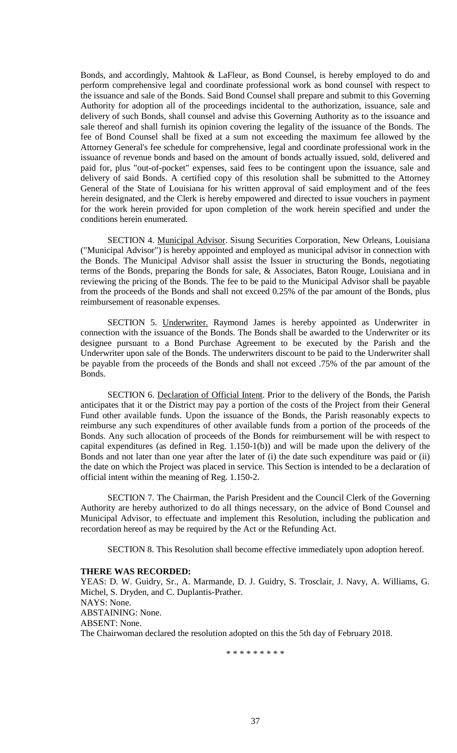Bonds, and accordingly, Mahtook & LaFleur, as Bond Counsel, is hereby employed to do and perform comprehensive legal and coordinate professional work as bond counsel with respect to the issuance and sale of the Bonds. Said Bond Counsel shall prepare and submit to this Governing Authority for adoption all of the proceedings incidental to the authorization, issuance, sale and delivery of such Bonds, shall counsel and advise this Governing Authority as to the issuance and sale thereof and shall furnish its opinion covering the legality of the issuance of the Bonds. The fee of Bond Counsel shall be fixed at a sum not exceeding the maximum fee allowed by the Attorney General's fee schedule for comprehensive, legal and coordinate professional work in the issuance of revenue bonds and based on the amount of bonds actually issued, sold, delivered and paid for, plus "out-of-pocket" expenses, said fees to be contingent upon the issuance, sale and delivery of said Bonds. A certified copy of this resolution shall be submitted to the Attorney General of the State of Louisiana for his written approval of said employment and of the fees herein designated, and the Clerk is hereby empowered and directed to issue vouchers in payment for the work herein provided for upon completion of the work herein specified and under the conditions herein enumerated.

SECTION 4. Municipal Advisor. Sisung Securities Corporation, New Orleans, Louisiana ("Municipal Advisor") is hereby appointed and employed as municipal advisor in connection with the Bonds. The Municipal Advisor shall assist the Issuer in structuring the Bonds, negotiating terms of the Bonds, preparing the Bonds for sale, & Associates, Baton Rouge, Louisiana and in reviewing the pricing of the Bonds. The fee to be paid to the Municipal Advisor shall be payable from the proceeds of the Bonds and shall not exceed 0.25% of the par amount of the Bonds, plus reimbursement of reasonable expenses.

SECTION 5. Underwriter. Raymond James is hereby appointed as Underwriter in connection with the issuance of the Bonds. The Bonds shall be awarded to the Underwriter or its designee pursuant to a Bond Purchase Agreement to be executed by the Parish and the Underwriter upon sale of the Bonds. The underwriters discount to be paid to the Underwriter shall be payable from the proceeds of the Bonds and shall not exceed .75% of the par amount of the Bonds.

SECTION 6. Declaration of Official Intent. Prior to the delivery of the Bonds, the Parish anticipates that it or the District may pay a portion of the costs of the Project from their General Fund other available funds. Upon the issuance of the Bonds, the Parish reasonably expects to reimburse any such expenditures of other available funds from a portion of the proceeds of the Bonds. Any such allocation of proceeds of the Bonds for reimbursement will be with respect to capital expenditures (as defined in Reg. 1.150-1(b)) and will be made upon the delivery of the Bonds and not later than one year after the later of (i) the date such expenditure was paid or (ii) the date on which the Project was placed in service. This Section is intended to be a declaration of official intent within the meaning of Reg. 1.150-2.

SECTION 7. The Chairman, the Parish President and the Council Clerk of the Governing Authority are hereby authorized to do all things necessary, on the advice of Bond Counsel and Municipal Advisor, to effectuate and implement this Resolution, including the publication and recordation hereof as may be required by the Act or the Refunding Act.

SECTION 8. This Resolution shall become effective immediately upon adoption hereof.

**THERE WAS RECORDED:**
YEAS: D. W. Guidry, Sr., A. Marmande, D. J. Guidry, S. Trosclair, J. Navy, A. Williams, G. Michel, S. Dryden, and C. Duplantis-Prather.
NAYS: None.
ABSTAINING: None.
ABSENT: None.
The Chairwoman declared the resolution adopted on this the 5th day of February 2018.

\* \* \* \* \* \* \* \* \*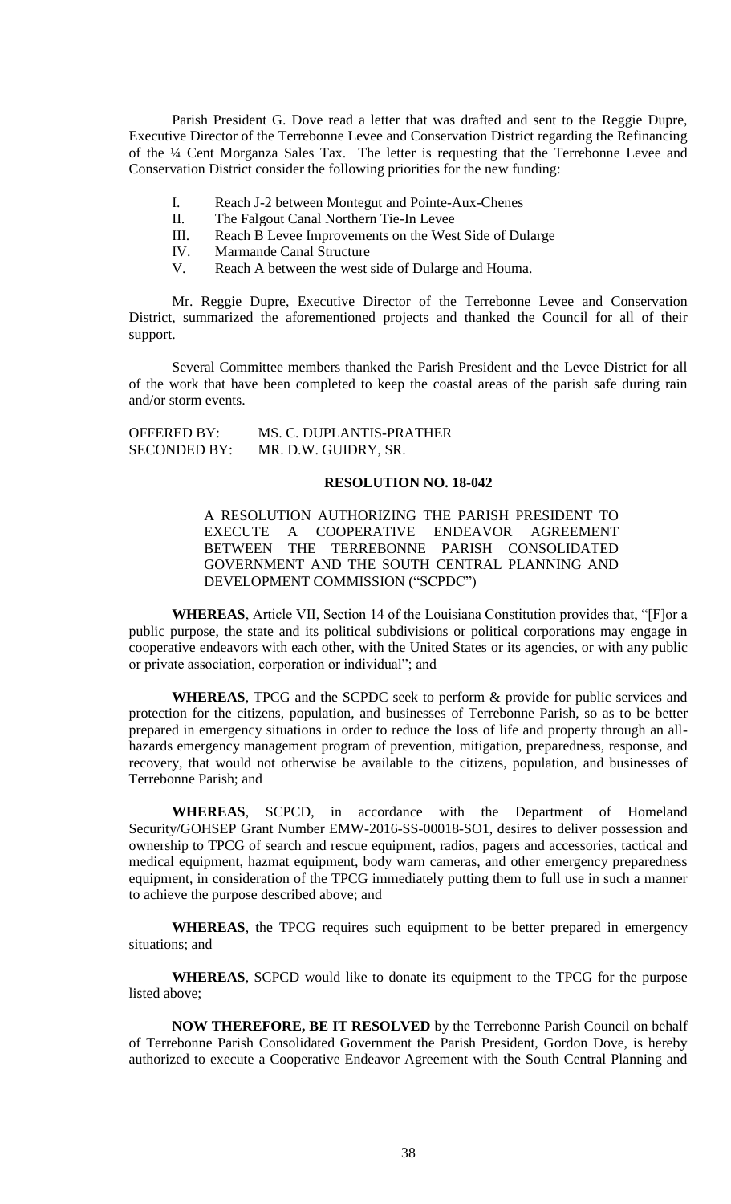Parish President G. Dove read a letter that was drafted and sent to the Reggie Dupre, Executive Director of the Terrebonne Levee and Conservation District regarding the Refinancing of the ¼ Cent Morganza Sales Tax. The letter is requesting that the Terrebonne Levee and Conservation District consider the following priorities for the new funding:

I. Reach J-2 between Montegut and Pointe-Aux-Chenes
II. The Falgout Canal Northern Tie-In Levee
III. Reach B Levee Improvements on the West Side of Dularge
IV. Marmande Canal Structure
V. Reach A between the west side of Dularge and Houma.

Mr. Reggie Dupre, Executive Director of the Terrebonne Levee and Conservation District, summarized the aforementioned projects and thanked the Council for all of their support.

Several Committee members thanked the Parish President and the Levee District for all of the work that have been completed to keep the coastal areas of the parish safe during rain and/or storm events.

OFFERED BY: MS. C. DUPLANTIS-PRATHER
SECONDED BY: MR. D.W. GUIDRY, SR.

**RESOLUTION NO. 18-042**

A RESOLUTION AUTHORIZING THE PARISH PRESIDENT TO EXECUTE A COOPERATIVE ENDEAVOR AGREEMENT BETWEEN THE TERREBONNE PARISH CONSOLIDATED GOVERNMENT AND THE SOUTH CENTRAL PLANNING AND DEVELOPMENT COMMISSION ("SCPDC")

**WHEREAS**, Article VII, Section 14 of the Louisiana Constitution provides that, "[F]or a public purpose, the state and its political subdivisions or political corporations may engage in cooperative endeavors with each other, with the United States or its agencies, or with any public or private association, corporation or individual"; and

**WHEREAS**, TPCG and the SCPDC seek to perform & provide for public services and protection for the citizens, population, and businesses of Terrebonne Parish, so as to be better prepared in emergency situations in order to reduce the loss of life and property through an all-hazards emergency management program of prevention, mitigation, preparedness, response, and recovery, that would not otherwise be available to the citizens, population, and businesses of Terrebonne Parish; and

**WHEREAS**, SCPCD, in accordance with the Department of Homeland Security/GOHSEP Grant Number EMW-2016-SS-00018-SO1, desires to deliver possession and ownership to TPCG of search and rescue equipment, radios, pagers and accessories, tactical and medical equipment, hazmat equipment, body warn cameras, and other emergency preparedness equipment, in consideration of the TPCG immediately putting them to full use in such a manner to achieve the purpose described above; and

**WHEREAS**, the TPCG requires such equipment to be better prepared in emergency situations; and

**WHEREAS**, SCPCD would like to donate its equipment to the TPCG for the purpose listed above;

**NOW THEREFORE, BE IT RESOLVED** by the Terrebonne Parish Council on behalf of Terrebonne Parish Consolidated Government the Parish President, Gordon Dove, is hereby authorized to execute a Cooperative Endeavor Agreement with the South Central Planning and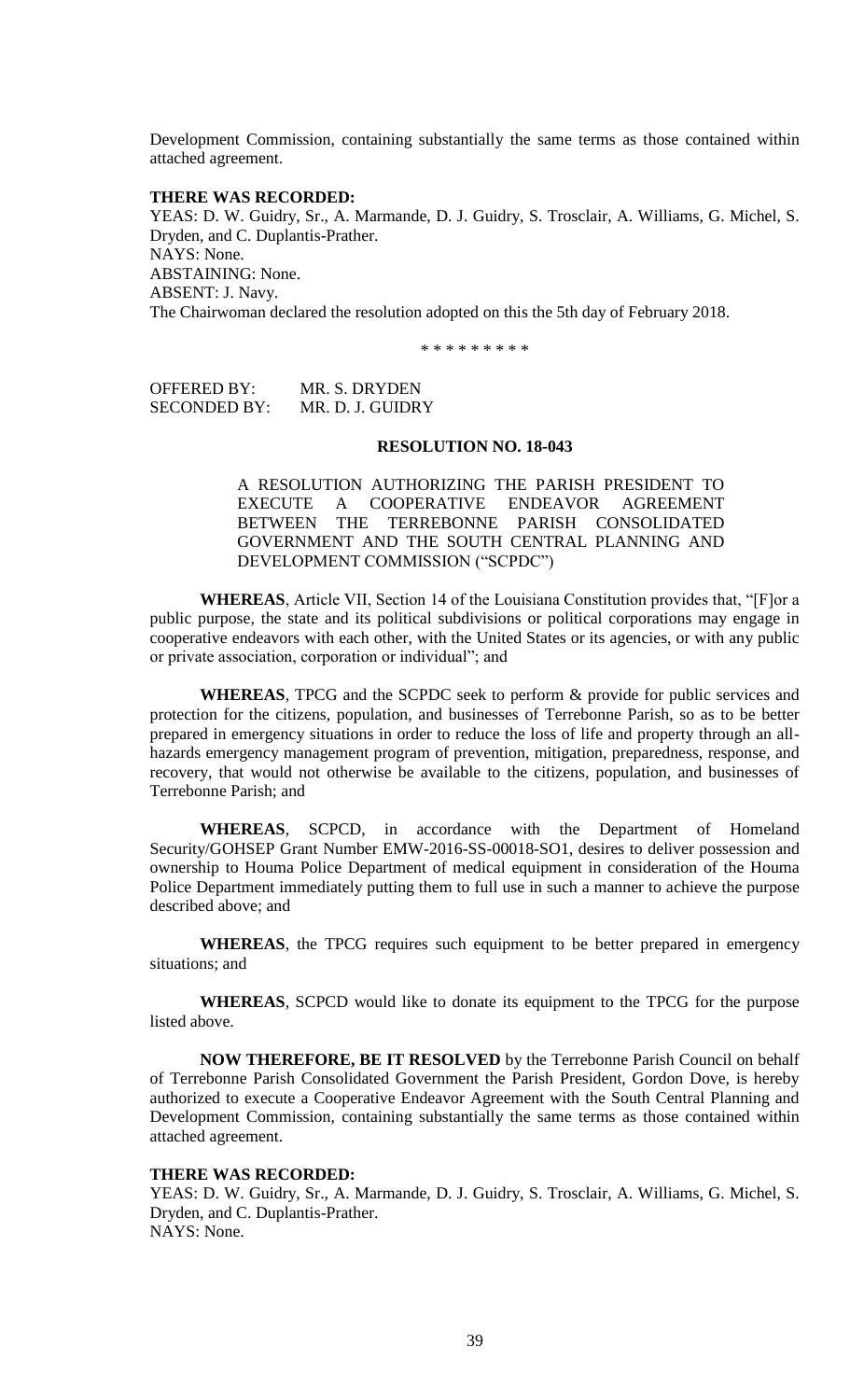Development Commission, containing substantially the same terms as those contained within attached agreement.

**THERE WAS RECORDED:**
YEAS: D. W. Guidry, Sr., A. Marmande, D. J. Guidry, S. Trosclair, A. Williams, G. Michel, S. Dryden, and C. Duplantis-Prather.
NAYS: None.
ABSTAINING: None.
ABSENT: J. Navy.
The Chairwoman declared the resolution adopted on this the 5th day of February 2018.

\* \* \* \* \* \* \* \* \*

OFFERED BY: MR. S. DRYDEN
SECONDED BY: MR. D. J. GUIDRY

**RESOLUTION NO. 18-043**

A RESOLUTION AUTHORIZING THE PARISH PRESIDENT TO EXECUTE A COOPERATIVE ENDEAVOR AGREEMENT BETWEEN THE TERREBONNE PARISH CONSOLIDATED GOVERNMENT AND THE SOUTH CENTRAL PLANNING AND DEVELOPMENT COMMISSION ("SCPDC")

**WHEREAS**, Article VII, Section 14 of the Louisiana Constitution provides that, "[F]or a public purpose, the state and its political subdivisions or political corporations may engage in cooperative endeavors with each other, with the United States or its agencies, or with any public or private association, corporation or individual"; and

**WHEREAS**, TPCG and the SCPDC seek to perform & provide for public services and protection for the citizens, population, and businesses of Terrebonne Parish, so as to be better prepared in emergency situations in order to reduce the loss of life and property through an all-hazards emergency management program of prevention, mitigation, preparedness, response, and recovery, that would not otherwise be available to the citizens, population, and businesses of Terrebonne Parish; and

**WHEREAS**, SCPCD, in accordance with the Department of Homeland Security/GOHSEP Grant Number EMW-2016-SS-00018-SO1, desires to deliver possession and ownership to Houma Police Department of medical equipment in consideration of the Houma Police Department immediately putting them to full use in such a manner to achieve the purpose described above; and

**WHEREAS**, the TPCG requires such equipment to be better prepared in emergency situations; and

**WHEREAS**, SCPCD would like to donate its equipment to the TPCG for the purpose listed above.

**NOW THEREFORE, BE IT RESOLVED** by the Terrebonne Parish Council on behalf of Terrebonne Parish Consolidated Government the Parish President, Gordon Dove, is hereby authorized to execute a Cooperative Endeavor Agreement with the South Central Planning and Development Commission, containing substantially the same terms as those contained within attached agreement.

**THERE WAS RECORDED:**
YEAS: D. W. Guidry, Sr., A. Marmande, D. J. Guidry, S. Trosclair, A. Williams, G. Michel, S. Dryden, and C. Duplantis-Prather.
NAYS: None.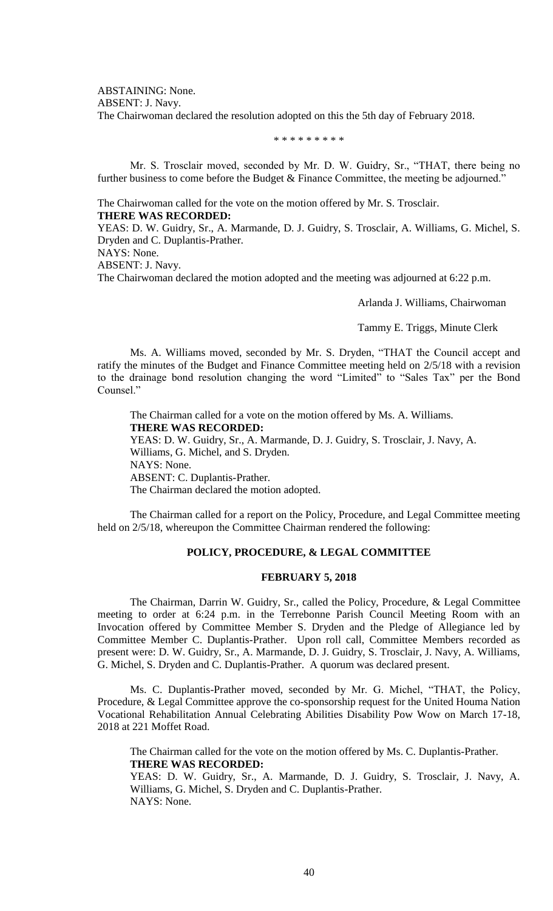ABSTAINING: None.
ABSENT: J. Navy.
The Chairwoman declared the resolution adopted on this the 5th day of February 2018.

\* \* \* \* \* \* \* \* \*

Mr. S. Trosclair moved, seconded by Mr. D. W. Guidry, Sr., "THAT, there being no further business to come before the Budget & Finance Committee, the meeting be adjourned."

The Chairwoman called for the vote on the motion offered by Mr. S. Trosclair.
**THERE WAS RECORDED:**
YEAS: D. W. Guidry, Sr., A. Marmande, D. J. Guidry, S. Trosclair, A. Williams, G. Michel, S. Dryden and C. Duplantis-Prather.
NAYS: None.
ABSENT: J. Navy.
The Chairwoman declared the motion adopted and the meeting was adjourned at 6:22 p.m.

Arlanda J. Williams, Chairwoman

Tammy E. Triggs, Minute Clerk

Ms. A. Williams moved, seconded by Mr. S. Dryden, "THAT the Council accept and ratify the minutes of the Budget and Finance Committee meeting held on 2/5/18 with a revision to the drainage bond resolution changing the word "Limited" to "Sales Tax" per the Bond Counsel."

The Chairman called for a vote on the motion offered by Ms. A. Williams.
**THERE WAS RECORDED:**
YEAS: D. W. Guidry, Sr., A. Marmande, D. J. Guidry, S. Trosclair, J. Navy, A. Williams, G. Michel, and S. Dryden.
NAYS: None.
ABSENT: C. Duplantis-Prather.
The Chairman declared the motion adopted.

The Chairman called for a report on the Policy, Procedure, and Legal Committee meeting held on 2/5/18, whereupon the Committee Chairman rendered the following:

## POLICY, PROCEDURE, & LEGAL COMMITTEE

### FEBRUARY 5, 2018

The Chairman, Darrin W. Guidry, Sr., called the Policy, Procedure, & Legal Committee meeting to order at 6:24 p.m. in the Terrebonne Parish Council Meeting Room with an Invocation offered by Committee Member S. Dryden and the Pledge of Allegiance led by Committee Member C. Duplantis-Prather. Upon roll call, Committee Members recorded as present were: D. W. Guidry, Sr., A. Marmande, D. J. Guidry, S. Trosclair, J. Navy, A. Williams, G. Michel, S. Dryden and C. Duplantis-Prather. A quorum was declared present.

Ms. C. Duplantis-Prather moved, seconded by Mr. G. Michel, "THAT, the Policy, Procedure, & Legal Committee approve the co-sponsorship request for the United Houma Nation Vocational Rehabilitation Annual Celebrating Abilities Disability Pow Wow on March 17-18, 2018 at 221 Moffet Road.

The Chairman called for the vote on the motion offered by Ms. C. Duplantis-Prather.
**THERE WAS RECORDED:**
YEAS: D. W. Guidry, Sr., A. Marmande, D. J. Guidry, S. Trosclair, J. Navy, A. Williams, G. Michel, S. Dryden and C. Duplantis-Prather.
NAYS: None.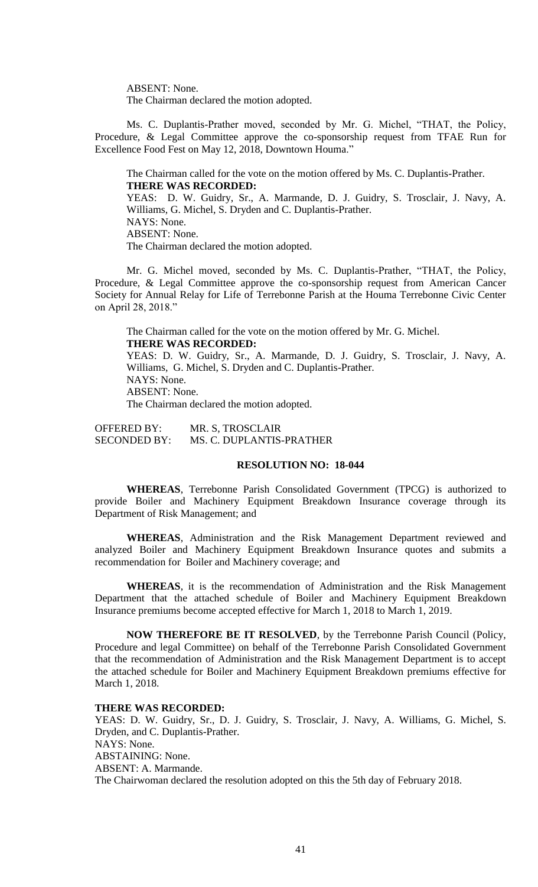ABSENT: None.
The Chairman declared the motion adopted.

Ms. C. Duplantis-Prather moved, seconded by Mr. G. Michel, "THAT, the Policy, Procedure, & Legal Committee approve the co-sponsorship request from TFAE Run for Excellence Food Fest on May 12, 2018, Downtown Houma."

The Chairman called for the vote on the motion offered by Ms. C. Duplantis-Prather.
**THERE WAS RECORDED:**
YEAS: D. W. Guidry, Sr., A. Marmande, D. J. Guidry, S. Trosclair, J. Navy, A. Williams, G. Michel, S. Dryden and C. Duplantis-Prather.
NAYS: None.
ABSENT: None.
The Chairman declared the motion adopted.

Mr. G. Michel moved, seconded by Ms. C. Duplantis-Prather, "THAT, the Policy, Procedure, & Legal Committee approve the co-sponsorship request from American Cancer Society for Annual Relay for Life of Terrebonne Parish at the Houma Terrebonne Civic Center on April 28, 2018."

The Chairman called for the vote on the motion offered by Mr. G. Michel.
**THERE WAS RECORDED:**
YEAS: D. W. Guidry, Sr., A. Marmande, D. J. Guidry, S. Trosclair, J. Navy, A. Williams, G. Michel, S. Dryden and C. Duplantis-Prather.
NAYS: None.
ABSENT: None.
The Chairman declared the motion adopted.

OFFERED BY: MR. S, TROSCLAIR
SECONDED BY: MS. C. DUPLANTIS-PRATHER

**RESOLUTION NO: 18-044**

**WHEREAS**, Terrebonne Parish Consolidated Government (TPCG) is authorized to provide Boiler and Machinery Equipment Breakdown Insurance coverage through its Department of Risk Management; and

**WHEREAS**, Administration and the Risk Management Department reviewed and analyzed Boiler and Machinery Equipment Breakdown Insurance quotes and submits a recommendation for Boiler and Machinery coverage; and

**WHEREAS**, it is the recommendation of Administration and the Risk Management Department that the attached schedule of Boiler and Machinery Equipment Breakdown Insurance premiums become accepted effective for March 1, 2018 to March 1, 2019.

**NOW THEREFORE BE IT RESOLVED**, by the Terrebonne Parish Council (Policy, Procedure and legal Committee) on behalf of the Terrebonne Parish Consolidated Government that the recommendation of Administration and the Risk Management Department is to accept the attached schedule for Boiler and Machinery Equipment Breakdown premiums effective for March 1, 2018.

**THERE WAS RECORDED:**
YEAS: D. W. Guidry, Sr., D. J. Guidry, S. Trosclair, J. Navy, A. Williams, G. Michel, S. Dryden, and C. Duplantis-Prather.
NAYS: None.
ABSTAINING: None.
ABSENT: A. Marmande.
The Chairwoman declared the resolution adopted on this the 5th day of February 2018.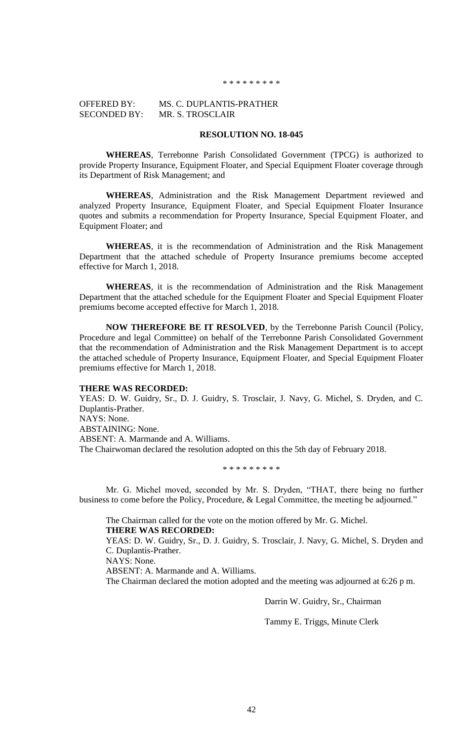\* \* \* \* \* \* \* \* \*

OFFERED BY: MS. C. DUPLANTIS-PRATHER
SECONDED BY: MR. S. TROSCLAIR

**RESOLUTION NO. 18-045**

**WHEREAS**, Terrebonne Parish Consolidated Government (TPCG) is authorized to provide Property Insurance, Equipment Floater, and Special Equipment Floater coverage through its Department of Risk Management; and

**WHEREAS**, Administration and the Risk Management Department reviewed and analyzed Property Insurance, Equipment Floater, and Special Equipment Floater Insurance quotes and submits a recommendation for Property Insurance, Special Equipment Floater, and Equipment Floater; and

**WHEREAS**, it is the recommendation of Administration and the Risk Management Department that the attached schedule of Property Insurance premiums become accepted effective for March 1, 2018.

**WHEREAS**, it is the recommendation of Administration and the Risk Management Department that the attached schedule for the Equipment Floater and Special Equipment Floater premiums become accepted effective for March 1, 2018.

**NOW THEREFORE BE IT RESOLVED**, by the Terrebonne Parish Council (Policy, Procedure and legal Committee) on behalf of the Terrebonne Parish Consolidated Government that the recommendation of Administration and the Risk Management Department is to accept the attached schedule of Property Insurance, Equipment Floater, and Special Equipment Floater premiums effective for March 1, 2018.

**THERE WAS RECORDED:**
YEAS: D. W. Guidry, Sr., D. J. Guidry, S. Trosclair, J. Navy, G. Michel, S. Dryden, and C. Duplantis-Prather.
NAYS: None.
ABSTAINING: None.
ABSENT: A. Marmande and A. Williams.
The Chairwoman declared the resolution adopted on this the 5th day of February 2018.

\* \* \* \* \* \* \* \* \*

Mr. G. Michel moved, seconded by Mr. S. Dryden, "THAT, there being no further business to come before the Policy, Procedure, & Legal Committee, the meeting be adjourned."

The Chairman called for the vote on the motion offered by Mr. G. Michel.
**THERE WAS RECORDED:**
YEAS: D. W. Guidry, Sr., D. J. Guidry, S. Trosclair, J. Navy, G. Michel, S. Dryden and C. Duplantis-Prather.
NAYS: None.
ABSENT: A. Marmande and A. Williams.
The Chairman declared the motion adopted and the meeting was adjourned at 6:26 p m.

Darrin W. Guidry, Sr., Chairman

Tammy E. Triggs, Minute Clerk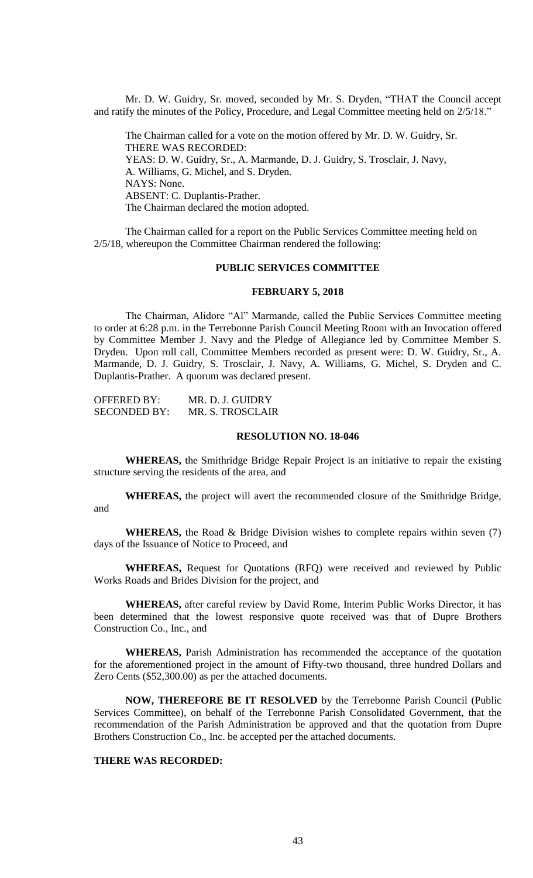Mr. D. W. Guidry, Sr. moved, seconded by Mr. S. Dryden, "THAT the Council accept and ratify the minutes of the Policy, Procedure, and Legal Committee meeting held on 2/5/18."

The Chairman called for a vote on the motion offered by Mr. D. W. Guidry, Sr.
THERE WAS RECORDED:
YEAS: D. W. Guidry, Sr., A. Marmande, D. J. Guidry, S. Trosclair, J. Navy, A. Williams, G. Michel, and S. Dryden.
NAYS: None.
ABSENT: C. Duplantis-Prather.
The Chairman declared the motion adopted.

The Chairman called for a report on the Public Services Committee meeting held on 2/5/18, whereupon the Committee Chairman rendered the following:

**PUBLIC SERVICES COMMITTEE**

**FEBRUARY 5, 2018**

The Chairman, Alidore "Al" Marmande, called the Public Services Committee meeting to order at 6:28 p.m. in the Terrebonne Parish Council Meeting Room with an Invocation offered by Committee Member J. Navy and the Pledge of Allegiance led by Committee Member S. Dryden. Upon roll call, Committee Members recorded as present were: D. W. Guidry, Sr., A. Marmande, D. J. Guidry, S. Trosclair, J. Navy, A. Williams, G. Michel, S. Dryden and C. Duplantis-Prather. A quorum was declared present.

OFFERED BY: MR. D. J. GUIDRY
SECONDED BY: MR. S. TROSCLAIR

**RESOLUTION NO. 18-046**

**WHEREAS,** the Smithridge Bridge Repair Project is an initiative to repair the existing structure serving the residents of the area, and

**WHEREAS,** the project will avert the recommended closure of the Smithridge Bridge, and

**WHEREAS,** the Road & Bridge Division wishes to complete repairs within seven (7) days of the Issuance of Notice to Proceed, and

**WHEREAS,** Request for Quotations (RFQ) were received and reviewed by Public Works Roads and Brides Division for the project, and

**WHEREAS,** after careful review by David Rome, Interim Public Works Director, it has been determined that the lowest responsive quote received was that of Dupre Brothers Construction Co., Inc., and

**WHEREAS,** Parish Administration has recommended the acceptance of the quotation for the aforementioned project in the amount of Fifty-two thousand, three hundred Dollars and Zero Cents ($52,300.00) as per the attached documents.

**NOW, THEREFORE BE IT RESOLVED** by the Terrebonne Parish Council (Public Services Committee), on behalf of the Terrebonne Parish Consolidated Government, that the recommendation of the Parish Administration be approved and that the quotation from Dupre Brothers Construction Co., Inc. be accepted per the attached documents.

**THERE WAS RECORDED:**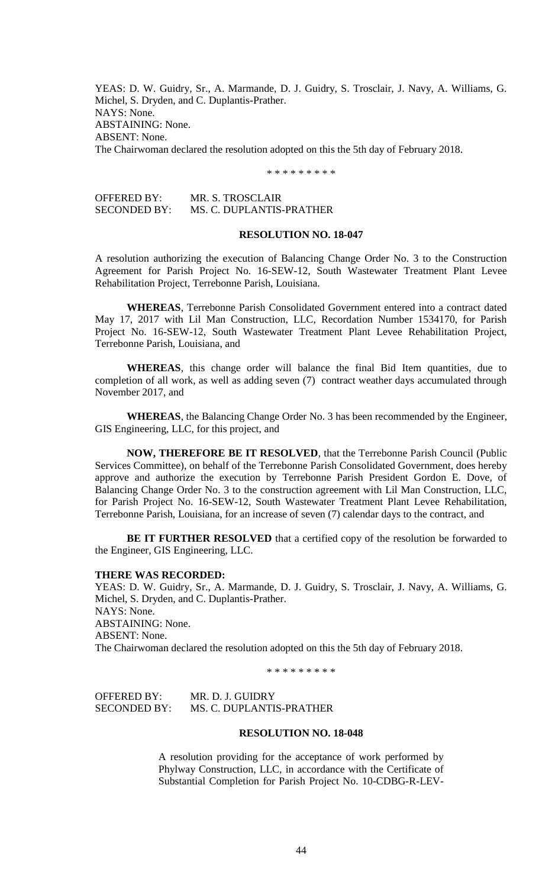YEAS: D. W. Guidry, Sr., A. Marmande, D. J. Guidry, S. Trosclair, J. Navy, A. Williams, G. Michel, S. Dryden, and C. Duplantis-Prather.
NAYS: None.
ABSTAINING: None.
ABSENT: None.
The Chairwoman declared the resolution adopted on this the 5th day of February 2018.

\* \* \* \* \* \* \* \* \*

OFFERED BY: MR. S. TROSCLAIR
SECONDED BY: MS. C. DUPLANTIS-PRATHER

**RESOLUTION NO. 18-047**

A resolution authorizing the execution of Balancing Change Order No. 3 to the Construction Agreement for Parish Project No. 16-SEW-12, South Wastewater Treatment Plant Levee Rehabilitation Project, Terrebonne Parish, Louisiana.

**WHEREAS**, Terrebonne Parish Consolidated Government entered into a contract dated May 17, 2017 with Lil Man Construction, LLC, Recordation Number 1534170, for Parish Project No. 16-SEW-12, South Wastewater Treatment Plant Levee Rehabilitation Project, Terrebonne Parish, Louisiana, and

**WHEREAS**, this change order will balance the final Bid Item quantities, due to completion of all work, as well as adding seven (7) contract weather days accumulated through November 2017, and

**WHEREAS**, the Balancing Change Order No. 3 has been recommended by the Engineer, GIS Engineering, LLC, for this project, and

**NOW, THEREFORE BE IT RESOLVED**, that the Terrebonne Parish Council (Public Services Committee), on behalf of the Terrebonne Parish Consolidated Government, does hereby approve and authorize the execution by Terrebonne Parish President Gordon E. Dove, of Balancing Change Order No. 3 to the construction agreement with Lil Man Construction, LLC, for Parish Project No. 16-SEW-12, South Wastewater Treatment Plant Levee Rehabilitation, Terrebonne Parish, Louisiana, for an increase of seven (7) calendar days to the contract, and

**BE IT FURTHER RESOLVED** that a certified copy of the resolution be forwarded to the Engineer, GIS Engineering, LLC.

**THERE WAS RECORDED:**
YEAS: D. W. Guidry, Sr., A. Marmande, D. J. Guidry, S. Trosclair, J. Navy, A. Williams, G. Michel, S. Dryden, and C. Duplantis-Prather.
NAYS: None.
ABSTAINING: None.
ABSENT: None.
The Chairwoman declared the resolution adopted on this the 5th day of February 2018.

\* \* \* \* \* \* \* \* \*

OFFERED BY: MR. D. J. GUIDRY
SECONDED BY: MS. C. DUPLANTIS-PRATHER

**RESOLUTION NO. 18-048**

A resolution providing for the acceptance of work performed by Phylway Construction, LLC, in accordance with the Certificate of Substantial Completion for Parish Project No. 10-CDBG-R-LEV-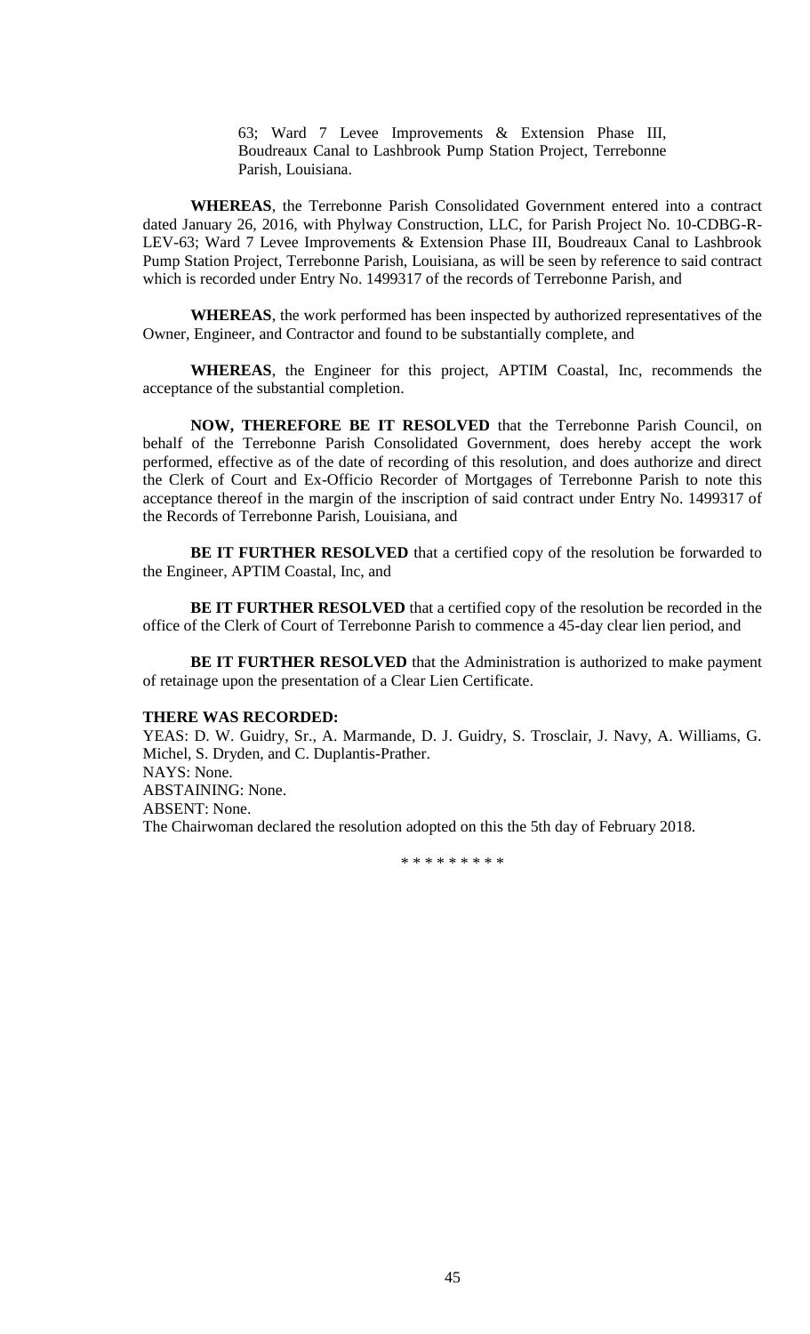63; Ward 7 Levee Improvements & Extension Phase III, Boudreaux Canal to Lashbrook Pump Station Project, Terrebonne Parish, Louisiana.

**WHEREAS**, the Terrebonne Parish Consolidated Government entered into a contract dated January 26, 2016, with Phylway Construction, LLC, for Parish Project No. 10-CDBG-R-LEV-63; Ward 7 Levee Improvements & Extension Phase III, Boudreaux Canal to Lashbrook Pump Station Project, Terrebonne Parish, Louisiana, as will be seen by reference to said contract which is recorded under Entry No. 1499317 of the records of Terrebonne Parish, and

**WHEREAS**, the work performed has been inspected by authorized representatives of the Owner, Engineer, and Contractor and found to be substantially complete, and

**WHEREAS**, the Engineer for this project, APTIM Coastal, Inc, recommends the acceptance of the substantial completion.

**NOW, THEREFORE BE IT RESOLVED** that the Terrebonne Parish Council, on behalf of the Terrebonne Parish Consolidated Government, does hereby accept the work performed, effective as of the date of recording of this resolution, and does authorize and direct the Clerk of Court and Ex-Officio Recorder of Mortgages of Terrebonne Parish to note this acceptance thereof in the margin of the inscription of said contract under Entry No. 1499317 of the Records of Terrebonne Parish, Louisiana, and

**BE IT FURTHER RESOLVED** that a certified copy of the resolution be forwarded to the Engineer, APTIM Coastal, Inc, and

**BE IT FURTHER RESOLVED** that a certified copy of the resolution be recorded in the office of the Clerk of Court of Terrebonne Parish to commence a 45-day clear lien period, and

**BE IT FURTHER RESOLVED** that the Administration is authorized to make payment of retainage upon the presentation of a Clear Lien Certificate.

**THERE WAS RECORDED:**

YEAS: D. W. Guidry, Sr., A. Marmande, D. J. Guidry, S. Trosclair, J. Navy, A. Williams, G. Michel, S. Dryden, and C. Duplantis-Prather.

NAYS: None.

ABSTAINING: None.

ABSENT: None.

The Chairwoman declared the resolution adopted on this the 5th day of February 2018.

\* \* \* \* \* \* \* \* \*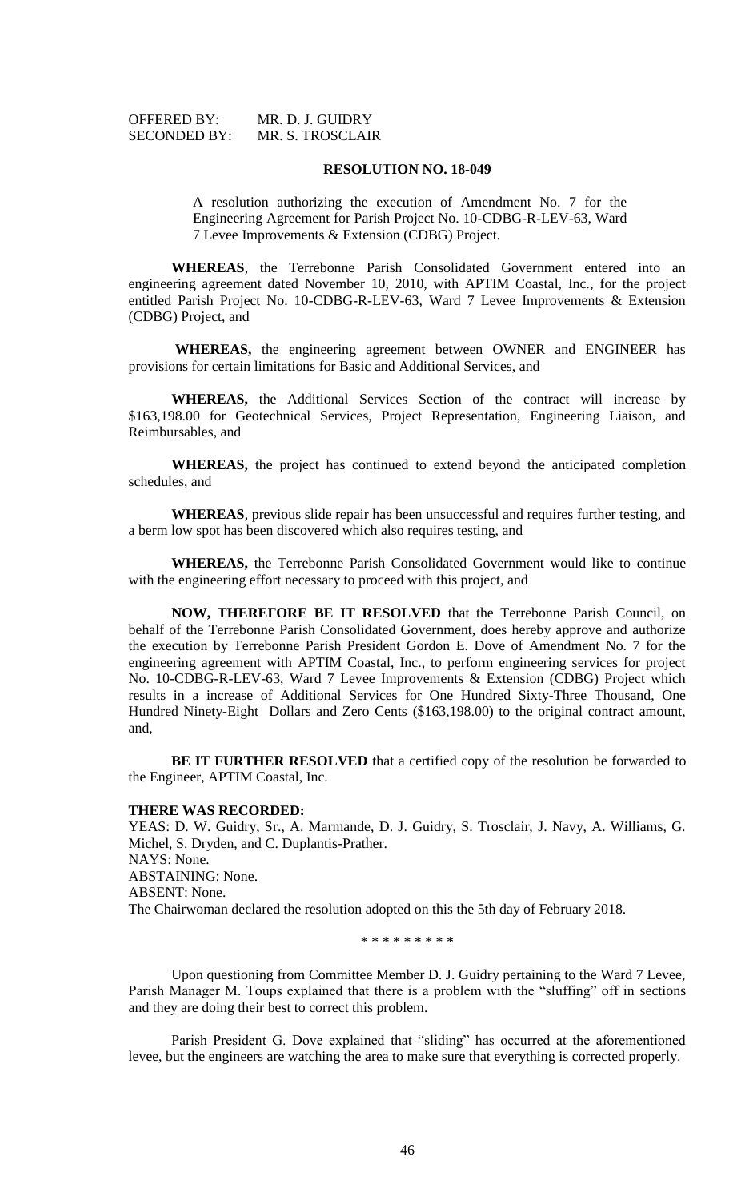OFFERED BY: MR. D. J. GUIDRY
SECONDED BY: MR. S. TROSCLAIR

**RESOLUTION NO. 18-049**

A resolution authorizing the execution of Amendment No. 7 for the Engineering Agreement for Parish Project No. 10-CDBG-R-LEV-63, Ward 7 Levee Improvements & Extension (CDBG) Project.

**WHEREAS**, the Terrebonne Parish Consolidated Government entered into an engineering agreement dated November 10, 2010, with APTIM Coastal, Inc., for the project entitled Parish Project No. 10-CDBG-R-LEV-63, Ward 7 Levee Improvements & Extension (CDBG) Project, and

**WHEREAS,** the engineering agreement between OWNER and ENGINEER has provisions for certain limitations for Basic and Additional Services, and

**WHEREAS,** the Additional Services Section of the contract will increase by $163,198.00 for Geotechnical Services, Project Representation, Engineering Liaison, and Reimbursables, and

**WHEREAS,** the project has continued to extend beyond the anticipated completion schedules, and

**WHEREAS**, previous slide repair has been unsuccessful and requires further testing, and a berm low spot has been discovered which also requires testing, and

**WHEREAS,** the Terrebonne Parish Consolidated Government would like to continue with the engineering effort necessary to proceed with this project, and

**NOW, THEREFORE BE IT RESOLVED** that the Terrebonne Parish Council, on behalf of the Terrebonne Parish Consolidated Government, does hereby approve and authorize the execution by Terrebonne Parish President Gordon E. Dove of Amendment No. 7 for the engineering agreement with APTIM Coastal, Inc., to perform engineering services for project No. 10-CDBG-R-LEV-63, Ward 7 Levee Improvements & Extension (CDBG) Project which results in a increase of Additional Services for One Hundred Sixty-Three Thousand, One Hundred Ninety-Eight Dollars and Zero Cents ($163,198.00) to the original contract amount, and,

**BE IT FURTHER RESOLVED** that a certified copy of the resolution be forwarded to the Engineer, APTIM Coastal, Inc.

**THERE WAS RECORDED:**
YEAS: D. W. Guidry, Sr., A. Marmande, D. J. Guidry, S. Trosclair, J. Navy, A. Williams, G. Michel, S. Dryden, and C. Duplantis-Prather.
NAYS: None.
ABSTAINING: None.
ABSENT: None.
The Chairwoman declared the resolution adopted on this the 5th day of February 2018.

\* \* \* \* \* \* \* \* \*

Upon questioning from Committee Member D. J. Guidry pertaining to the Ward 7 Levee, Parish Manager M. Toups explained that there is a problem with the "sluffing" off in sections and they are doing their best to correct this problem.

Parish President G. Dove explained that "sliding" has occurred at the aforementioned levee, but the engineers are watching the area to make sure that everything is corrected properly.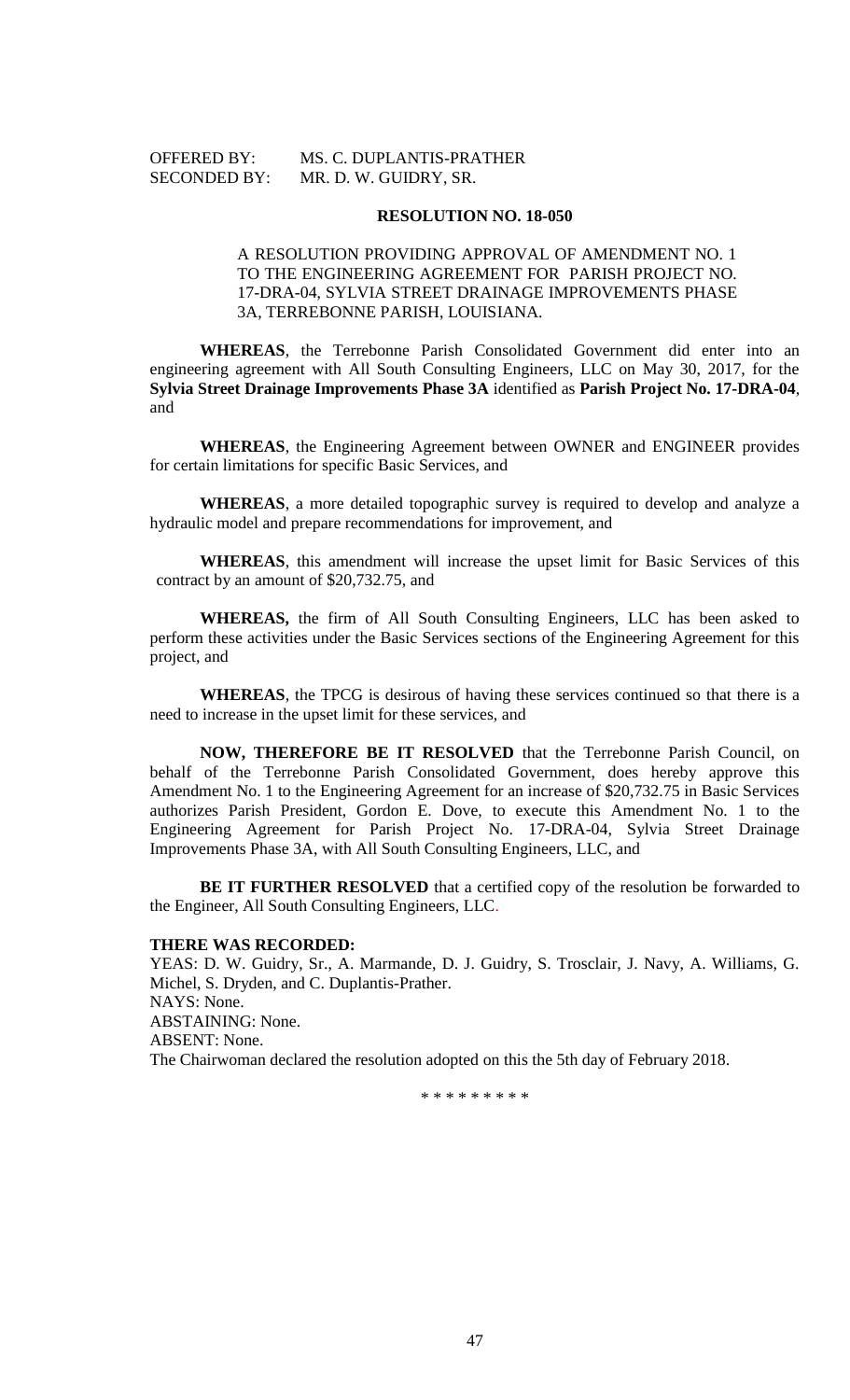OFFERED BY: MS. C. DUPLANTIS-PRATHER
SECONDED BY: MR. D. W. GUIDRY, SR.

**RESOLUTION NO. 18-050**

A RESOLUTION PROVIDING APPROVAL OF AMENDMENT NO. 1 TO THE ENGINEERING AGREEMENT FOR PARISH PROJECT NO. 17-DRA-04, SYLVIA STREET DRAINAGE IMPROVEMENTS PHASE 3A, TERREBONNE PARISH, LOUISIANA.

**WHEREAS**, the Terrebonne Parish Consolidated Government did enter into an engineering agreement with All South Consulting Engineers, LLC on May 30, 2017, for the **Sylvia Street Drainage Improvements Phase 3A** identified as **Parish Project No. 17-DRA-04**, and

**WHEREAS**, the Engineering Agreement between OWNER and ENGINEER provides for certain limitations for specific Basic Services, and

**WHEREAS**, a more detailed topographic survey is required to develop and analyze a hydraulic model and prepare recommendations for improvement, and

**WHEREAS**, this amendment will increase the upset limit for Basic Services of this contract by an amount of $20,732.75, and

**WHEREAS,** the firm of All South Consulting Engineers, LLC has been asked to perform these activities under the Basic Services sections of the Engineering Agreement for this project, and

**WHEREAS**, the TPCG is desirous of having these services continued so that there is a need to increase in the upset limit for these services, and

**NOW, THEREFORE BE IT RESOLVED** that the Terrebonne Parish Council, on behalf of the Terrebonne Parish Consolidated Government, does hereby approve this Amendment No. 1 to the Engineering Agreement for an increase of $20,732.75 in Basic Services authorizes Parish President, Gordon E. Dove, to execute this Amendment No. 1 to the Engineering Agreement for Parish Project No. 17-DRA-04, Sylvia Street Drainage Improvements Phase 3A, with All South Consulting Engineers, LLC, and

**BE IT FURTHER RESOLVED** that a certified copy of the resolution be forwarded to the Engineer, All South Consulting Engineers, LLC.

**THERE WAS RECORDED:**

YEAS: D. W. Guidry, Sr., A. Marmande, D. J. Guidry, S. Trosclair, J. Navy, A. Williams, G. Michel, S. Dryden, and C. Duplantis-Prather.

NAYS: None.

ABSTAINING: None.

ABSENT: None.

The Chairwoman declared the resolution adopted on this the 5th day of February 2018.

\* \* \* \* \* \* \* \* \*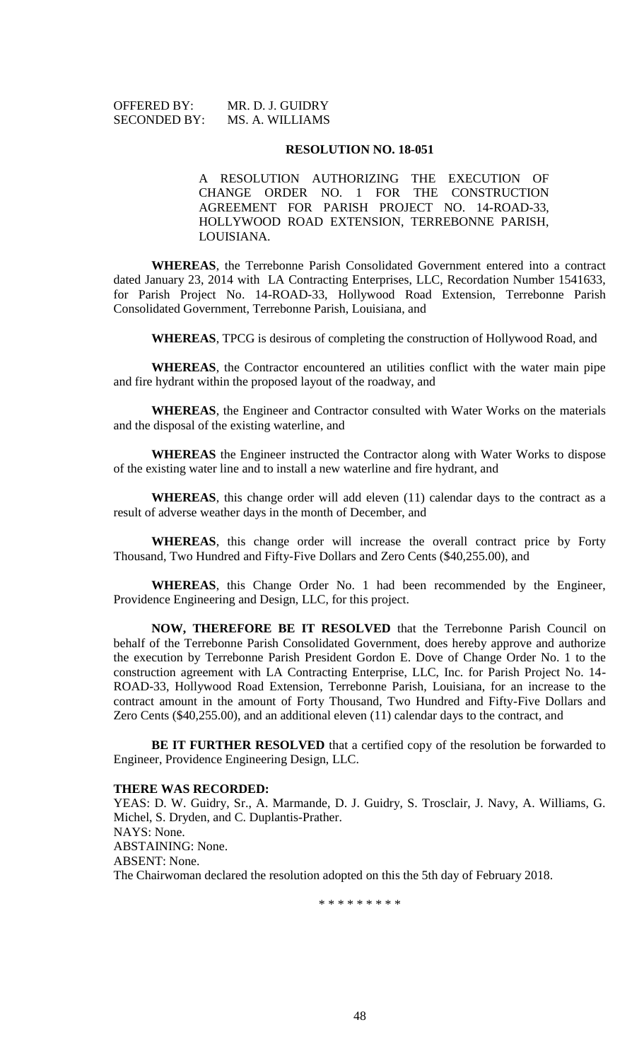OFFERED BY: MR. D. J. GUIDRY
SECONDED BY: MS. A. WILLIAMS

**RESOLUTION NO. 18-051**

A RESOLUTION AUTHORIZING THE EXECUTION OF CHANGE ORDER NO. 1 FOR THE CONSTRUCTION AGREEMENT FOR PARISH PROJECT NO. 14-ROAD-33, HOLLYWOOD ROAD EXTENSION, TERREBONNE PARISH, LOUISIANA.

**WHEREAS**, the Terrebonne Parish Consolidated Government entered into a contract dated January 23, 2014 with LA Contracting Enterprises, LLC, Recordation Number 1541633, for Parish Project No. 14-ROAD-33, Hollywood Road Extension, Terrebonne Parish Consolidated Government, Terrebonne Parish, Louisiana, and

**WHEREAS**, TPCG is desirous of completing the construction of Hollywood Road, and

**WHEREAS**, the Contractor encountered an utilities conflict with the water main pipe and fire hydrant within the proposed layout of the roadway, and

**WHEREAS**, the Engineer and Contractor consulted with Water Works on the materials and the disposal of the existing waterline, and

**WHEREAS** the Engineer instructed the Contractor along with Water Works to dispose of the existing water line and to install a new waterline and fire hydrant, and

**WHEREAS**, this change order will add eleven (11) calendar days to the contract as a result of adverse weather days in the month of December, and

**WHEREAS**, this change order will increase the overall contract price by Forty Thousand, Two Hundred and Fifty-Five Dollars and Zero Cents ($40,255.00), and

**WHEREAS**, this Change Order No. 1 had been recommended by the Engineer, Providence Engineering and Design, LLC, for this project.

**NOW, THEREFORE BE IT RESOLVED** that the Terrebonne Parish Council on behalf of the Terrebonne Parish Consolidated Government, does hereby approve and authorize the execution by Terrebonne Parish President Gordon E. Dove of Change Order No. 1 to the construction agreement with LA Contracting Enterprise, LLC, Inc. for Parish Project No. 14-ROAD-33, Hollywood Road Extension, Terrebonne Parish, Louisiana, for an increase to the contract amount in the amount of Forty Thousand, Two Hundred and Fifty-Five Dollars and Zero Cents ($40,255.00), and an additional eleven (11) calendar days to the contract, and

**BE IT FURTHER RESOLVED** that a certified copy of the resolution be forwarded to Engineer, Providence Engineering Design, LLC.

**THERE WAS RECORDED:**

YEAS: D. W. Guidry, Sr., A. Marmande, D. J. Guidry, S. Trosclair, J. Navy, A. Williams, G. Michel, S. Dryden, and C. Duplantis-Prather.
NAYS: None.
ABSTAINING: None.
ABSENT: None.
The Chairwoman declared the resolution adopted on this the 5th day of February 2018.

\* \* \* \* \* \* \* \* \*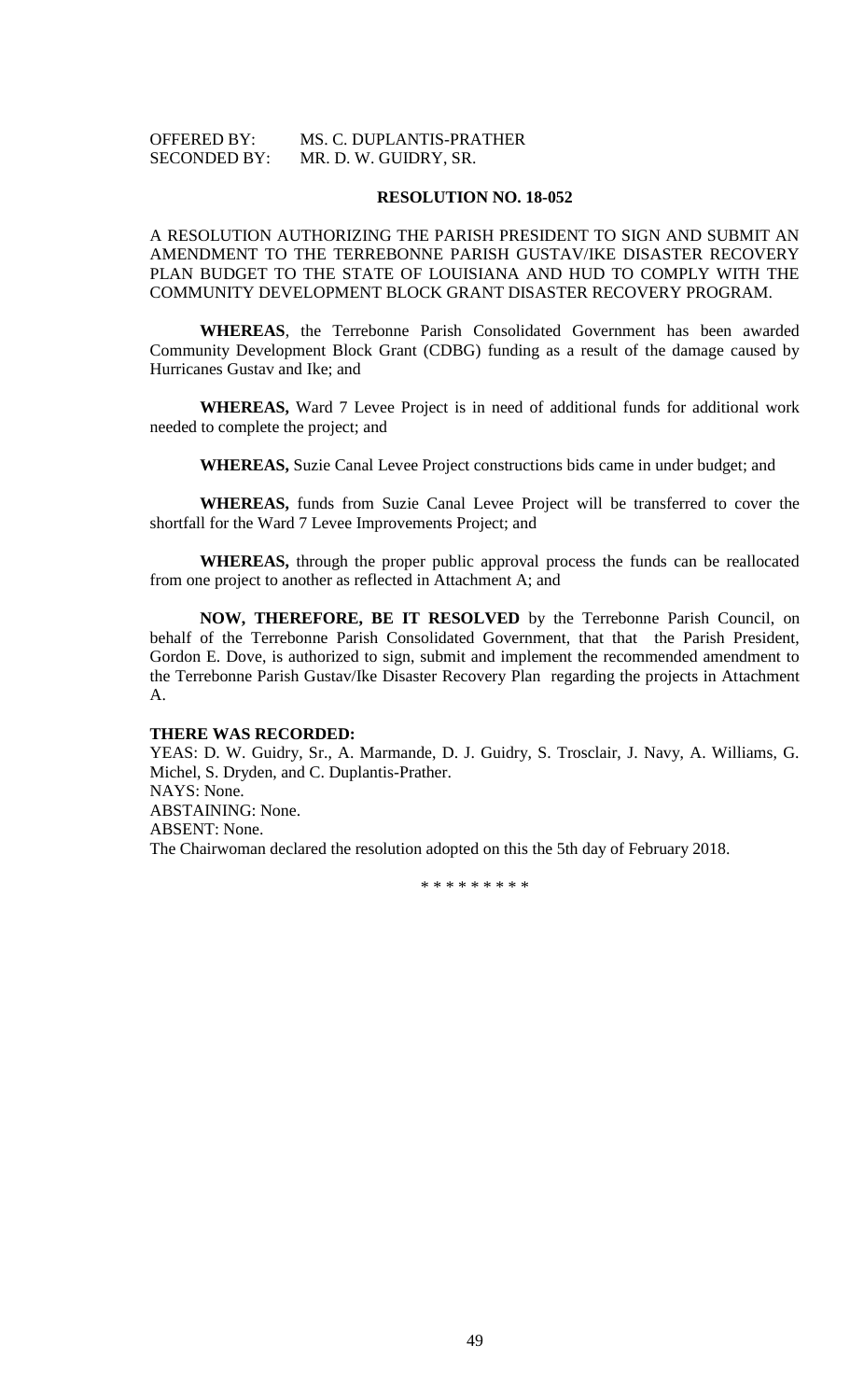OFFERED BY: MS. C. DUPLANTIS-PRATHER
SECONDED BY: MR. D. W. GUIDRY, SR.

**RESOLUTION NO. 18-052**

A RESOLUTION AUTHORIZING THE PARISH PRESIDENT TO SIGN AND SUBMIT AN AMENDMENT TO THE TERREBONNE PARISH GUSTAV/IKE DISASTER RECOVERY PLAN BUDGET TO THE STATE OF LOUISIANA AND HUD TO COMPLY WITH THE COMMUNITY DEVELOPMENT BLOCK GRANT DISASTER RECOVERY PROGRAM.

**WHEREAS**, the Terrebonne Parish Consolidated Government has been awarded Community Development Block Grant (CDBG) funding as a result of the damage caused by Hurricanes Gustav and Ike; and

**WHEREAS,** Ward 7 Levee Project is in need of additional funds for additional work needed to complete the project; and

**WHEREAS,** Suzie Canal Levee Project constructions bids came in under budget; and

**WHEREAS,** funds from Suzie Canal Levee Project will be transferred to cover the shortfall for the Ward 7 Levee Improvements Project; and

**WHEREAS,** through the proper public approval process the funds can be reallocated from one project to another as reflected in Attachment A; and

**NOW, THEREFORE, BE IT RESOLVED** by the Terrebonne Parish Council, on behalf of the Terrebonne Parish Consolidated Government, that that the Parish President, Gordon E. Dove, is authorized to sign, submit and implement the recommended amendment to the Terrebonne Parish Gustav/Ike Disaster Recovery Plan regarding the projects in Attachment A.

**THERE WAS RECORDED:**
YEAS: D. W. Guidry, Sr., A. Marmande, D. J. Guidry, S. Trosclair, J. Navy, A. Williams, G. Michel, S. Dryden, and C. Duplantis-Prather.
NAYS: None.
ABSTAINING: None.
ABSENT: None.
The Chairwoman declared the resolution adopted on this the 5th day of February 2018.

\* \* \* \* \* \* \* \* \*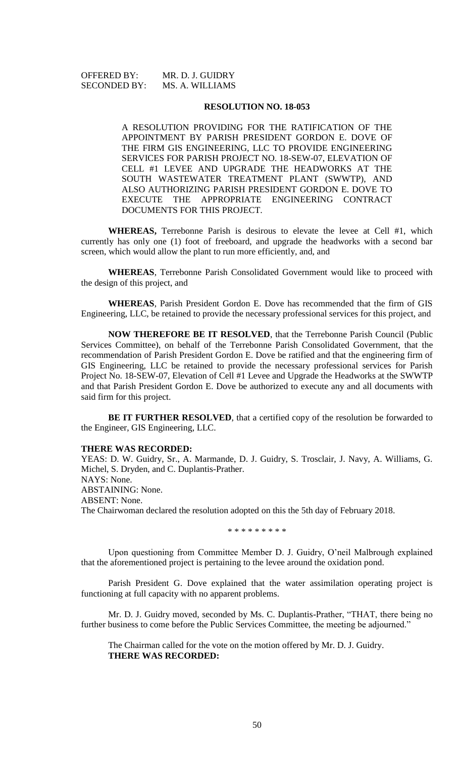OFFERED BY: MR. D. J. GUIDRY
SECONDED BY: MS. A. WILLIAMS

**RESOLUTION NO. 18-053**

A RESOLUTION PROVIDING FOR THE RATIFICATION OF THE APPOINTMENT BY PARISH PRESIDENT GORDON E. DOVE OF THE FIRM GIS ENGINEERING, LLC TO PROVIDE ENGINEERING SERVICES FOR PARISH PROJECT NO. 18-SEW-07, ELEVATION OF CELL #1 LEVEE AND UPGRADE THE HEADWORKS AT THE SOUTH WASTEWATER TREATMENT PLANT (SWWTP), AND ALSO AUTHORIZING PARISH PRESIDENT GORDON E. DOVE TO EXECUTE THE APPROPRIATE ENGINEERING CONTRACT DOCUMENTS FOR THIS PROJECT.

**WHEREAS,** Terrebonne Parish is desirous to elevate the levee at Cell #1, which currently has only one (1) foot of freeboard, and upgrade the headworks with a second bar screen, which would allow the plant to run more efficiently, and, and

**WHEREAS**, Terrebonne Parish Consolidated Government would like to proceed with the design of this project, and

**WHEREAS**, Parish President Gordon E. Dove has recommended that the firm of GIS Engineering, LLC, be retained to provide the necessary professional services for this project, and

**NOW THEREFORE BE IT RESOLVED**, that the Terrebonne Parish Council (Public Services Committee), on behalf of the Terrebonne Parish Consolidated Government, that the recommendation of Parish President Gordon E. Dove be ratified and that the engineering firm of GIS Engineering, LLC be retained to provide the necessary professional services for Parish Project No. 18-SEW-07, Elevation of Cell #1 Levee and Upgrade the Headworks at the SWWTP and that Parish President Gordon E. Dove be authorized to execute any and all documents with said firm for this project.

**BE IT FURTHER RESOLVED**, that a certified copy of the resolution be forwarded to the Engineer, GIS Engineering, LLC.

**THERE WAS RECORDED:**
YEAS: D. W. Guidry, Sr., A. Marmande, D. J. Guidry, S. Trosclair, J. Navy, A. Williams, G. Michel, S. Dryden, and C. Duplantis-Prather.
NAYS: None.
ABSTAINING: None.
ABSENT: None.
The Chairwoman declared the resolution adopted on this the 5th day of February 2018.

\* \* \* \* \* \* \* \* \*

Upon questioning from Committee Member D. J. Guidry, O'neil Malbrough explained that the aforementioned project is pertaining to the levee around the oxidation pond.

Parish President G. Dove explained that the water assimilation operating project is functioning at full capacity with no apparent problems.

Mr. D. J. Guidry moved, seconded by Ms. C. Duplantis-Prather, "THAT, there being no further business to come before the Public Services Committee, the meeting be adjourned."

The Chairman called for the vote on the motion offered by Mr. D. J. Guidry.
**THERE WAS RECORDED:**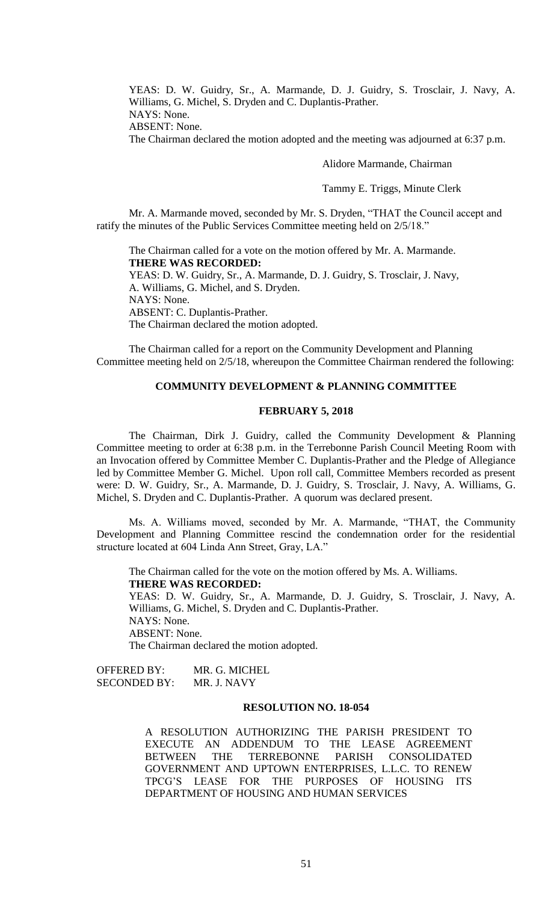YEAS: D. W. Guidry, Sr., A. Marmande, D. J. Guidry, S. Trosclair, J. Navy, A. Williams, G. Michel, S. Dryden and C. Duplantis-Prather.
NAYS: None.
ABSENT: None.
The Chairman declared the motion adopted and the meeting was adjourned at 6:37 p.m.

Alidore Marmande, Chairman

Tammy E. Triggs, Minute Clerk

Mr. A. Marmande moved, seconded by Mr. S. Dryden, "THAT the Council accept and ratify the minutes of the Public Services Committee meeting held on 2/5/18."

The Chairman called for a vote on the motion offered by Mr. A. Marmande.
**THERE WAS RECORDED:**
YEAS: D. W. Guidry, Sr., A. Marmande, D. J. Guidry, S. Trosclair, J. Navy, A. Williams, G. Michel, and S. Dryden.
NAYS: None.
ABSENT: C. Duplantis-Prather.
The Chairman declared the motion adopted.

The Chairman called for a report on the Community Development and Planning Committee meeting held on 2/5/18, whereupon the Committee Chairman rendered the following:

## COMMUNITY DEVELOPMENT & PLANNING COMMITTEE

### FEBRUARY 5, 2018

The Chairman, Dirk J. Guidry, called the Community Development & Planning Committee meeting to order at 6:38 p.m. in the Terrebonne Parish Council Meeting Room with an Invocation offered by Committee Member C. Duplantis-Prather and the Pledge of Allegiance led by Committee Member G. Michel. Upon roll call, Committee Members recorded as present were: D. W. Guidry, Sr., A. Marmande, D. J. Guidry, S. Trosclair, J. Navy, A. Williams, G. Michel, S. Dryden and C. Duplantis-Prather. A quorum was declared present.

Ms. A. Williams moved, seconded by Mr. A. Marmande, "THAT, the Community Development and Planning Committee rescind the condemnation order for the residential structure located at 604 Linda Ann Street, Gray, LA."

The Chairman called for the vote on the motion offered by Ms. A. Williams.
**THERE WAS RECORDED:**
YEAS: D. W. Guidry, Sr., A. Marmande, D. J. Guidry, S. Trosclair, J. Navy, A. Williams, G. Michel, S. Dryden and C. Duplantis-Prather.
NAYS: None.
ABSENT: None.
The Chairman declared the motion adopted.

OFFERED BY: MR. G. MICHEL
SECONDED BY: MR. J. NAVY

### RESOLUTION NO. 18-054

A RESOLUTION AUTHORIZING THE PARISH PRESIDENT TO EXECUTE AN ADDENDUM TO THE LEASE AGREEMENT BETWEEN THE TERREBONNE PARISH CONSOLIDATED GOVERNMENT AND UPTOWN ENTERPRISES, L.L.C. TO RENEW TPCG'S LEASE FOR THE PURPOSES OF HOUSING ITS DEPARTMENT OF HOUSING AND HUMAN SERVICES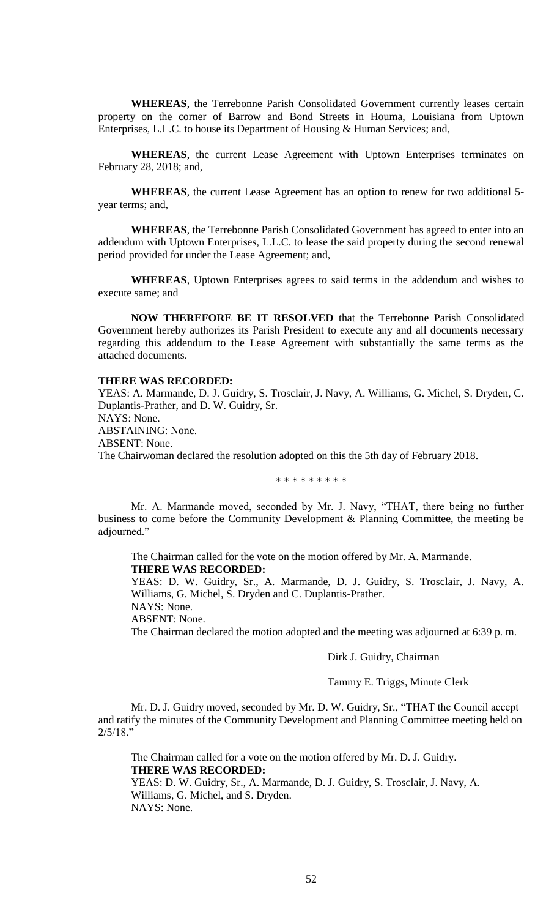**WHEREAS**, the Terrebonne Parish Consolidated Government currently leases certain property on the corner of Barrow and Bond Streets in Houma, Louisiana from Uptown Enterprises, L.L.C. to house its Department of Housing & Human Services; and,

**WHEREAS**, the current Lease Agreement with Uptown Enterprises terminates on February 28, 2018; and,

**WHEREAS**, the current Lease Agreement has an option to renew for two additional 5-year terms; and,

**WHEREAS**, the Terrebonne Parish Consolidated Government has agreed to enter into an addendum with Uptown Enterprises, L.L.C. to lease the said property during the second renewal period provided for under the Lease Agreement; and,

**WHEREAS**, Uptown Enterprises agrees to said terms in the addendum and wishes to execute same; and

**NOW THEREFORE BE IT RESOLVED** that the Terrebonne Parish Consolidated Government hereby authorizes its Parish President to execute any and all documents necessary regarding this addendum to the Lease Agreement with substantially the same terms as the attached documents.

**THERE WAS RECORDED:**
YEAS: A. Marmande, D. J. Guidry, S. Trosclair, J. Navy, A. Williams, G. Michel, S. Dryden, C. Duplantis-Prather, and D. W. Guidry, Sr.
NAYS: None.
ABSTAINING: None.
ABSENT: None.
The Chairwoman declared the resolution adopted on this the 5th day of February 2018.

\* \* \* \* \* \* \* \* \*

Mr. A. Marmande moved, seconded by Mr. J. Navy, "THAT, there being no further business to come before the Community Development & Planning Committee, the meeting be adjourned."

The Chairman called for the vote on the motion offered by Mr. A. Marmande.
**THERE WAS RECORDED:**
YEAS: D. W. Guidry, Sr., A. Marmande, D. J. Guidry, S. Trosclair, J. Navy, A. Williams, G. Michel, S. Dryden and C. Duplantis-Prather.
NAYS: None.
ABSENT: None.
The Chairman declared the motion adopted and the meeting was adjourned at 6:39 p. m.

Dirk J. Guidry, Chairman

Tammy E. Triggs, Minute Clerk

Mr. D. J. Guidry moved, seconded by Mr. D. W. Guidry, Sr., "THAT the Council accept and ratify the minutes of the Community Development and Planning Committee meeting held on 2/5/18."

The Chairman called for a vote on the motion offered by Mr. D. J. Guidry.
**THERE WAS RECORDED:**
YEAS: D. W. Guidry, Sr., A. Marmande, D. J. Guidry, S. Trosclair, J. Navy, A. Williams, G. Michel, and S. Dryden.
NAYS: None.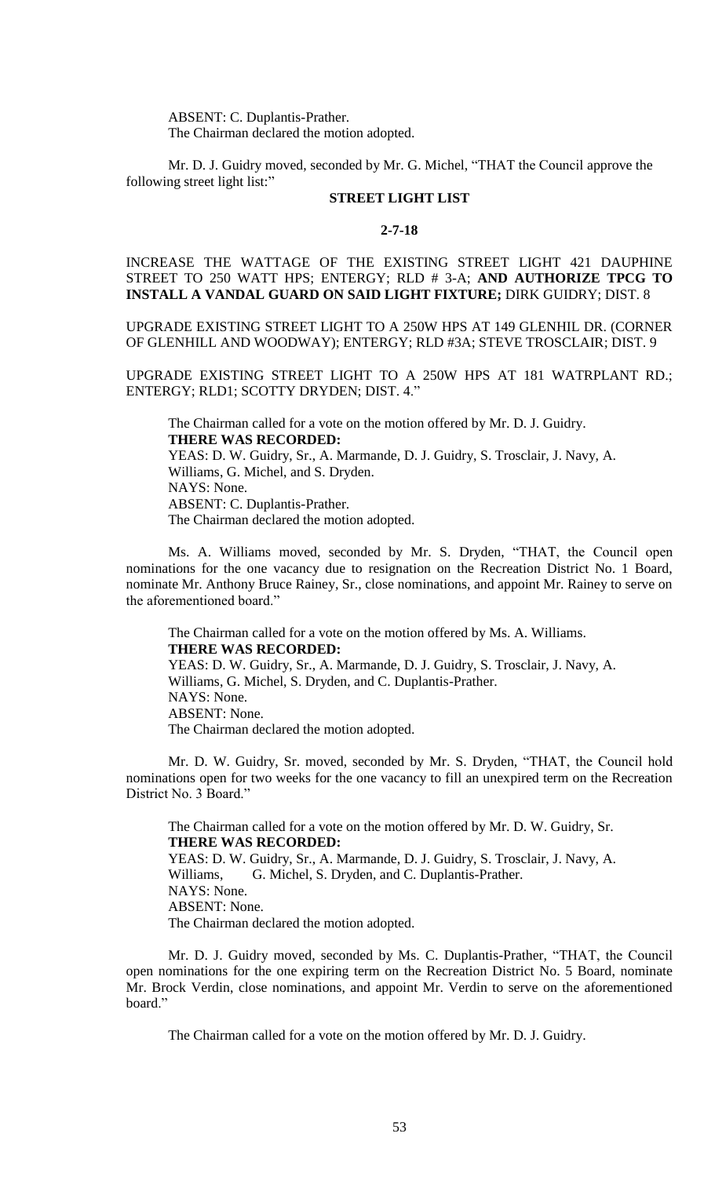ABSENT: C. Duplantis-Prather.
The Chairman declared the motion adopted.

Mr. D. J. Guidry moved, seconded by Mr. G. Michel, "THAT the Council approve the following street light list:"

**STREET LIGHT LIST**

**2-7-18**

INCREASE THE WATTAGE OF THE EXISTING STREET LIGHT 421 DAUPHINE STREET TO 250 WATT HPS; ENTERGY; RLD # 3-A; **AND AUTHORIZE TPCG TO INSTALL A VANDAL GUARD ON SAID LIGHT FIXTURE;** DIRK GUIDRY; DIST. 8

UPGRADE EXISTING STREET LIGHT TO A 250W HPS AT 149 GLENHIL DR. (CORNER OF GLENHILL AND WOODWAY); ENTERGY; RLD #3A; STEVE TROSCLAIR; DIST. 9

UPGRADE EXISTING STREET LIGHT TO A 250W HPS AT 181 WATRPLANT RD.; ENTERGY; RLD1; SCOTTY DRYDEN; DIST. 4."

The Chairman called for a vote on the motion offered by Mr. D. J. Guidry.
**THERE WAS RECORDED:**
YEAS: D. W. Guidry, Sr., A. Marmande, D. J. Guidry, S. Trosclair, J. Navy, A. Williams, G. Michel, and S. Dryden.
NAYS: None.
ABSENT: C. Duplantis-Prather.
The Chairman declared the motion adopted.

Ms. A. Williams moved, seconded by Mr. S. Dryden, "THAT, the Council open nominations for the one vacancy due to resignation on the Recreation District No. 1 Board, nominate Mr. Anthony Bruce Rainey, Sr., close nominations, and appoint Mr. Rainey to serve on the aforementioned board."

The Chairman called for a vote on the motion offered by Ms. A. Williams.
**THERE WAS RECORDED:**
YEAS: D. W. Guidry, Sr., A. Marmande, D. J. Guidry, S. Trosclair, J. Navy, A. Williams, G. Michel, S. Dryden, and C. Duplantis-Prather.
NAYS: None.
ABSENT: None.
The Chairman declared the motion adopted.

Mr. D. W. Guidry, Sr. moved, seconded by Mr. S. Dryden, "THAT, the Council hold nominations open for two weeks for the one vacancy to fill an unexpired term on the Recreation District No. 3 Board."

The Chairman called for a vote on the motion offered by Mr. D. W. Guidry, Sr.
**THERE WAS RECORDED:**
YEAS: D. W. Guidry, Sr., A. Marmande, D. J. Guidry, S. Trosclair, J. Navy, A. Williams, G. Michel, S. Dryden, and C. Duplantis-Prather.
NAYS: None.
ABSENT: None.
The Chairman declared the motion adopted.

Mr. D. J. Guidry moved, seconded by Ms. C. Duplantis-Prather, "THAT, the Council open nominations for the one expiring term on the Recreation District No. 5 Board, nominate Mr. Brock Verdin, close nominations, and appoint Mr. Verdin to serve on the aforementioned board."

The Chairman called for a vote on the motion offered by Mr. D. J. Guidry.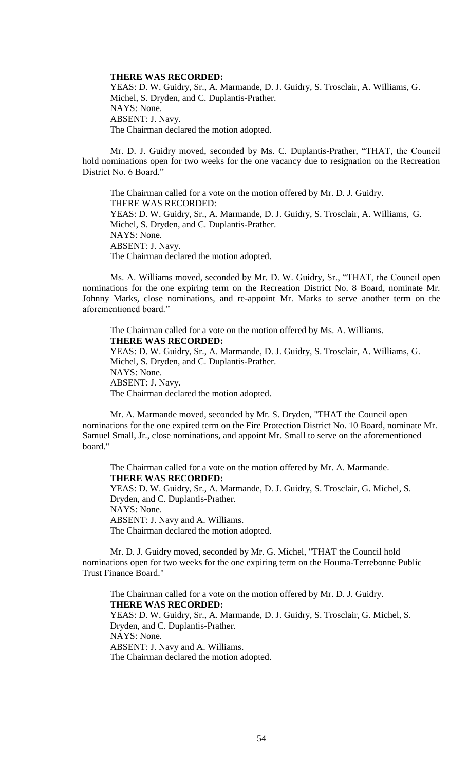**THERE WAS RECORDED:**
YEAS: D. W. Guidry, Sr., A. Marmande, D. J. Guidry, S. Trosclair, A. Williams, G. Michel, S. Dryden, and C. Duplantis-Prather.
NAYS: None.
ABSENT: J. Navy.
The Chairman declared the motion adopted.

Mr. D. J. Guidry moved, seconded by Ms. C. Duplantis-Prather, "THAT, the Council hold nominations open for two weeks for the one vacancy due to resignation on the Recreation District No. 6 Board."

The Chairman called for a vote on the motion offered by Mr. D. J. Guidry.
THERE WAS RECORDED:
YEAS: D. W. Guidry, Sr., A. Marmande, D. J. Guidry, S. Trosclair, A. Williams, G. Michel, S. Dryden, and C. Duplantis-Prather.
NAYS: None.
ABSENT: J. Navy.
The Chairman declared the motion adopted.

Ms. A. Williams moved, seconded by Mr. D. W. Guidry, Sr., "THAT, the Council open nominations for the one expiring term on the Recreation District No. 8 Board, nominate Mr. Johnny Marks, close nominations, and re-appoint Mr. Marks to serve another term on the aforementioned board."

The Chairman called for a vote on the motion offered by Ms. A. Williams.
**THERE WAS RECORDED:**
YEAS: D. W. Guidry, Sr., A. Marmande, D. J. Guidry, S. Trosclair, A. Williams, G. Michel, S. Dryden, and C. Duplantis-Prather.
NAYS: None.
ABSENT: J. Navy.
The Chairman declared the motion adopted.

Mr. A. Marmande moved, seconded by Mr. S. Dryden, "THAT the Council open nominations for the one expired term on the Fire Protection District No. 10 Board, nominate Mr. Samuel Small, Jr., close nominations, and appoint Mr. Small to serve on the aforementioned board."

The Chairman called for a vote on the motion offered by Mr. A. Marmande.
**THERE WAS RECORDED:**
YEAS: D. W. Guidry, Sr., A. Marmande, D. J. Guidry, S. Trosclair, G. Michel, S. Dryden, and C. Duplantis-Prather.
NAYS: None.
ABSENT: J. Navy and A. Williams.
The Chairman declared the motion adopted.

Mr. D. J. Guidry moved, seconded by Mr. G. Michel, "THAT the Council hold nominations open for two weeks for the one expiring term on the Houma-Terrebonne Public Trust Finance Board."

The Chairman called for a vote on the motion offered by Mr. D. J. Guidry.
**THERE WAS RECORDED:**
YEAS: D. W. Guidry, Sr., A. Marmande, D. J. Guidry, S. Trosclair, G. Michel, S. Dryden, and C. Duplantis-Prather.
NAYS: None.
ABSENT: J. Navy and A. Williams.
The Chairman declared the motion adopted.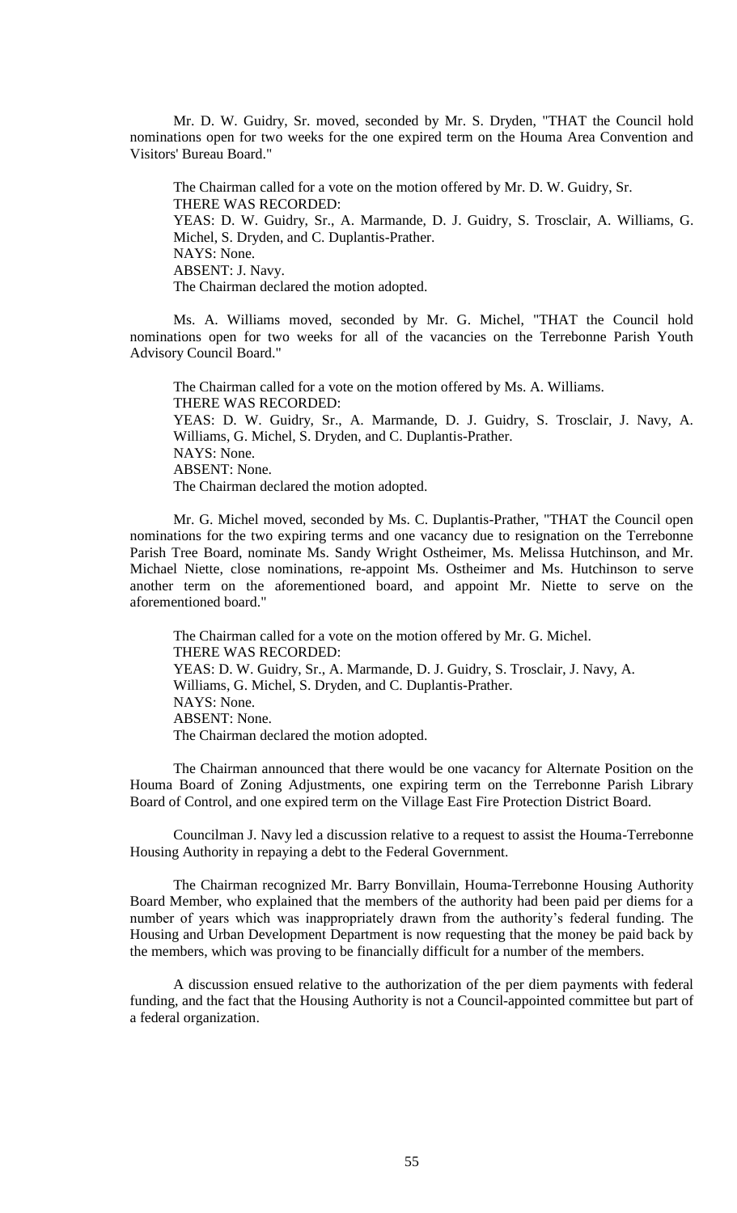Mr. D. W. Guidry, Sr. moved, seconded by Mr. S. Dryden, "THAT the Council hold nominations open for two weeks for the one expired term on the Houma Area Convention and Visitors' Bureau Board."

The Chairman called for a vote on the motion offered by Mr. D. W. Guidry, Sr.
THERE WAS RECORDED:
YEAS: D. W. Guidry, Sr., A. Marmande, D. J. Guidry, S. Trosclair, A. Williams, G. Michel, S. Dryden, and C. Duplantis-Prather.
NAYS: None.
ABSENT: J. Navy.
The Chairman declared the motion adopted.

Ms. A. Williams moved, seconded by Mr. G. Michel, "THAT the Council hold nominations open for two weeks for all of the vacancies on the Terrebonne Parish Youth Advisory Council Board."

The Chairman called for a vote on the motion offered by Ms. A. Williams.
THERE WAS RECORDED:
YEAS: D. W. Guidry, Sr., A. Marmande, D. J. Guidry, S. Trosclair, J. Navy, A. Williams, G. Michel, S. Dryden, and C. Duplantis-Prather.
NAYS: None.
ABSENT: None.
The Chairman declared the motion adopted.

Mr. G. Michel moved, seconded by Ms. C. Duplantis-Prather, "THAT the Council open nominations for the two expiring terms and one vacancy due to resignation on the Terrebonne Parish Tree Board, nominate Ms. Sandy Wright Ostheimer, Ms. Melissa Hutchinson, and Mr. Michael Niette, close nominations, re-appoint Ms. Ostheimer and Ms. Hutchinson to serve another term on the aforementioned board, and appoint Mr. Niette to serve on the aforementioned board."

The Chairman called for a vote on the motion offered by Mr. G. Michel.
THERE WAS RECORDED:
YEAS: D. W. Guidry, Sr., A. Marmande, D. J. Guidry, S. Trosclair, J. Navy, A. Williams, G. Michel, S. Dryden, and C. Duplantis-Prather.
NAYS: None.
ABSENT: None.
The Chairman declared the motion adopted.

The Chairman announced that there would be one vacancy for Alternate Position on the Houma Board of Zoning Adjustments, one expiring term on the Terrebonne Parish Library Board of Control, and one expired term on the Village East Fire Protection District Board.

Councilman J. Navy led a discussion relative to a request to assist the Houma-Terrebonne Housing Authority in repaying a debt to the Federal Government.

The Chairman recognized Mr. Barry Bonvillain, Houma-Terrebonne Housing Authority Board Member, who explained that the members of the authority had been paid per diems for a number of years which was inappropriately drawn from the authority's federal funding. The Housing and Urban Development Department is now requesting that the money be paid back by the members, which was proving to be financially difficult for a number of the members.

A discussion ensued relative to the authorization of the per diem payments with federal funding, and the fact that the Housing Authority is not a Council-appointed committee but part of a federal organization.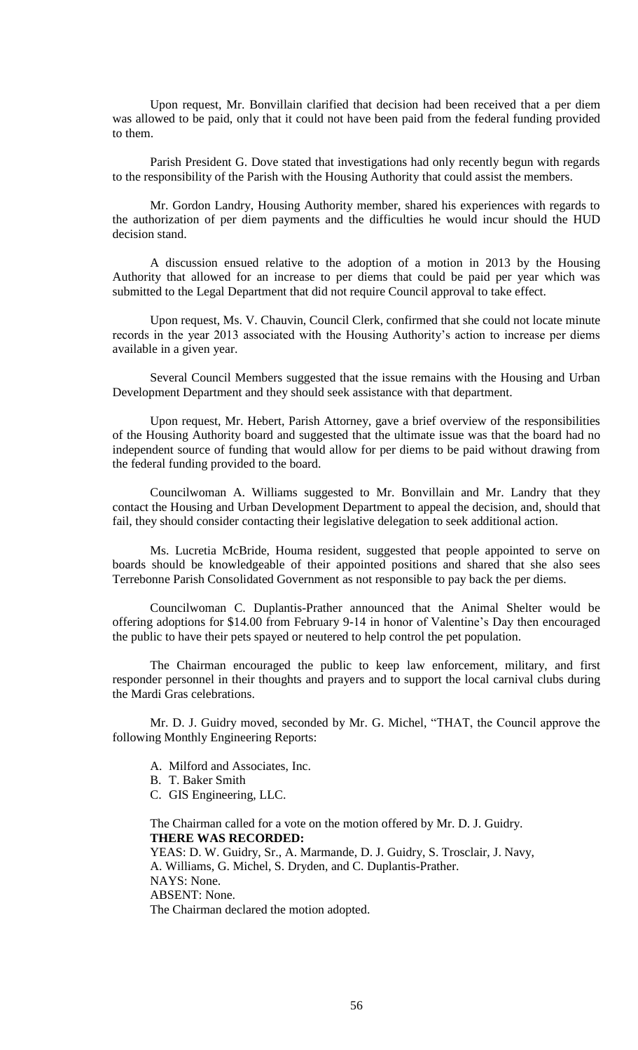Upon request, Mr. Bonvillain clarified that decision had been received that a per diem was allowed to be paid, only that it could not have been paid from the federal funding provided to them.

Parish President G. Dove stated that investigations had only recently begun with regards to the responsibility of the Parish with the Housing Authority that could assist the members.

Mr. Gordon Landry, Housing Authority member, shared his experiences with regards to the authorization of per diem payments and the difficulties he would incur should the HUD decision stand.

A discussion ensued relative to the adoption of a motion in 2013 by the Housing Authority that allowed for an increase to per diems that could be paid per year which was submitted to the Legal Department that did not require Council approval to take effect.

Upon request, Ms. V. Chauvin, Council Clerk, confirmed that she could not locate minute records in the year 2013 associated with the Housing Authority's action to increase per diems available in a given year.

Several Council Members suggested that the issue remains with the Housing and Urban Development Department and they should seek assistance with that department.

Upon request, Mr. Hebert, Parish Attorney, gave a brief overview of the responsibilities of the Housing Authority board and suggested that the ultimate issue was that the board had no independent source of funding that would allow for per diems to be paid without drawing from the federal funding provided to the board.

Councilwoman A. Williams suggested to Mr. Bonvillain and Mr. Landry that they contact the Housing and Urban Development Department to appeal the decision, and, should that fail, they should consider contacting their legislative delegation to seek additional action.

Ms. Lucretia McBride, Houma resident, suggested that people appointed to serve on boards should be knowledgeable of their appointed positions and shared that she also sees Terrebonne Parish Consolidated Government as not responsible to pay back the per diems.

Councilwoman C. Duplantis-Prather announced that the Animal Shelter would be offering adoptions for $14.00 from February 9-14 in honor of Valentine's Day then encouraged the public to have their pets spayed or neutered to help control the pet population.

The Chairman encouraged the public to keep law enforcement, military, and first responder personnel in their thoughts and prayers and to support the local carnival clubs during the Mardi Gras celebrations.

Mr. D. J. Guidry moved, seconded by Mr. G. Michel, "THAT, the Council approve the following Monthly Engineering Reports:

A. Milford and Associates, Inc.
B. T. Baker Smith
C. GIS Engineering, LLC.

The Chairman called for a vote on the motion offered by Mr. D. J. Guidry.
**THERE WAS RECORDED:**
YEAS: D. W. Guidry, Sr., A. Marmande, D. J. Guidry, S. Trosclair, J. Navy, A. Williams, G. Michel, S. Dryden, and C. Duplantis-Prather.
NAYS: None.
ABSENT: None.
The Chairman declared the motion adopted.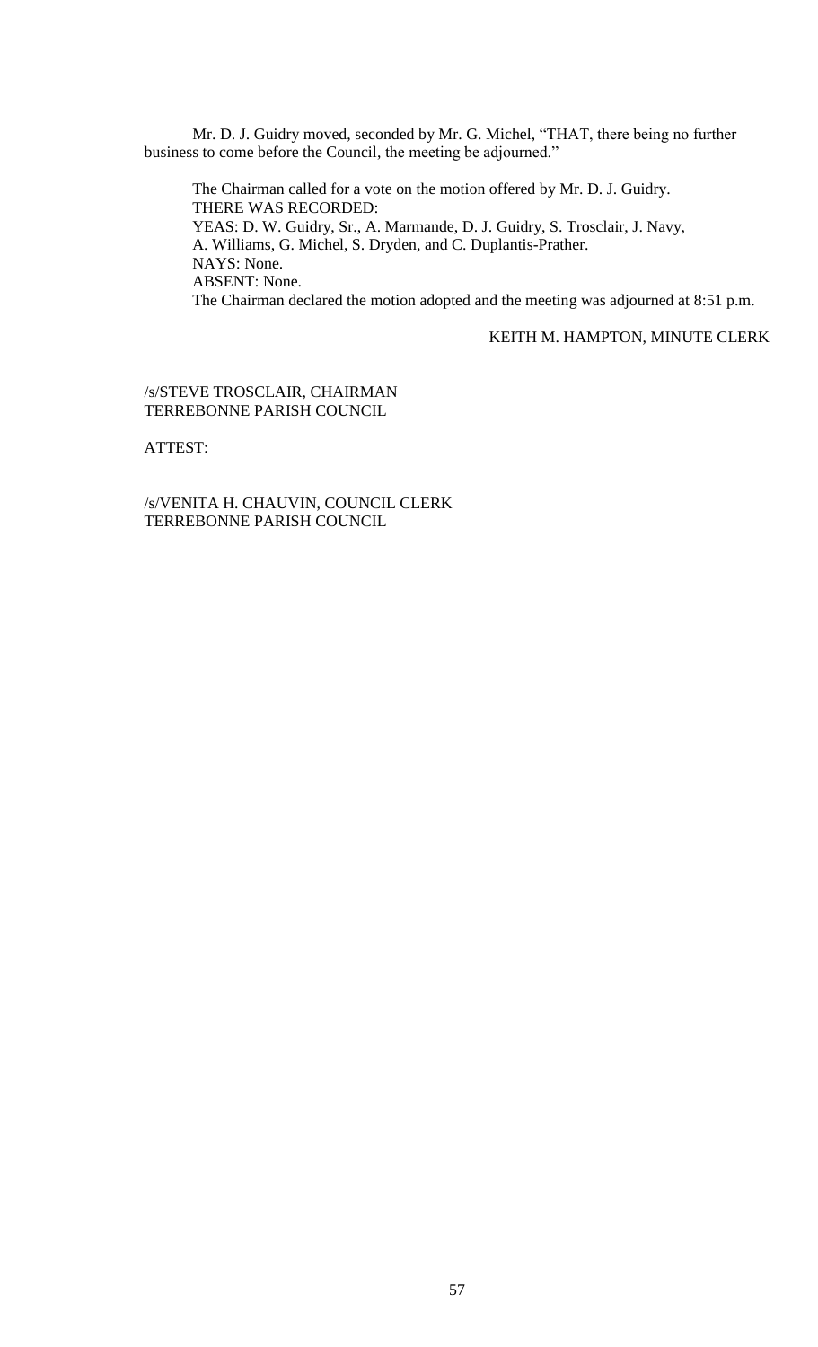Mr. D. J. Guidry moved, seconded by Mr. G. Michel, "THAT, there being no further business to come before the Council, the meeting be adjourned."

The Chairman called for a vote on the motion offered by Mr. D. J. Guidry.
THERE WAS RECORDED:
YEAS: D. W. Guidry, Sr., A. Marmande, D. J. Guidry, S. Trosclair, J. Navy, A. Williams, G. Michel, S. Dryden, and C. Duplantis-Prather.
NAYS: None.
ABSENT: None.
The Chairman declared the motion adopted and the meeting was adjourned at 8:51 p.m.

KEITH M. HAMPTON, MINUTE CLERK

/s/STEVE TROSCLAIR, CHAIRMAN
TERREBONNE PARISH COUNCIL

ATTEST:

/s/VENITA H. CHAUVIN, COUNCIL CLERK
TERREBONNE PARISH COUNCIL